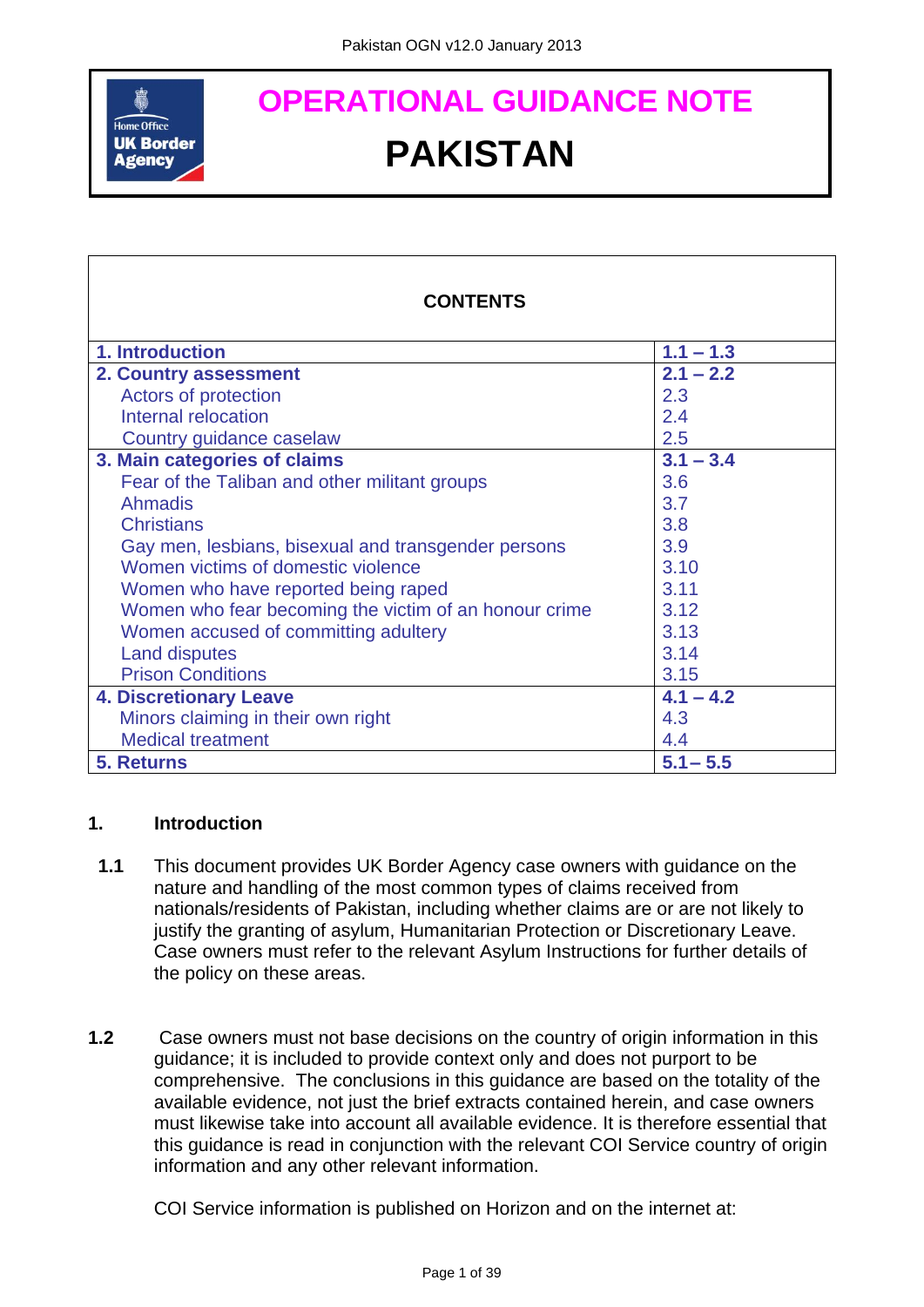# OPERATIONAL GUIDANCE NOTE

# PAKISTAN

| CONTENTS | |
|---|---|
| **1. Introduction** | **1.1 – 1.3** |
| **2. Country assessment** | **2.1 – 2.2** |
| Actors of protection | 2.3 |
| Internal relocation | 2.4 |
| Country guidance caselaw | 2.5 |
| **3. Main categories of claims** | **3.1 – 3.4** |
| Fear of the Taliban and other militant groups | 3.6 |
| Ahmadis | 3.7 |
| Christians | 3.8 |
| Gay men, lesbians, bisexual and transgender persons | 3.9 |
| Women victims of domestic violence | 3.10 |
| Women who have reported being raped | 3.11 |
| Women who fear becoming the victim of an honour crime | 3.12 |
| Women accused of committing adultery | 3.13 |
| Land disputes | 3.14 |
| Prison Conditions | 3.15 |
| **4. Discretionary Leave** | **4.1 – 4.2** |
| Minors claiming in their own right | 4.3 |
| Medical treatment | 4.4 |
| **5. Returns** | **5.1 – 5.5** |

## 1. Introduction

**1.1** This document provides UK Border Agency case owners with guidance on the nature and handling of the most common types of claims received from nationals/residents of Pakistan, including whether claims are or are not likely to justify the granting of asylum, Humanitarian Protection or Discretionary Leave. Case owners must refer to the relevant Asylum Instructions for further details of the policy on these areas.

**1.2** Case owners must not base decisions on the country of origin information in this guidance; it is included to provide context only and does not purport to be comprehensive. The conclusions in this guidance are based on the totality of the available evidence, not just the brief extracts contained herein, and case owners must likewise take into account all available evidence. It is therefore essential that this guidance is read in conjunction with the relevant COI Service country of origin information and any other relevant information.

COI Service information is published on Horizon and on the internet at: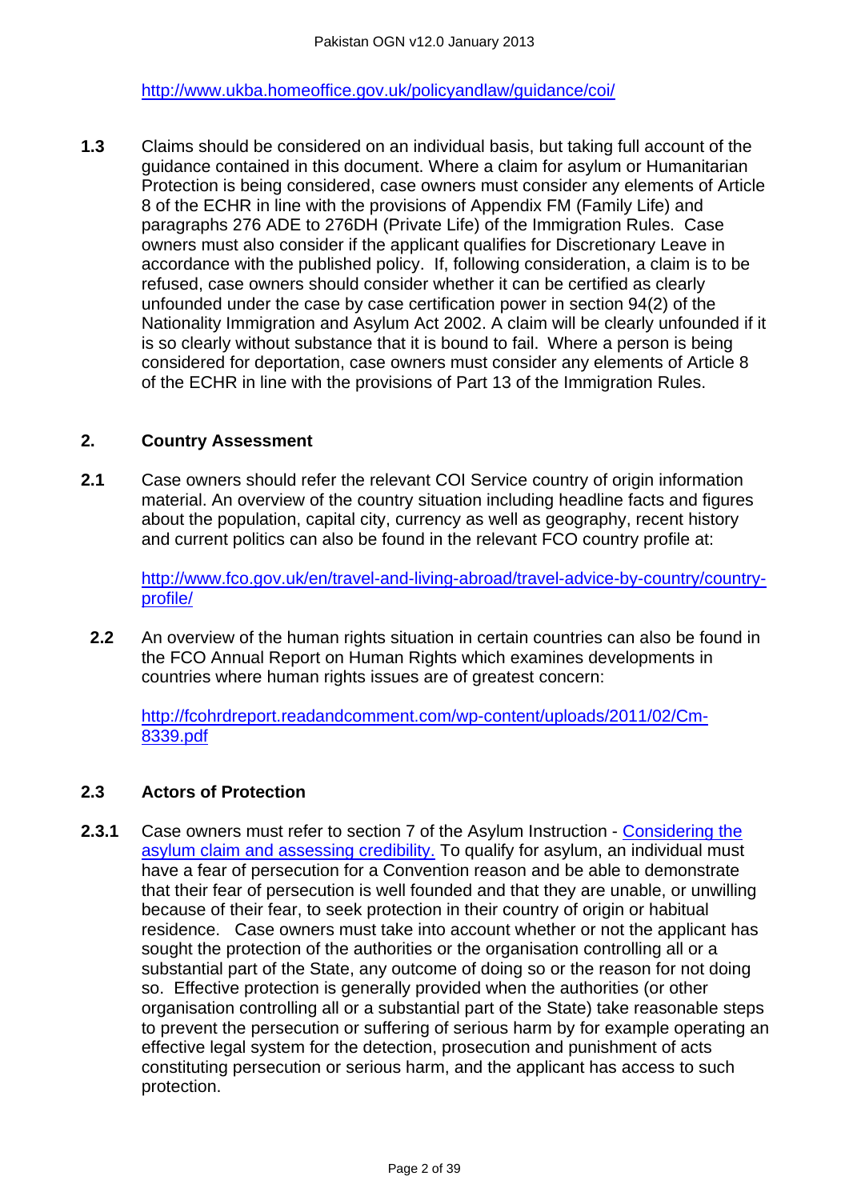http://www.ukba.homeoffice.gov.uk/policyandlaw/guidance/coi/

**1.3** Claims should be considered on an individual basis, but taking full account of the guidance contained in this document. Where a claim for asylum or Humanitarian Protection is being considered, case owners must consider any elements of Article 8 of the ECHR in line with the provisions of Appendix FM (Family Life) and paragraphs 276 ADE to 276DH (Private Life) of the Immigration Rules. Case owners must also consider if the applicant qualifies for Discretionary Leave in accordance with the published policy. If, following consideration, a claim is to be refused, case owners should consider whether it can be certified as clearly unfounded under the case by case certification power in section 94(2) of the Nationality Immigration and Asylum Act 2002. A claim will be clearly unfounded if it is so clearly without substance that it is bound to fail. Where a person is being considered for deportation, case owners must consider any elements of Article 8 of the ECHR in line with the provisions of Part 13 of the Immigration Rules.

## 2. Country Assessment

**2.1** Case owners should refer the relevant COI Service country of origin information material. An overview of the country situation including headline facts and figures about the population, capital city, currency as well as geography, recent history and current politics can also be found in the relevant FCO country profile at:

http://www.fco.gov.uk/en/travel-and-living-abroad/travel-advice-by-country/country-profile/

**2.2** An overview of the human rights situation in certain countries can also be found in the FCO Annual Report on Human Rights which examines developments in countries where human rights issues are of greatest concern:

http://fcohrdreport.readandcomment.com/wp-content/uploads/2011/02/Cm-8339.pdf

### 2.3 Actors of Protection

**2.3.1** Case owners must refer to section 7 of the Asylum Instruction - Considering the asylum claim and assessing credibility. To qualify for asylum, an individual must have a fear of persecution for a Convention reason and be able to demonstrate that their fear of persecution is well founded and that they are unable, or unwilling because of their fear, to seek protection in their country of origin or habitual residence. Case owners must take into account whether or not the applicant has sought the protection of the authorities or the organisation controlling all or a substantial part of the State, any outcome of doing so or the reason for not doing so. Effective protection is generally provided when the authorities (or other organisation controlling all or a substantial part of the State) take reasonable steps to prevent the persecution or suffering of serious harm by for example operating an effective legal system for the detection, prosecution and punishment of acts constituting persecution or serious harm, and the applicant has access to such protection.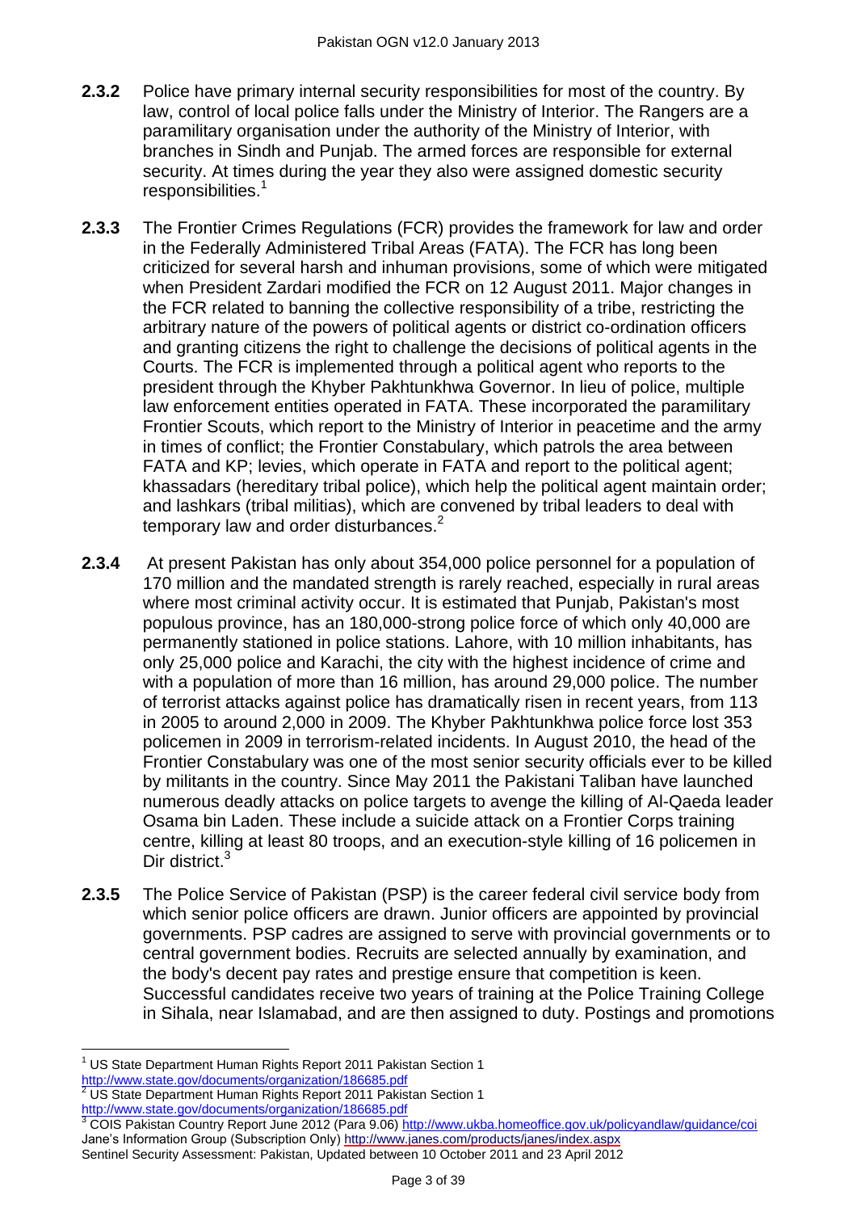**2.3.2** Police have primary internal security responsibilities for most of the country. By law, control of local police falls under the Ministry of Interior. The Rangers are a paramilitary organisation under the authority of the Ministry of Interior, with branches in Sindh and Punjab. The armed forces are responsible for external security. At times during the year they also were assigned domestic security responsibilities.[1]

**2.3.3** The Frontier Crimes Regulations (FCR) provides the framework for law and order in the Federally Administered Tribal Areas (FATA). The FCR has long been criticized for several harsh and inhuman provisions, some of which were mitigated when President Zardari modified the FCR on 12 August 2011. Major changes in the FCR related to banning the collective responsibility of a tribe, restricting the arbitrary nature of the powers of political agents or district co-ordination officers and granting citizens the right to challenge the decisions of political agents in the Courts. The FCR is implemented through a political agent who reports to the president through the Khyber Pakhtunkhwa Governor. In lieu of police, multiple law enforcement entities operated in FATA. These incorporated the paramilitary Frontier Scouts, which report to the Ministry of Interior in peacetime and the army in times of conflict; the Frontier Constabulary, which patrols the area between FATA and KP; levies, which operate in FATA and report to the political agent; khassadars (hereditary tribal police), which help the political agent maintain order; and lashkars (tribal militias), which are convened by tribal leaders to deal with temporary law and order disturbances.[2]

**2.3.4** At present Pakistan has only about 354,000 police personnel for a population of 170 million and the mandated strength is rarely reached, especially in rural areas where most criminal activity occur. It is estimated that Punjab, Pakistan's most populous province, has an 180,000-strong police force of which only 40,000 are permanently stationed in police stations. Lahore, with 10 million inhabitants, has only 25,000 police and Karachi, the city with the highest incidence of crime and with a population of more than 16 million, has around 29,000 police. The number of terrorist attacks against police has dramatically risen in recent years, from 113 in 2005 to around 2,000 in 2009. The Khyber Pakhtunkhwa police force lost 353 policemen in 2009 in terrorism-related incidents. In August 2010, the head of the Frontier Constabulary was one of the most senior security officials ever to be killed by militants in the country. Since May 2011 the Pakistani Taliban have launched numerous deadly attacks on police targets to avenge the killing of Al-Qaeda leader Osama bin Laden. These include a suicide attack on a Frontier Corps training centre, killing at least 80 troops, and an execution-style killing of 16 policemen in Dir district.[3]

**2.3.5** The Police Service of Pakistan (PSP) is the career federal civil service body from which senior police officers are drawn. Junior officers are appointed by provincial governments. PSP cadres are assigned to serve with provincial governments or to central government bodies. Recruits are selected annually by examination, and the body's decent pay rates and prestige ensure that competition is keen. Successful candidates receive two years of training at the Police Training College in Sihala, near Islamabad, and are then assigned to duty. Postings and promotions

---

[1] US State Department Human Rights Report 2011 Pakistan Section 1 http://www.state.gov/documents/organization/186685.pdf

[2] US State Department Human Rights Report 2011 Pakistan Section 1 http://www.state.gov/documents/organization/186685.pdf

[3] COIS Pakistan Country Report June 2012 (Para 9.06) http://www.ukba.homeoffice.gov.uk/policyandlaw/guidance/coi Jane's Information Group (Subscription Only) http://www.janes.com/products/janes/index.aspx Sentinel Security Assessment: Pakistan, Updated between 10 October 2011 and 23 April 2012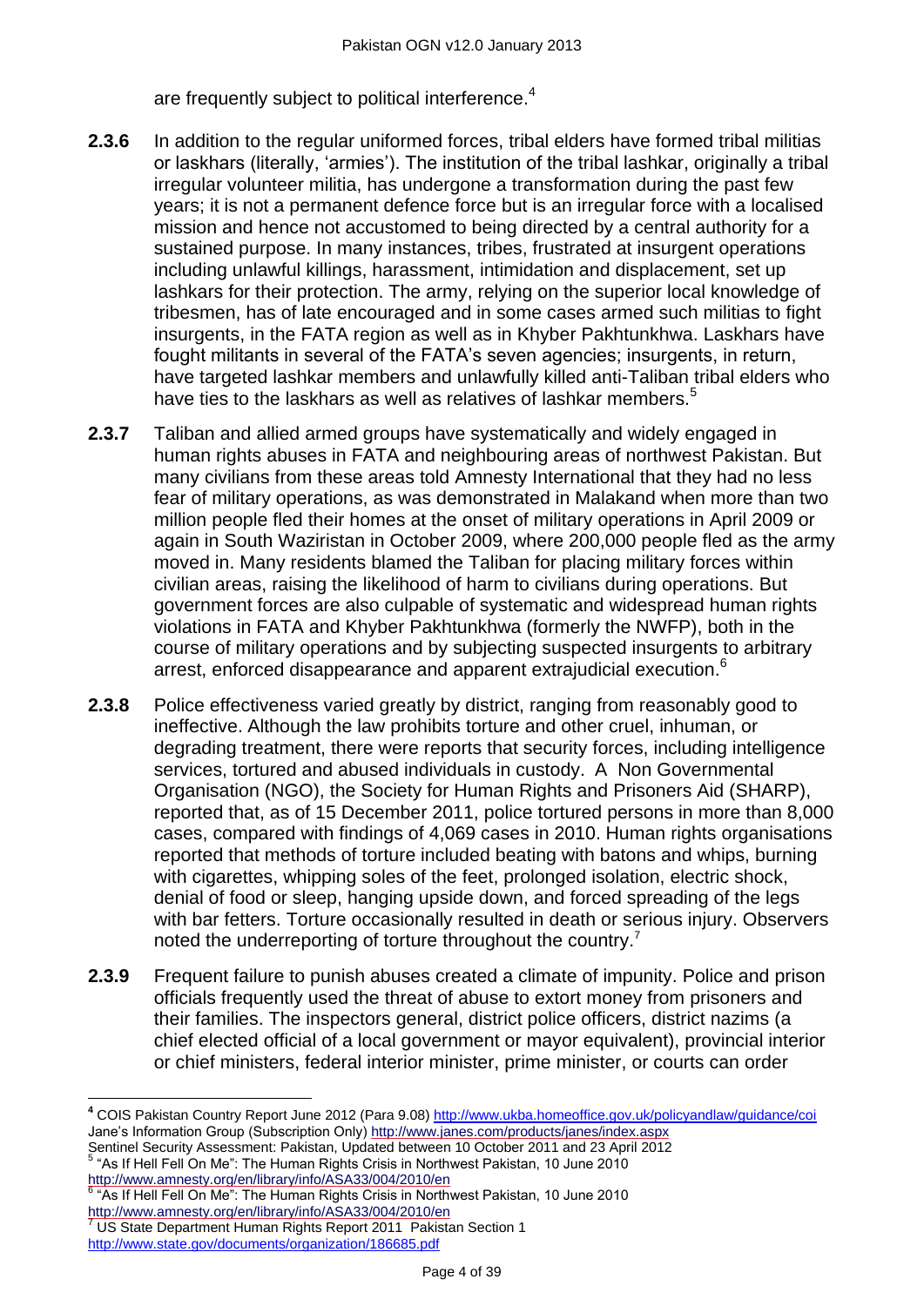are frequently subject to political interference.[4]

**2.3.6** In addition to the regular uniformed forces, tribal elders have formed tribal militias or laskhars (literally, 'armies'). The institution of the tribal lashkar, originally a tribal irregular volunteer militia, has undergone a transformation during the past few years; it is not a permanent defence force but is an irregular force with a localised mission and hence not accustomed to being directed by a central authority for a sustained purpose. In many instances, tribes, frustrated at insurgent operations including unlawful killings, harassment, intimidation and displacement, set up lashkars for their protection. The army, relying on the superior local knowledge of tribesmen, has of late encouraged and in some cases armed such militias to fight insurgents, in the FATA region as well as in Khyber Pakhtunkhwa. Laskhars have fought militants in several of the FATA's seven agencies; insurgents, in return, have targeted lashkar members and unlawfully killed anti-Taliban tribal elders who have ties to the laskhars as well as relatives of lashkar members.[5]

**2.3.7** Taliban and allied armed groups have systematically and widely engaged in human rights abuses in FATA and neighbouring areas of northwest Pakistan. But many civilians from these areas told Amnesty International that they had no less fear of military operations, as was demonstrated in Malakand when more than two million people fled their homes at the onset of military operations in April 2009 or again in South Waziristan in October 2009, where 200,000 people fled as the army moved in. Many residents blamed the Taliban for placing military forces within civilian areas, raising the likelihood of harm to civilians during operations. But government forces are also culpable of systematic and widespread human rights violations in FATA and Khyber Pakhtunkhwa (formerly the NWFP), both in the course of military operations and by subjecting suspected insurgents to arbitrary arrest, enforced disappearance and apparent extrajudicial execution.[6]

**2.3.8** Police effectiveness varied greatly by district, ranging from reasonably good to ineffective. Although the law prohibits torture and other cruel, inhuman, or degrading treatment, there were reports that security forces, including intelligence services, tortured and abused individuals in custody. A Non Governmental Organisation (NGO), the Society for Human Rights and Prisoners Aid (SHARP), reported that, as of 15 December 2011, police tortured persons in more than 8,000 cases, compared with findings of 4,069 cases in 2010. Human rights organisations reported that methods of torture included beating with batons and whips, burning with cigarettes, whipping soles of the feet, prolonged isolation, electric shock, denial of food or sleep, hanging upside down, and forced spreading of the legs with bar fetters. Torture occasionally resulted in death or serious injury. Observers noted the underreporting of torture throughout the country.[7]

**2.3.9** Frequent failure to punish abuses created a climate of impunity. Police and prison officials frequently used the threat of abuse to extort money from prisoners and their families. The inspectors general, district police officers, district nazims (a chief elected official of a local government or mayor equivalent), provincial interior or chief ministers, federal interior minister, prime minister, or courts can order

---

[4] COIS Pakistan Country Report June 2012 (Para 9.08) http://www.ukba.homeoffice.gov.uk/policyandlaw/guidance/coi
Jane's Information Group (Subscription Only) http://www.janes.com/products/janes/index.aspx
Sentinel Security Assessment: Pakistan, Updated between 10 October 2011 and 23 April 2012

[5] "As If Hell Fell On Me": The Human Rights Crisis in Northwest Pakistan, 10 June 2010
http://www.amnesty.org/en/library/info/ASA33/004/2010/en

[6] "As If Hell Fell On Me": The Human Rights Crisis in Northwest Pakistan, 10 June 2010
http://www.amnesty.org/en/library/info/ASA33/004/2010/en

[7] US State Department Human Rights Report 2011 Pakistan Section 1
http://www.state.gov/documents/organization/186685.pdf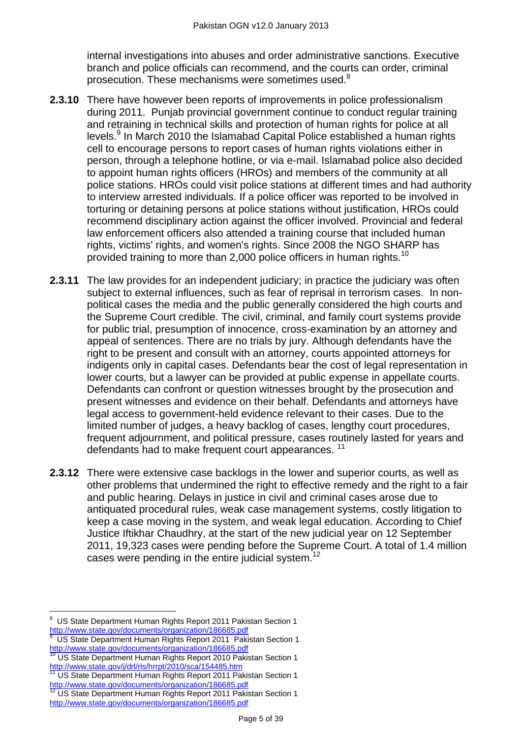internal investigations into abuses and order administrative sanctions. Executive branch and police officials can recommend, and the courts can order, criminal prosecution. These mechanisms were sometimes used.[8]

**2.3.10** There have however been reports of improvements in police professionalism during 2011. Punjab provincial government continue to conduct regular training and retraining in technical skills and protection of human rights for police at all levels.[9] In March 2010 the Islamabad Capital Police established a human rights cell to encourage persons to report cases of human rights violations either in person, through a telephone hotline, or via e-mail. Islamabad police also decided to appoint human rights officers (HROs) and members of the community at all police stations. HROs could visit police stations at different times and had authority to interview arrested individuals. If a police officer was reported to be involved in torturing or detaining persons at police stations without justification, HROs could recommend disciplinary action against the officer involved. Provincial and federal law enforcement officers also attended a training course that included human rights, victims' rights, and women's rights. Since 2008 the NGO SHARP has provided training to more than 2,000 police officers in human rights.[10]

**2.3.11** The law provides for an independent judiciary; in practice the judiciary was often subject to external influences, such as fear of reprisal in terrorism cases. In non-political cases the media and the public generally considered the high courts and the Supreme Court credible. The civil, criminal, and family court systems provide for public trial, presumption of innocence, cross-examination by an attorney and appeal of sentences. There are no trials by jury. Although defendants have the right to be present and consult with an attorney, courts appointed attorneys for indigents only in capital cases. Defendants bear the cost of legal representation in lower courts, but a lawyer can be provided at public expense in appellate courts. Defendants can confront or question witnesses brought by the prosecution and present witnesses and evidence on their behalf. Defendants and attorneys have legal access to government-held evidence relevant to their cases. Due to the limited number of judges, a heavy backlog of cases, lengthy court procedures, frequent adjournment, and political pressure, cases routinely lasted for years and defendants had to make frequent court appearances. [11]

**2.3.12** There were extensive case backlogs in the lower and superior courts, as well as other problems that undermined the right to effective remedy and the right to a fair and public hearing. Delays in justice in civil and criminal cases arose due to antiquated procedural rules, weak case management systems, costly litigation to keep a case moving in the system, and weak legal education. According to Chief Justice Iftikhar Chaudhry, at the start of the new judicial year on 12 September 2011, 19,323 cases were pending before the Supreme Court. A total of 1.4 million cases were pending in the entire judicial system.[12]

---

[8] US State Department Human Rights Report 2011 Pakistan Section 1 http://www.state.gov/documents/organization/186685.pdf

[9] US State Department Human Rights Report 2011 Pakistan Section 1 http://www.state.gov/documents/organization/186685.pdf

[10] US State Department Human Rights Report 2010 Pakistan Section 1 http://www.state.gov/j/drl/rls/hrrpt/2010/sca/154485.htm

[11] US State Department Human Rights Report 2011 Pakistan Section 1 http://www.state.gov/documents/organization/186685.pdf

[12] US State Department Human Rights Report 2011 Pakistan Section 1 http://www.state.gov/documents/organization/186685.pdf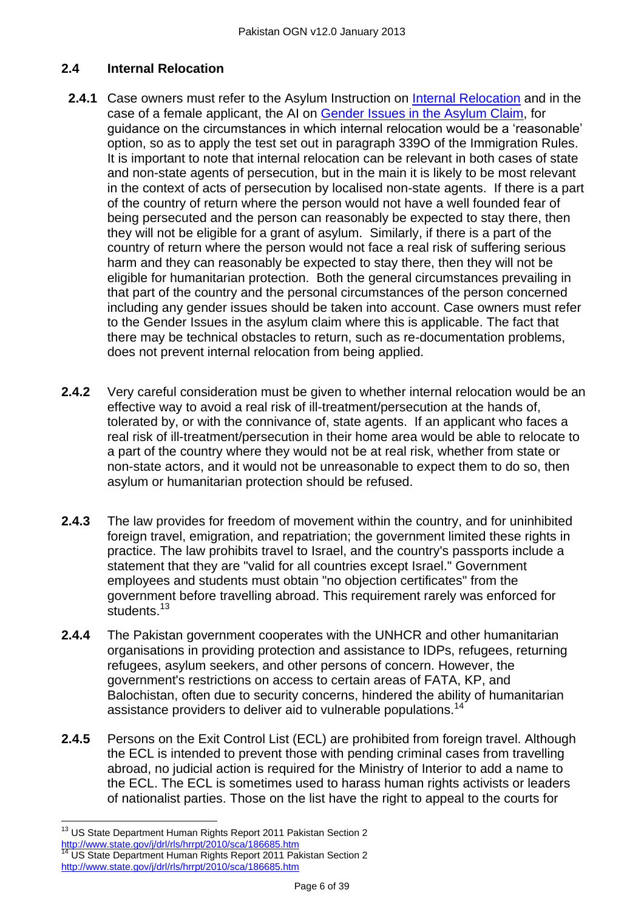### 2.4 Internal Relocation

**2.4.1** Case owners must refer to the Asylum Instruction on [Internal Relocation](#) and in the case of a female applicant, the AI on [Gender Issues in the Asylum Claim](#), for guidance on the circumstances in which internal relocation would be a 'reasonable' option, so as to apply the test set out in paragraph 339O of the Immigration Rules. It is important to note that internal relocation can be relevant in both cases of state and non-state agents of persecution, but in the main it is likely to be most relevant in the context of acts of persecution by localised non-state agents. If there is a part of the country of return where the person would not have a well founded fear of being persecuted and the person can reasonably be expected to stay there, then they will not be eligible for a grant of asylum. Similarly, if there is a part of the country of return where the person would not face a real risk of suffering serious harm and they can reasonably be expected to stay there, then they will not be eligible for humanitarian protection. Both the general circumstances prevailing in that part of the country and the personal circumstances of the person concerned including any gender issues should be taken into account. Case owners must refer to the Gender Issues in the asylum claim where this is applicable. The fact that there may be technical obstacles to return, such as re-documentation problems, does not prevent internal relocation from being applied.

**2.4.2** Very careful consideration must be given to whether internal relocation would be an effective way to avoid a real risk of ill-treatment/persecution at the hands of, tolerated by, or with the connivance of, state agents. If an applicant who faces a real risk of ill-treatment/persecution in their home area would be able to relocate to a part of the country where they would not be at real risk, whether from state or non-state actors, and it would not be unreasonable to expect them to do so, then asylum or humanitarian protection should be refused.

**2.4.3** The law provides for freedom of movement within the country, and for uninhibited foreign travel, emigration, and repatriation; the government limited these rights in practice. The law prohibits travel to Israel, and the country's passports include a statement that they are "valid for all countries except Israel." Government employees and students must obtain "no objection certificates" from the government before travelling abroad. This requirement rarely was enforced for students.[13]

**2.4.4** The Pakistan government cooperates with the UNHCR and other humanitarian organisations in providing protection and assistance to IDPs, refugees, returning refugees, asylum seekers, and other persons of concern. However, the government's restrictions on access to certain areas of FATA, KP, and Balochistan, often due to security concerns, hindered the ability of humanitarian assistance providers to deliver aid to vulnerable populations.[14]

**2.4.5** Persons on the Exit Control List (ECL) are prohibited from foreign travel. Although the ECL is intended to prevent those with pending criminal cases from travelling abroad, no judicial action is required for the Ministry of Interior to add a name to the ECL. The ECL is sometimes used to harass human rights activists or leaders of nationalist parties. Those on the list have the right to appeal to the courts for

---

[13] US State Department Human Rights Report 2011 Pakistan Section 2 http://www.state.gov/j/drl/rls/hrrpt/2010/sca/186685.htm

[14] US State Department Human Rights Report 2011 Pakistan Section 2 http://www.state.gov/j/drl/rls/hrrpt/2010/sca/186685.htm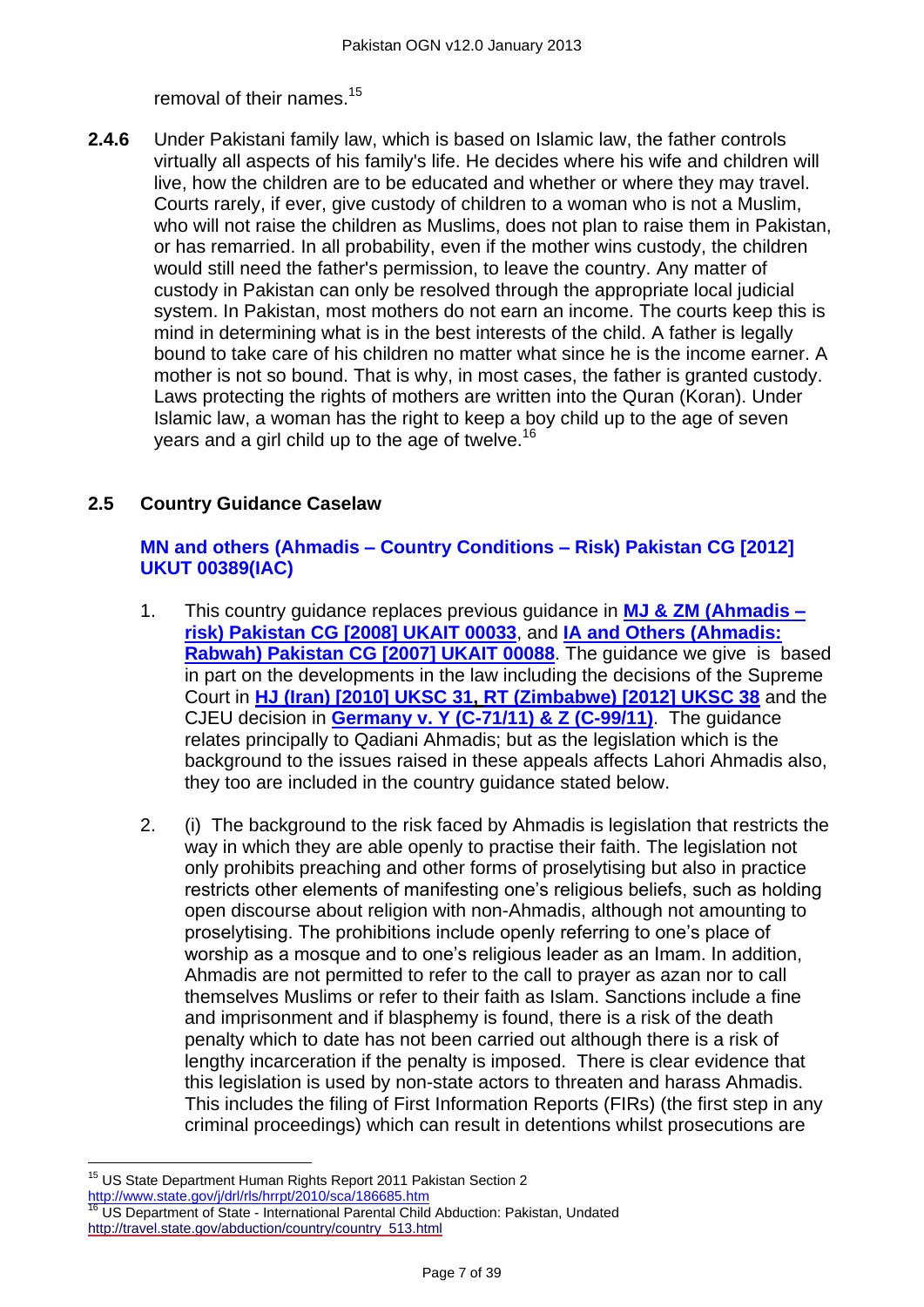removal of their names.[15]

**2.4.6** Under Pakistani family law, which is based on Islamic law, the father controls virtually all aspects of his family's life. He decides where his wife and children will live, how the children are to be educated and whether or where they may travel. Courts rarely, if ever, give custody of children to a woman who is not a Muslim, who will not raise the children as Muslims, does not plan to raise them in Pakistan, or has remarried. In all probability, even if the mother wins custody, the children would still need the father's permission, to leave the country. Any matter of custody in Pakistan can only be resolved through the appropriate local judicial system. In Pakistan, most mothers do not earn an income. The courts keep this is mind in determining what is in the best interests of the child. A father is legally bound to take care of his children no matter what since he is the income earner. A mother is not so bound. That is why, in most cases, the father is granted custody. Laws protecting the rights of mothers are written into the Quran (Koran). Under Islamic law, a woman has the right to keep a boy child up to the age of seven years and a girl child up to the age of twelve.[16]

## 2.5 Country Guidance Caselaw

**MN and others (Ahmadis – Country Conditions – Risk) Pakistan CG [2012] UKUT 00389(IAC)**

1. This country guidance replaces previous guidance in **MJ & ZM (Ahmadis – risk) Pakistan CG [2008] UKAIT 00033**, and **IA and Others (Ahmadis: Rabwah) Pakistan CG [2007] UKAIT 00088**. The guidance we give is based in part on the developments in the law including the decisions of the Supreme Court in **HJ (Iran) [2010] UKSC 31, RT (Zimbabwe) [2012] UKSC 38** and the CJEU decision in **Germany v. Y (C-71/11) & Z (C-99/11)**. The guidance relates principally to Qadiani Ahmadis; but as the legislation which is the background to the issues raised in these appeals affects Lahori Ahmadis also, they too are included in the country guidance stated below.

2. (i) The background to the risk faced by Ahmadis is legislation that restricts the way in which they are able openly to practise their faith. The legislation not only prohibits preaching and other forms of proselytising but also in practice restricts other elements of manifesting one's religious beliefs, such as holding open discourse about religion with non-Ahmadis, although not amounting to proselytising. The prohibitions include openly referring to one's place of worship as a mosque and to one's religious leader as an Imam. In addition, Ahmadis are not permitted to refer to the call to prayer as azan nor to call themselves Muslims or refer to their faith as Islam. Sanctions include a fine and imprisonment and if blasphemy is found, there is a risk of the death penalty which to date has not been carried out although there is a risk of lengthy incarceration if the penalty is imposed. There is clear evidence that this legislation is used by non-state actors to threaten and harass Ahmadis. This includes the filing of First Information Reports (FIRs) (the first step in any criminal proceedings) which can result in detentions whilst prosecutions are

[15] US State Department Human Rights Report 2011 Pakistan Section 2 http://www.state.gov/j/drl/rls/hrrpt/2010/sca/186685.htm

[16] US Department of State - International Parental Child Abduction: Pakistan, Undated http://travel.state.gov/abduction/country/country_513.html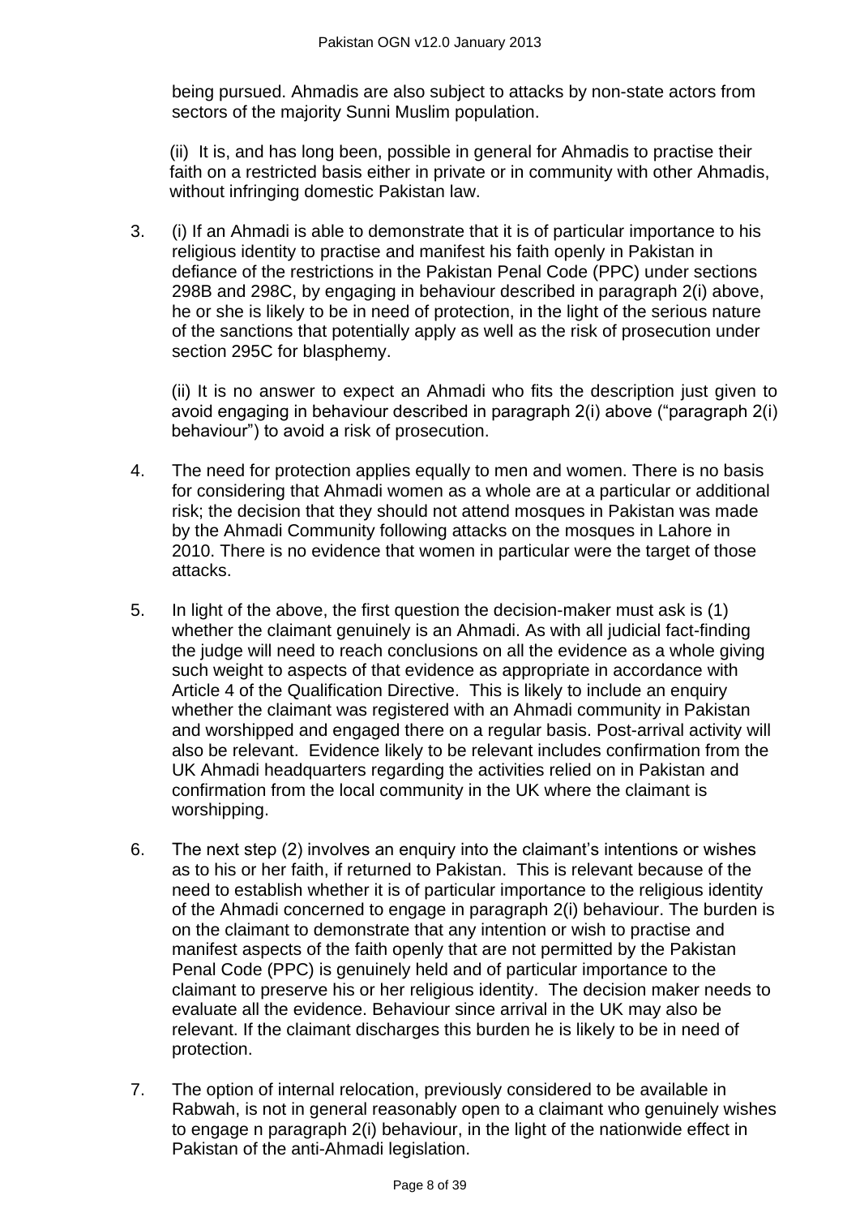being pursued. Ahmadis are also subject to attacks by non-state actors from sectors of the majority Sunni Muslim population.

(ii) It is, and has long been, possible in general for Ahmadis to practise their faith on a restricted basis either in private or in community with other Ahmadis, without infringing domestic Pakistan law.

3. (i) If an Ahmadi is able to demonstrate that it is of particular importance to his religious identity to practise and manifest his faith openly in Pakistan in defiance of the restrictions in the Pakistan Penal Code (PPC) under sections 298B and 298C, by engaging in behaviour described in paragraph 2(i) above, he or she is likely to be in need of protection, in the light of the serious nature of the sanctions that potentially apply as well as the risk of prosecution under section 295C for blasphemy.

   (ii) It is no answer to expect an Ahmadi who fits the description just given to avoid engaging in behaviour described in paragraph 2(i) above ("paragraph 2(i) behaviour") to avoid a risk of prosecution.

4. The need for protection applies equally to men and women. There is no basis for considering that Ahmadi women as a whole are at a particular or additional risk; the decision that they should not attend mosques in Pakistan was made by the Ahmadi Community following attacks on the mosques in Lahore in 2010. There is no evidence that women in particular were the target of those attacks.

5. In light of the above, the first question the decision-maker must ask is (1) whether the claimant genuinely is an Ahmadi. As with all judicial fact-finding the judge will need to reach conclusions on all the evidence as a whole giving such weight to aspects of that evidence as appropriate in accordance with Article 4 of the Qualification Directive. This is likely to include an enquiry whether the claimant was registered with an Ahmadi community in Pakistan and worshipped and engaged there on a regular basis. Post-arrival activity will also be relevant. Evidence likely to be relevant includes confirmation from the UK Ahmadi headquarters regarding the activities relied on in Pakistan and confirmation from the local community in the UK where the claimant is worshipping.

6. The next step (2) involves an enquiry into the claimant's intentions or wishes as to his or her faith, if returned to Pakistan. This is relevant because of the need to establish whether it is of particular importance to the religious identity of the Ahmadi concerned to engage in paragraph 2(i) behaviour. The burden is on the claimant to demonstrate that any intention or wish to practise and manifest aspects of the faith openly that are not permitted by the Pakistan Penal Code (PPC) is genuinely held and of particular importance to the claimant to preserve his or her religious identity. The decision maker needs to evaluate all the evidence. Behaviour since arrival in the UK may also be relevant. If the claimant discharges this burden he is likely to be in need of protection.

7. The option of internal relocation, previously considered to be available in Rabwah, is not in general reasonably open to a claimant who genuinely wishes to engage n paragraph 2(i) behaviour, in the light of the nationwide effect in Pakistan of the anti-Ahmadi legislation.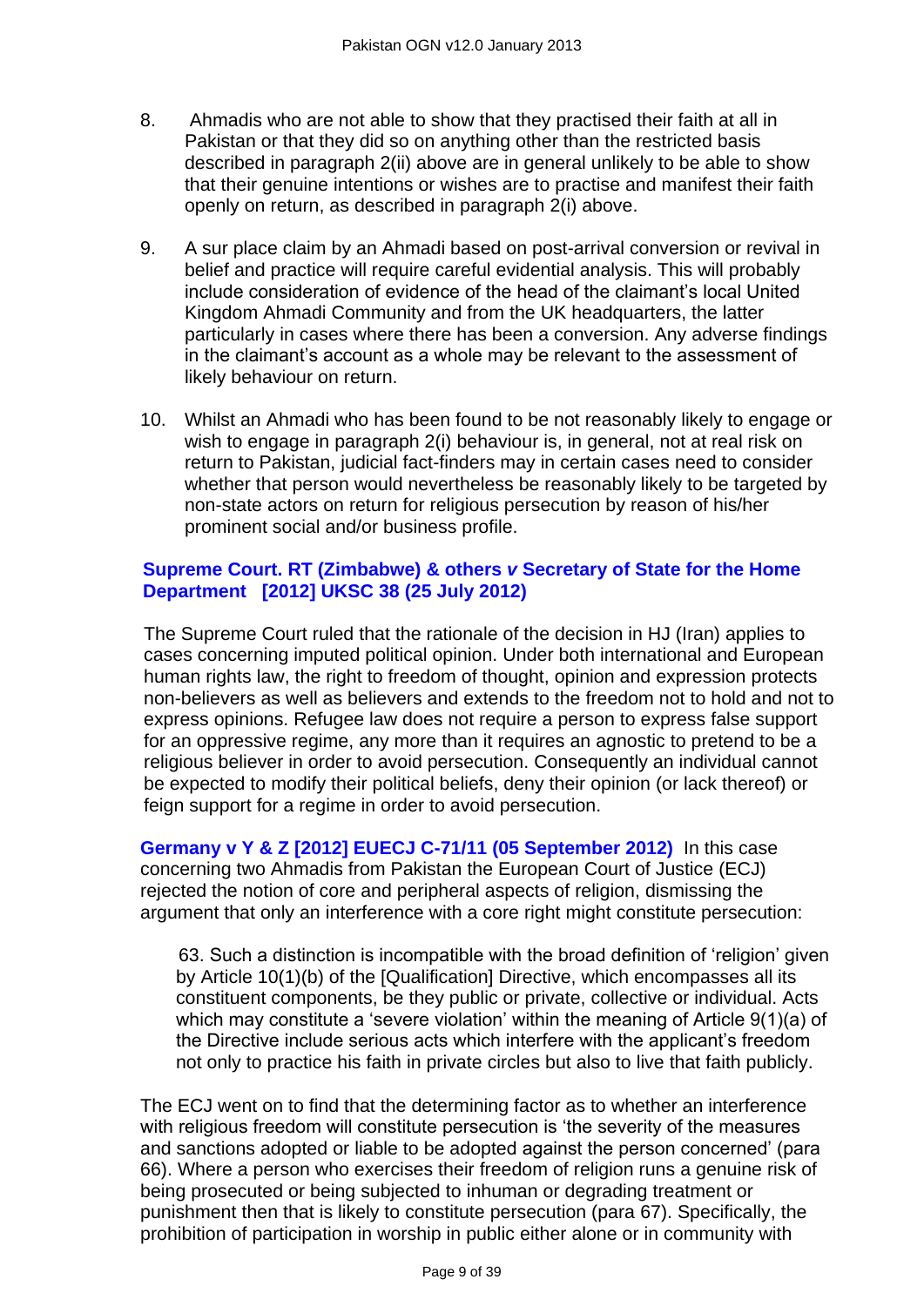8. Ahmadis who are not able to show that they practised their faith at all in Pakistan or that they did so on anything other than the restricted basis described in paragraph 2(ii) above are in general unlikely to be able to show that their genuine intentions or wishes are to practise and manifest their faith openly on return, as described in paragraph 2(i) above.

9. A sur place claim by an Ahmadi based on post-arrival conversion or revival in belief and practice will require careful evidential analysis. This will probably include consideration of evidence of the head of the claimant's local United Kingdom Ahmadi Community and from the UK headquarters, the latter particularly in cases where there has been a conversion. Any adverse findings in the claimant's account as a whole may be relevant to the assessment of likely behaviour on return.

10. Whilst an Ahmadi who has been found to be not reasonably likely to engage or wish to engage in paragraph 2(i) behaviour is, in general, not at real risk on return to Pakistan, judicial fact-finders may in certain cases need to consider whether that person would nevertheless be reasonably likely to be targeted by non-state actors on return for religious persecution by reason of his/her prominent social and/or business profile.

**Supreme Court. RT (Zimbabwe) & others *v* Secretary of State for the Home Department [2012] UKSC 38 (25 July 2012)**

The Supreme Court ruled that the rationale of the decision in HJ (Iran) applies to cases concerning imputed political opinion. Under both international and European human rights law, the right to freedom of thought, opinion and expression protects non-believers as well as believers and extends to the freedom not to hold and not to express opinions. Refugee law does not require a person to express false support for an oppressive regime, any more than it requires an agnostic to pretend to be a religious believer in order to avoid persecution. Consequently an individual cannot be expected to modify their political beliefs, deny their opinion (or lack thereof) or feign support for a regime in order to avoid persecution.

**Germany v Y & Z [2012] EUECJ C-71/11 (05 September 2012)** In this case concerning two Ahmadis from Pakistan the European Court of Justice (ECJ) rejected the notion of core and peripheral aspects of religion, dismissing the argument that only an interference with a core right might constitute persecution:

> 63. Such a distinction is incompatible with the broad definition of 'religion' given by Article 10(1)(b) of the [Qualification] Directive, which encompasses all its constituent components, be they public or private, collective or individual. Acts which may constitute a 'severe violation' within the meaning of Article 9(1)(a) of the Directive include serious acts which interfere with the applicant's freedom not only to practice his faith in private circles but also to live that faith publicly.

The ECJ went on to find that the determining factor as to whether an interference with religious freedom will constitute persecution is 'the severity of the measures and sanctions adopted or liable to be adopted against the person concerned' (para 66). Where a person who exercises their freedom of religion runs a genuine risk of being prosecuted or being subjected to inhuman or degrading treatment or punishment then that is likely to constitute persecution (para 67). Specifically, the prohibition of participation in worship in public either alone or in community with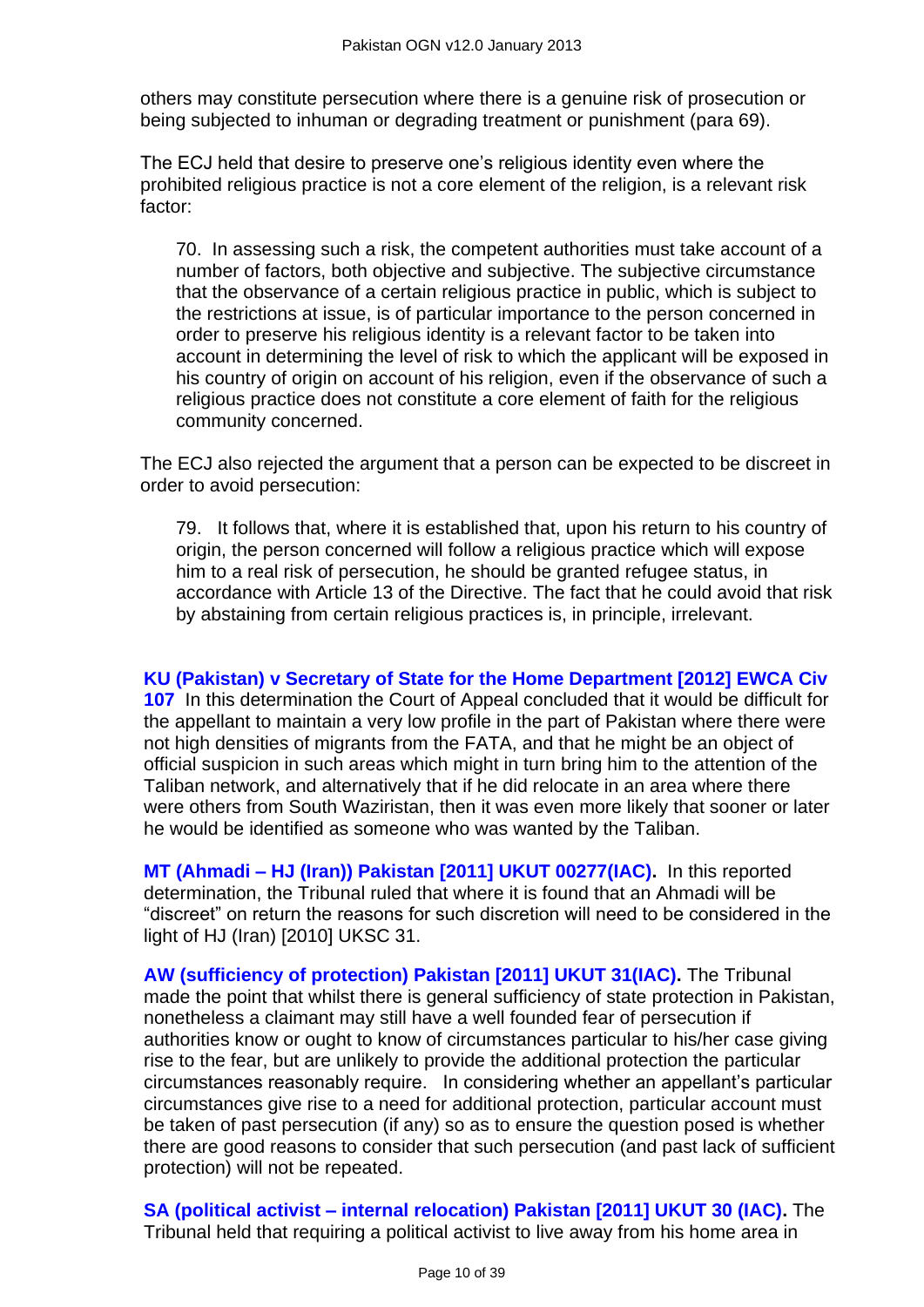others may constitute persecution where there is a genuine risk of prosecution or being subjected to inhuman or degrading treatment or punishment (para 69).

The ECJ held that desire to preserve one's religious identity even where the prohibited religious practice is not a core element of the religion, is a relevant risk factor:

> 70. In assessing such a risk, the competent authorities must take account of a number of factors, both objective and subjective. The subjective circumstance that the observance of a certain religious practice in public, which is subject to the restrictions at issue, is of particular importance to the person concerned in order to preserve his religious identity is a relevant factor to be taken into account in determining the level of risk to which the applicant will be exposed in his country of origin on account of his religion, even if the observance of such a religious practice does not constitute a core element of faith for the religious community concerned.

The ECJ also rejected the argument that a person can be expected to be discreet in order to avoid persecution:

> 79. It follows that, where it is established that, upon his return to his country of origin, the person concerned will follow a religious practice which will expose him to a real risk of persecution, he should be granted refugee status, in accordance with Article 13 of the Directive. The fact that he could avoid that risk by abstaining from certain religious practices is, in principle, irrelevant.

**KU (Pakistan) v Secretary of State for the Home Department [2012] EWCA Civ 107** In this determination the Court of Appeal concluded that it would be difficult for the appellant to maintain a very low profile in the part of Pakistan where there were not high densities of migrants from the FATA, and that he might be an object of official suspicion in such areas which might in turn bring him to the attention of the Taliban network, and alternatively that if he did relocate in an area where there were others from South Waziristan, then it was even more likely that sooner or later he would be identified as someone who was wanted by the Taliban.

**MT (Ahmadi – HJ (Iran)) Pakistan [2011] UKUT 00277(IAC).** In this reported determination, the Tribunal ruled that where it is found that an Ahmadi will be "discreet" on return the reasons for such discretion will need to be considered in the light of HJ (Iran) [2010] UKSC 31.

**AW (sufficiency of protection) Pakistan [2011] UKUT 31(IAC).** The Tribunal made the point that whilst there is general sufficiency of state protection in Pakistan, nonetheless a claimant may still have a well founded fear of persecution if authorities know or ought to know of circumstances particular to his/her case giving rise to the fear, but are unlikely to provide the additional protection the particular circumstances reasonably require. In considering whether an appellant's particular circumstances give rise to a need for additional protection, particular account must be taken of past persecution (if any) so as to ensure the question posed is whether there are good reasons to consider that such persecution (and past lack of sufficient protection) will not be repeated.

**SA (political activist – internal relocation) Pakistan [2011] UKUT 30 (IAC).** The Tribunal held that requiring a political activist to live away from his home area in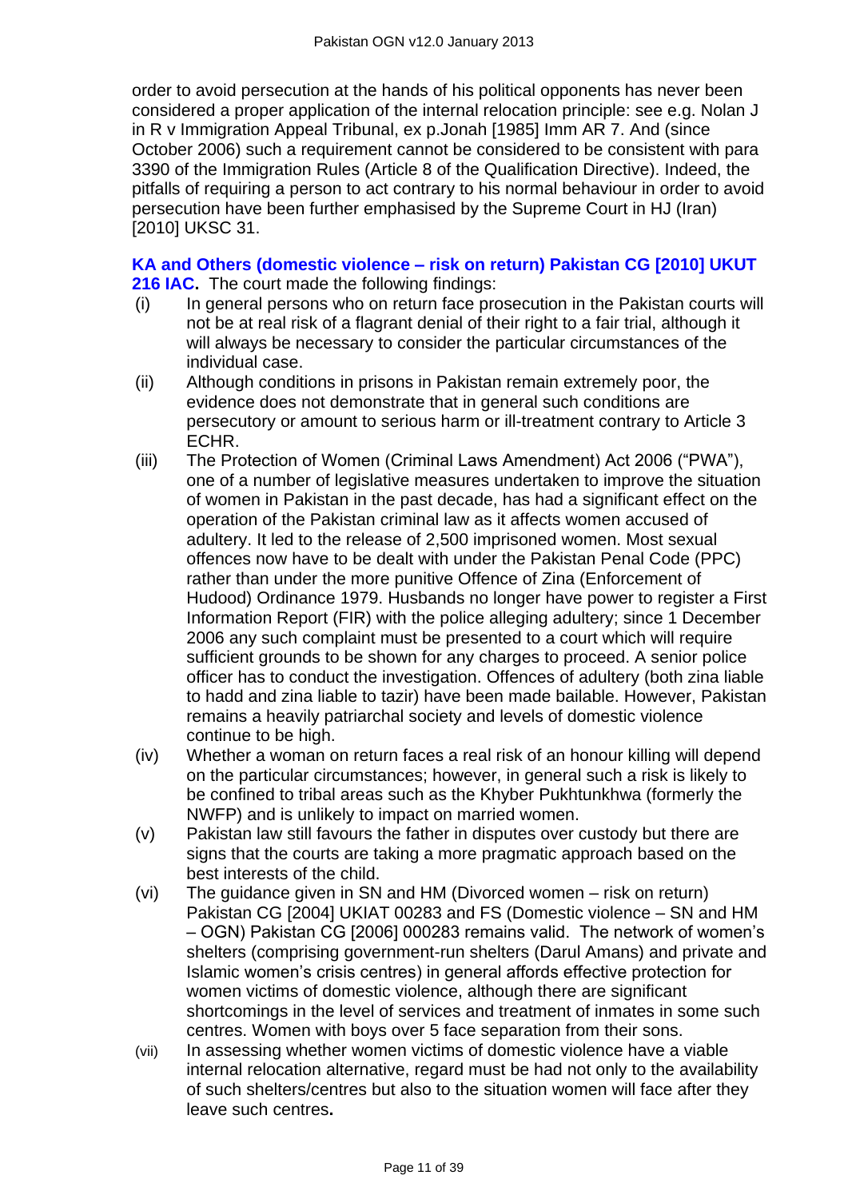order to avoid persecution at the hands of his political opponents has never been considered a proper application of the internal relocation principle: see e.g. Nolan J in R v Immigration Appeal Tribunal, ex p.Jonah [1985] Imm AR 7. And (since October 2006) such a requirement cannot be considered to be consistent with para 3390 of the Immigration Rules (Article 8 of the Qualification Directive). Indeed, the pitfalls of requiring a person to act contrary to his normal behaviour in order to avoid persecution have been further emphasised by the Supreme Court in HJ (Iran) [2010] UKSC 31.

**KA and Others (domestic violence – risk on return) Pakistan CG [2010] UKUT 216 IAC.** The court made the following findings:

(i) In general persons who on return face prosecution in the Pakistan courts will not be at real risk of a flagrant denial of their right to a fair trial, although it will always be necessary to consider the particular circumstances of the individual case.

(ii) Although conditions in prisons in Pakistan remain extremely poor, the evidence does not demonstrate that in general such conditions are persecutory or amount to serious harm or ill-treatment contrary to Article 3 ECHR.

(iii) The Protection of Women (Criminal Laws Amendment) Act 2006 ("PWA"), one of a number of legislative measures undertaken to improve the situation of women in Pakistan in the past decade, has had a significant effect on the operation of the Pakistan criminal law as it affects women accused of adultery. It led to the release of 2,500 imprisoned women. Most sexual offences now have to be dealt with under the Pakistan Penal Code (PPC) rather than under the more punitive Offence of Zina (Enforcement of Hudood) Ordinance 1979. Husbands no longer have power to register a First Information Report (FIR) with the police alleging adultery; since 1 December 2006 any such complaint must be presented to a court which will require sufficient grounds to be shown for any charges to proceed. A senior police officer has to conduct the investigation. Offences of adultery (both zina liable to hadd and zina liable to tazir) have been made bailable. However, Pakistan remains a heavily patriarchal society and levels of domestic violence continue to be high.

(iv) Whether a woman on return faces a real risk of an honour killing will depend on the particular circumstances; however, in general such a risk is likely to be confined to tribal areas such as the Khyber Pukhtunkhwa (formerly the NWFP) and is unlikely to impact on married women.

(v) Pakistan law still favours the father in disputes over custody but there are signs that the courts are taking a more pragmatic approach based on the best interests of the child.

(vi) The guidance given in SN and HM (Divorced women – risk on return) Pakistan CG [2004] UKIAT 00283 and FS (Domestic violence – SN and HM – OGN) Pakistan CG [2006] 000283 remains valid. The network of women's shelters (comprising government-run shelters (Darul Amans) and private and Islamic women's crisis centres) in general affords effective protection for women victims of domestic violence, although there are significant shortcomings in the level of services and treatment of inmates in some such centres. Women with boys over 5 face separation from their sons.

(vii) In assessing whether women victims of domestic violence have a viable internal relocation alternative, regard must be had not only to the availability of such shelters/centres but also to the situation women will face after they leave such centres**.**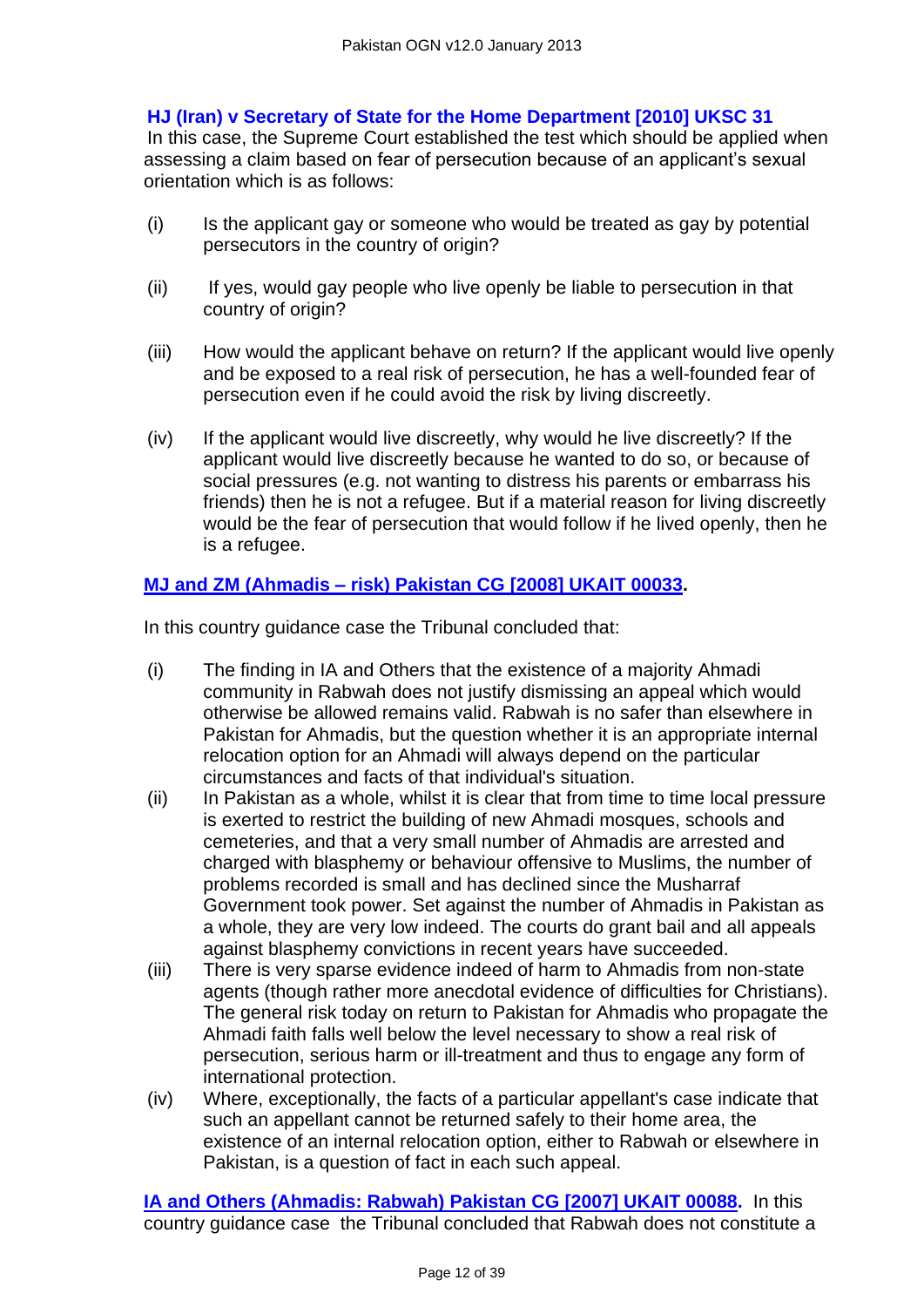**HJ (Iran) v Secretary of State for the Home Department [2010] UKSC 31**
In this case, the Supreme Court established the test which should be applied when assessing a claim based on fear of persecution because of an applicant's sexual orientation which is as follows:

(i) Is the applicant gay or someone who would be treated as gay by potential persecutors in the country of origin?

(ii) If yes, would gay people who live openly be liable to persecution in that country of origin?

(iii) How would the applicant behave on return? If the applicant would live openly and be exposed to a real risk of persecution, he has a well-founded fear of persecution even if he could avoid the risk by living discreetly.

(iv) If the applicant would live discreetly, why would he live discreetly? If the applicant would live discreetly because he wanted to do so, or because of social pressures (e.g. not wanting to distress his parents or embarrass his friends) then he is not a refugee. But if a material reason for living discreetly would be the fear of persecution that would follow if he lived openly, then he is a refugee.

**MJ and ZM (Ahmadis – risk) Pakistan CG [2008] UKAIT 00033.**

In this country guidance case the Tribunal concluded that:

(i) The finding in IA and Others that the existence of a majority Ahmadi community in Rabwah does not justify dismissing an appeal which would otherwise be allowed remains valid. Rabwah is no safer than elsewhere in Pakistan for Ahmadis, but the question whether it is an appropriate internal relocation option for an Ahmadi will always depend on the particular circumstances and facts of that individual's situation.
(ii) In Pakistan as a whole, whilst it is clear that from time to time local pressure is exerted to restrict the building of new Ahmadi mosques, schools and cemeteries, and that a very small number of Ahmadis are arrested and charged with blasphemy or behaviour offensive to Muslims, the number of problems recorded is small and has declined since the Musharraf Government took power. Set against the number of Ahmadis in Pakistan as a whole, they are very low indeed. The courts do grant bail and all appeals against blasphemy convictions in recent years have succeeded.
(iii) There is very sparse evidence indeed of harm to Ahmadis from non-state agents (though rather more anecdotal evidence of difficulties for Christians). The general risk today on return to Pakistan for Ahmadis who propagate the Ahmadi faith falls well below the level necessary to show a real risk of persecution, serious harm or ill-treatment and thus to engage any form of international protection.
(iv) Where, exceptionally, the facts of a particular appellant's case indicate that such an appellant cannot be returned safely to their home area, the existence of an internal relocation option, either to Rabwah or elsewhere in Pakistan, is a question of fact in each such appeal.

**IA and Others (Ahmadis: Rabwah) Pakistan CG [2007] UKAIT 00088.** In this country guidance case the Tribunal concluded that Rabwah does not constitute a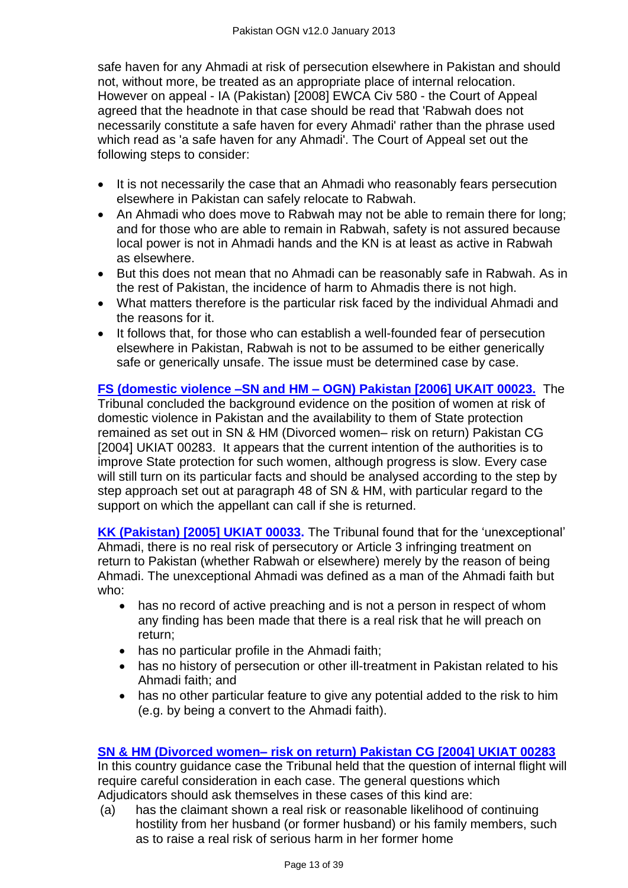safe haven for any Ahmadi at risk of persecution elsewhere in Pakistan and should not, without more, be treated as an appropriate place of internal relocation. However on appeal - IA (Pakistan) [2008] EWCA Civ 580 - the Court of Appeal agreed that the headnote in that case should be read that 'Rabwah does not necessarily constitute a safe haven for every Ahmadi' rather than the phrase used which read as 'a safe haven for any Ahmadi'. The Court of Appeal set out the following steps to consider:

- It is not necessarily the case that an Ahmadi who reasonably fears persecution elsewhere in Pakistan can safely relocate to Rabwah.
- An Ahmadi who does move to Rabwah may not be able to remain there for long; and for those who are able to remain in Rabwah, safety is not assured because local power is not in Ahmadi hands and the KN is at least as active in Rabwah as elsewhere.
- But this does not mean that no Ahmadi can be reasonably safe in Rabwah. As in the rest of Pakistan, the incidence of harm to Ahmadis there is not high.
- What matters therefore is the particular risk faced by the individual Ahmadi and the reasons for it.
- It follows that, for those who can establish a well-founded fear of persecution elsewhere in Pakistan, Rabwah is not to be assumed to be either generically safe or generically unsafe. The issue must be determined case by case.

**FS (domestic violence –SN and HM – OGN) Pakistan [2006] UKAIT 00023.** The Tribunal concluded the background evidence on the position of women at risk of domestic violence in Pakistan and the availability to them of State protection remained as set out in SN & HM (Divorced women– risk on return) Pakistan CG [2004] UKIAT 00283. It appears that the current intention of the authorities is to improve State protection for such women, although progress is slow. Every case will still turn on its particular facts and should be analysed according to the step by step approach set out at paragraph 48 of SN & HM, with particular regard to the support on which the appellant can call if she is returned.

**KK (Pakistan) [2005] UKIAT 00033.** The Tribunal found that for the 'unexceptional' Ahmadi, there is no real risk of persecutory or Article 3 infringing treatment on return to Pakistan (whether Rabwah or elsewhere) merely by the reason of being Ahmadi. The unexceptional Ahmadi was defined as a man of the Ahmadi faith but who:

- has no record of active preaching and is not a person in respect of whom any finding has been made that there is a real risk that he will preach on return;
- has no particular profile in the Ahmadi faith;
- has no history of persecution or other ill-treatment in Pakistan related to his Ahmadi faith; and
- has no other particular feature to give any potential added to the risk to him (e.g. by being a convert to the Ahmadi faith).

**SN & HM (Divorced women– risk on return) Pakistan CG [2004] UKIAT 00283**
In this country guidance case the Tribunal held that the question of internal flight will require careful consideration in each case. The general questions which Adjudicators should ask themselves in these cases of this kind are:

(a) has the claimant shown a real risk or reasonable likelihood of continuing hostility from her husband (or former husband) or his family members, such as to raise a real risk of serious harm in her former home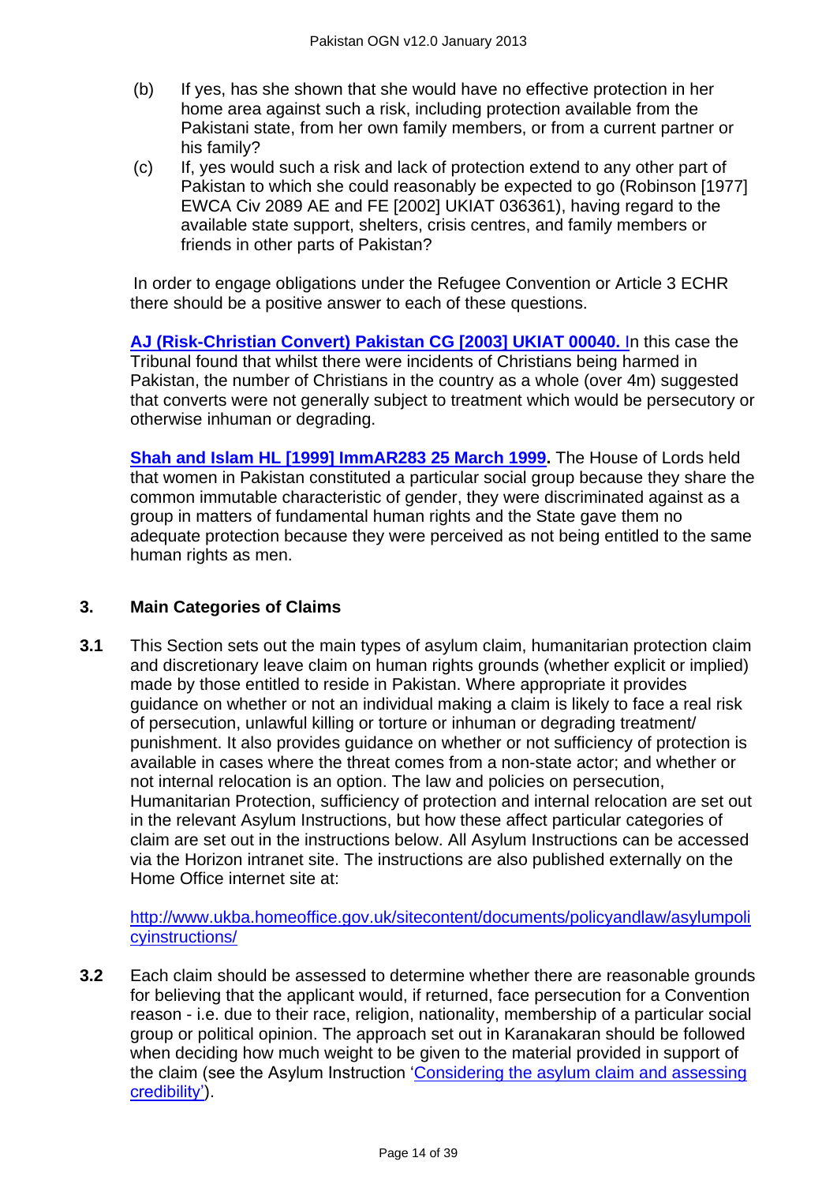(b) If yes, has she shown that she would have no effective protection in her home area against such a risk, including protection available from the Pakistani state, from her own family members, or from a current partner or his family?

(c) If, yes would such a risk and lack of protection extend to any other part of Pakistan to which she could reasonably be expected to go (Robinson [1977] EWCA Civ 2089 AE and FE [2002] UKIAT 036361), having regard to the available state support, shelters, crisis centres, and family members or friends in other parts of Pakistan?

In order to engage obligations under the Refugee Convention or Article 3 ECHR there should be a positive answer to each of these questions.

**AJ (Risk-Christian Convert) Pakistan CG [2003] UKIAT 00040.** In this case the Tribunal found that whilst there were incidents of Christians being harmed in Pakistan, the number of Christians in the country as a whole (over 4m) suggested that converts were not generally subject to treatment which would be persecutory or otherwise inhuman or degrading.

**Shah and Islam HL [1999] ImmAR283 25 March 1999.** The House of Lords held that women in Pakistan constituted a particular social group because they share the common immutable characteristic of gender, they were discriminated against as a group in matters of fundamental human rights and the State gave them no adequate protection because they were perceived as not being entitled to the same human rights as men.

## 3. Main Categories of Claims

**3.1** This Section sets out the main types of asylum claim, humanitarian protection claim and discretionary leave claim on human rights grounds (whether explicit or implied) made by those entitled to reside in Pakistan. Where appropriate it provides guidance on whether or not an individual making a claim is likely to face a real risk of persecution, unlawful killing or torture or inhuman or degrading treatment/ punishment. It also provides guidance on whether or not sufficiency of protection is available in cases where the threat comes from a non-state actor; and whether or not internal relocation is an option. The law and policies on persecution, Humanitarian Protection, sufficiency of protection and internal relocation are set out in the relevant Asylum Instructions, but how these affect particular categories of claim are set out in the instructions below. All Asylum Instructions can be accessed via the Horizon intranet site. The instructions are also published externally on the Home Office internet site at:

http://www.ukba.homeoffice.gov.uk/sitecontent/documents/policyandlaw/asylumpolicyinstructions/

**3.2** Each claim should be assessed to determine whether there are reasonable grounds for believing that the applicant would, if returned, face persecution for a Convention reason - i.e. due to their race, religion, nationality, membership of a particular social group or political opinion. The approach set out in Karanakaran should be followed when deciding how much weight to be given to the material provided in support of the claim (see the Asylum Instruction 'Considering the asylum claim and assessing credibility').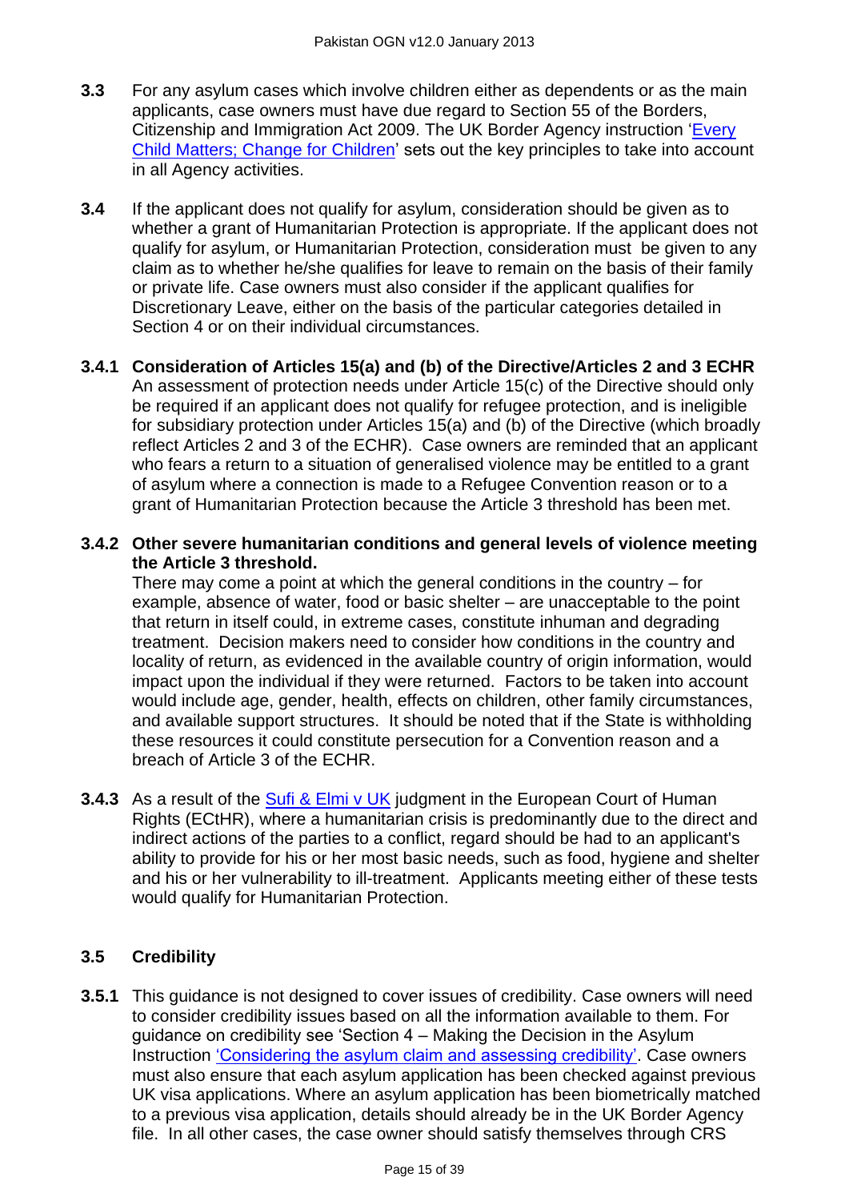**3.3** For any asylum cases which involve children either as dependents or as the main applicants, case owners must have due regard to Section 55 of the Borders, Citizenship and Immigration Act 2009. The UK Border Agency instruction 'Every Child Matters; Change for Children' sets out the key principles to take into account in all Agency activities.

**3.4** If the applicant does not qualify for asylum, consideration should be given as to whether a grant of Humanitarian Protection is appropriate. If the applicant does not qualify for asylum, or Humanitarian Protection, consideration must be given to any claim as to whether he/she qualifies for leave to remain on the basis of their family or private life. Case owners must also consider if the applicant qualifies for Discretionary Leave, either on the basis of the particular categories detailed in Section 4 or on their individual circumstances.

**3.4.1 Consideration of Articles 15(a) and (b) of the Directive/Articles 2 and 3 ECHR**
An assessment of protection needs under Article 15(c) of the Directive should only be required if an applicant does not qualify for refugee protection, and is ineligible for subsidiary protection under Articles 15(a) and (b) of the Directive (which broadly reflect Articles 2 and 3 of the ECHR). Case owners are reminded that an applicant who fears a return to a situation of generalised violence may be entitled to a grant of asylum where a connection is made to a Refugee Convention reason or to a grant of Humanitarian Protection because the Article 3 threshold has been met.

**3.4.2 Other severe humanitarian conditions and general levels of violence meeting the Article 3 threshold.**
There may come a point at which the general conditions in the country – for example, absence of water, food or basic shelter – are unacceptable to the point that return in itself could, in extreme cases, constitute inhuman and degrading treatment. Decision makers need to consider how conditions in the country and locality of return, as evidenced in the available country of origin information, would impact upon the individual if they were returned. Factors to be taken into account would include age, gender, health, effects on children, other family circumstances, and available support structures. It should be noted that if the State is withholding these resources it could constitute persecution for a Convention reason and a breach of Article 3 of the ECHR.

**3.4.3** As a result of the Sufi & Elmi v UK judgment in the European Court of Human Rights (ECtHR), where a humanitarian crisis is predominantly due to the direct and indirect actions of the parties to a conflict, regard should be had to an applicant's ability to provide for his or her most basic needs, such as food, hygiene and shelter and his or her vulnerability to ill-treatment. Applicants meeting either of these tests would qualify for Humanitarian Protection.

### 3.5 Credibility

**3.5.1** This guidance is not designed to cover issues of credibility. Case owners will need to consider credibility issues based on all the information available to them. For guidance on credibility see 'Section 4 – Making the Decision in the Asylum Instruction 'Considering the asylum claim and assessing credibility'. Case owners must also ensure that each asylum application has been checked against previous UK visa applications. Where an asylum application has been biometrically matched to a previous visa application, details should already be in the UK Border Agency file. In all other cases, the case owner should satisfy themselves through CRS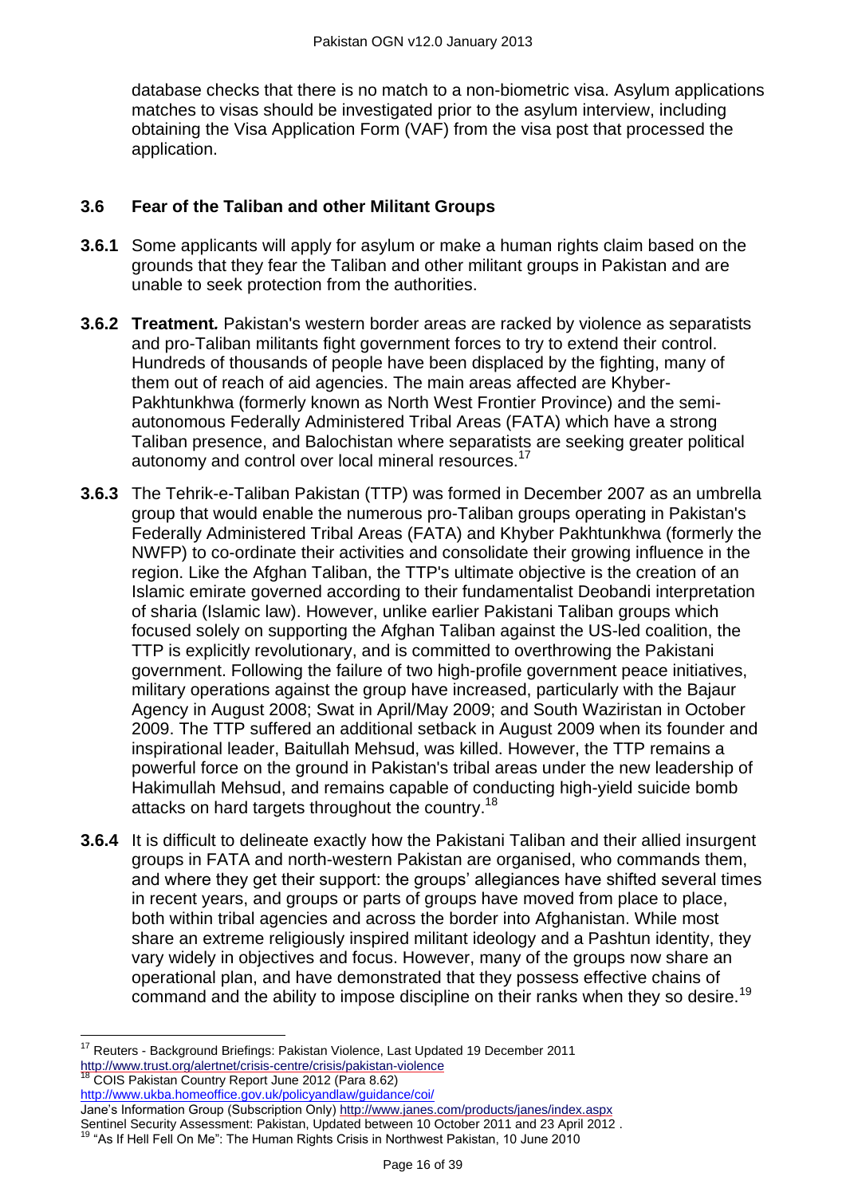database checks that there is no match to a non-biometric visa. Asylum applications matches to visas should be investigated prior to the asylum interview, including obtaining the Visa Application Form (VAF) from the visa post that processed the application.

### 3.6 Fear of the Taliban and other Militant Groups

**3.6.1** Some applicants will apply for asylum or make a human rights claim based on the grounds that they fear the Taliban and other militant groups in Pakistan and are unable to seek protection from the authorities.

**3.6.2** **Treatment.** Pakistan's western border areas are racked by violence as separatists and pro-Taliban militants fight government forces to try to extend their control. Hundreds of thousands of people have been displaced by the fighting, many of them out of reach of aid agencies. The main areas affected are Khyber-Pakhtunkhwa (formerly known as North West Frontier Province) and the semi-autonomous Federally Administered Tribal Areas (FATA) which have a strong Taliban presence, and Balochistan where separatists are seeking greater political autonomy and control over local mineral resources.[17]

**3.6.3** The Tehrik-e-Taliban Pakistan (TTP) was formed in December 2007 as an umbrella group that would enable the numerous pro-Taliban groups operating in Pakistan's Federally Administered Tribal Areas (FATA) and Khyber Pakhtunkhwa (formerly the NWFP) to co-ordinate their activities and consolidate their growing influence in the region. Like the Afghan Taliban, the TTP's ultimate objective is the creation of an Islamic emirate governed according to their fundamentalist Deobandi interpretation of sharia (Islamic law). However, unlike earlier Pakistani Taliban groups which focused solely on supporting the Afghan Taliban against the US-led coalition, the TTP is explicitly revolutionary, and is committed to overthrowing the Pakistani government. Following the failure of two high-profile government peace initiatives, military operations against the group have increased, particularly with the Bajaur Agency in August 2008; Swat in April/May 2009; and South Waziristan in October 2009. The TTP suffered an additional setback in August 2009 when its founder and inspirational leader, Baitullah Mehsud, was killed. However, the TTP remains a powerful force on the ground in Pakistan's tribal areas under the new leadership of Hakimullah Mehsud, and remains capable of conducting high-yield suicide bomb attacks on hard targets throughout the country.[18]

**3.6.4** It is difficult to delineate exactly how the Pakistani Taliban and their allied insurgent groups in FATA and north-western Pakistan are organised, who commands them, and where they get their support: the groups' allegiances have shifted several times in recent years, and groups or parts of groups have moved from place to place, both within tribal agencies and across the border into Afghanistan. While most share an extreme religiously inspired militant ideology and a Pashtun identity, they vary widely in objectives and focus. However, many of the groups now share an operational plan, and have demonstrated that they possess effective chains of command and the ability to impose discipline on their ranks when they so desire.[19]

---

[17] Reuters - Background Briefings: Pakistan Violence, Last Updated 19 December 2011 http://www.trust.org/alertnet/crisis-centre/crisis/pakistan-violence

[18] COIS Pakistan Country Report June 2012 (Para 8.62) http://www.ukba.homeoffice.gov.uk/policyandlaw/guidance/coi/
Jane's Information Group (Subscription Only) http://www.janes.com/products/janes/index.aspx
Sentinel Security Assessment: Pakistan, Updated between 10 October 2011 and 23 April 2012 .

[19] "As If Hell Fell On Me": The Human Rights Crisis in Northwest Pakistan, 10 June 2010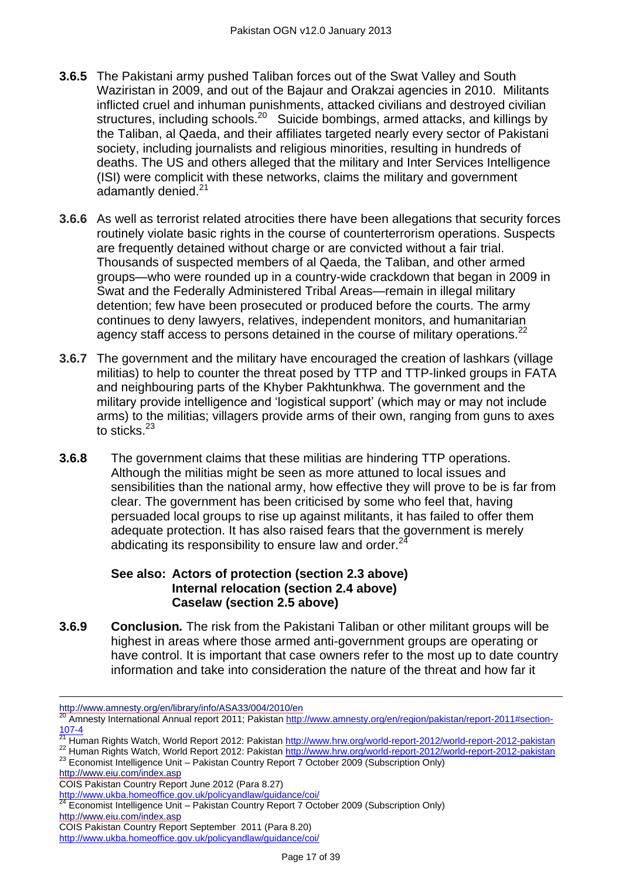**3.6.5** The Pakistani army pushed Taliban forces out of the Swat Valley and South Waziristan in 2009, and out of the Bajaur and Orakzai agencies in 2010. Militants inflicted cruel and inhuman punishments, attacked civilians and destroyed civilian structures, including schools.[20] Suicide bombings, armed attacks, and killings by the Taliban, al Qaeda, and their affiliates targeted nearly every sector of Pakistani society, including journalists and religious minorities, resulting in hundreds of deaths. The US and others alleged that the military and Inter Services Intelligence (ISI) were complicit with these networks, claims the military and government adamantly denied.[21]

**3.6.6** As well as terrorist related atrocities there have been allegations that security forces routinely violate basic rights in the course of counterterrorism operations. Suspects are frequently detained without charge or are convicted without a fair trial. Thousands of suspected members of al Qaeda, the Taliban, and other armed groups—who were rounded up in a country-wide crackdown that began in 2009 in Swat and the Federally Administered Tribal Areas—remain in illegal military detention; few have been prosecuted or produced before the courts. The army continues to deny lawyers, relatives, independent monitors, and humanitarian agency staff access to persons detained in the course of military operations.[22]

**3.6.7** The government and the military have encouraged the creation of lashkars (village militias) to help to counter the threat posed by TTP and TTP-linked groups in FATA and neighbouring parts of the Khyber Pakhtunkhwa. The government and the military provide intelligence and 'logistical support' (which may or may not include arms) to the militias; villagers provide arms of their own, ranging from guns to axes to sticks.[23]

**3.6.8** The government claims that these militias are hindering TTP operations. Although the militias might be seen as more attuned to local issues and sensibilities than the national army, how effective they will prove to be is far from clear. The government has been criticised by some who feel that, having persuaded local groups to rise up against militants, it has failed to offer them adequate protection. It has also raised fears that the government is merely abdicating its responsibility to ensure law and order.[24]

**See also: Actors of protection (section 2.3 above)**
**Internal relocation (section 2.4 above)**
**Caselaw (section 2.5 above)**

**3.6.9** **Conclusion.** The risk from the Pakistani Taliban or other militant groups will be highest in areas where those armed anti-government groups are operating or have control. It is important that case owners refer to the most up to date country information and take into consideration the nature of the threat and how far it

---

http://www.amnesty.org/en/library/info/ASA33/004/2010/en

[20] Amnesty International Annual report 2011; Pakistan http://www.amnesty.org/en/region/pakistan/report-2011#section-107-4

[21] Human Rights Watch, World Report 2012: Pakistan http://www.hrw.org/world-report-2012/world-report-2012-pakistan

[22] Human Rights Watch, World Report 2012: Pakistan http://www.hrw.org/world-report-2012/world-report-2012-pakistan

[23] Economist Intelligence Unit – Pakistan Country Report 7 October 2009 (Subscription Only) http://www.eiu.com/index.asp
COIS Pakistan Country Report June 2012 (Para 8.27) http://www.ukba.homeoffice.gov.uk/policyandlaw/guidance/coi/

[24] Economist Intelligence Unit – Pakistan Country Report 7 October 2009 (Subscription Only) http://www.eiu.com/index.asp
COIS Pakistan Country Report September 2011 (Para 8.20) http://www.ukba.homeoffice.gov.uk/policyandlaw/guidance/coi/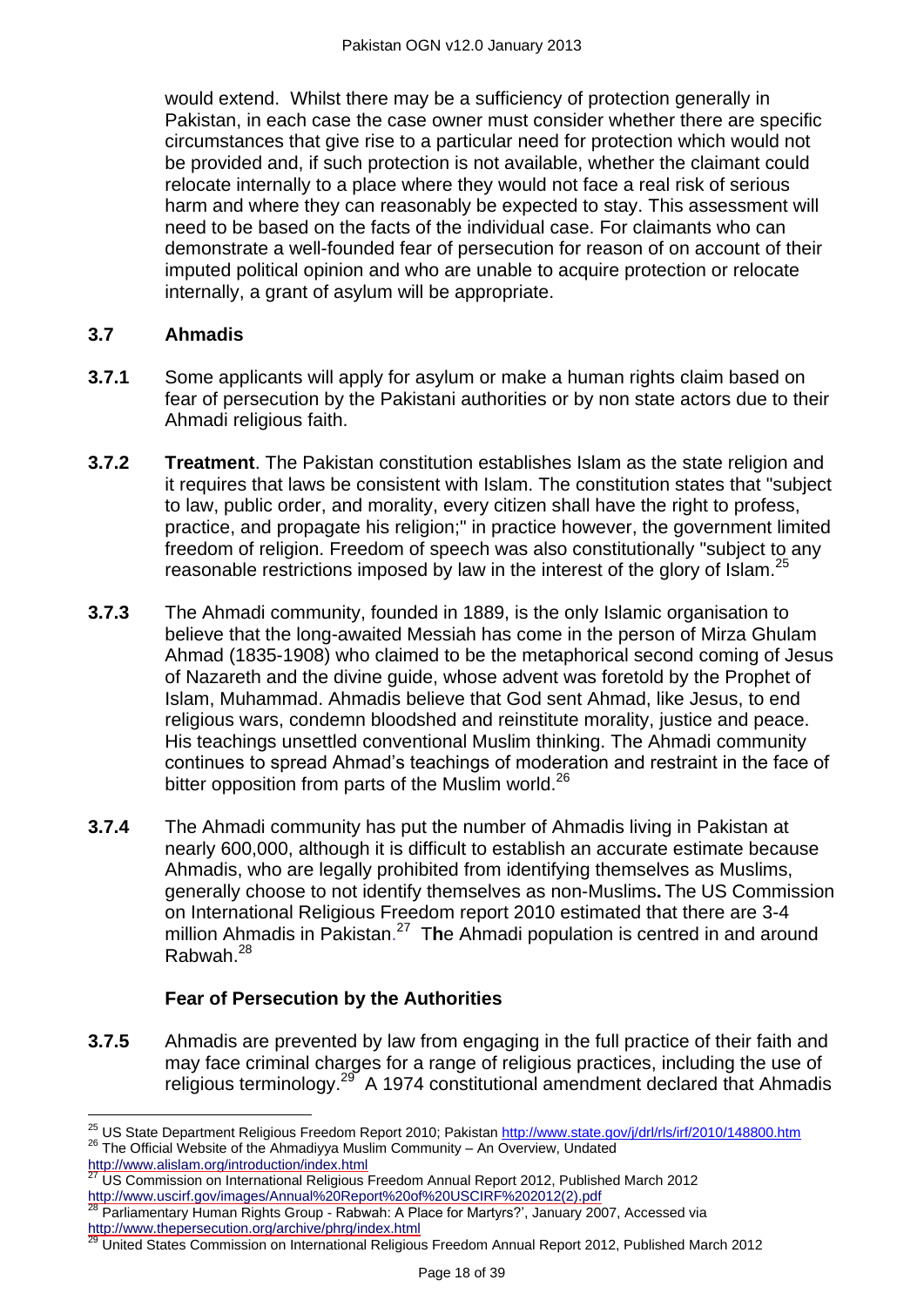would extend. Whilst there may be a sufficiency of protection generally in Pakistan, in each case the case owner must consider whether there are specific circumstances that give rise to a particular need for protection which would not be provided and, if such protection is not available, whether the claimant could relocate internally to a place where they would not face a real risk of serious harm and where they can reasonably be expected to stay. This assessment will need to be based on the facts of the individual case. For claimants who can demonstrate a well-founded fear of persecution for reason of on account of their imputed political opinion and who are unable to acquire protection or relocate internally, a grant of asylum will be appropriate.

### 3.7 Ahmadis

**3.7.1** Some applicants will apply for asylum or make a human rights claim based on fear of persecution by the Pakistani authorities or by non state actors due to their Ahmadi religious faith.

**3.7.2** **Treatment**. The Pakistan constitution establishes Islam as the state religion and it requires that laws be consistent with Islam. The constitution states that "subject to law, public order, and morality, every citizen shall have the right to profess, practice, and propagate his religion;" in practice however, the government limited freedom of religion. Freedom of speech was also constitutionally "subject to any reasonable restrictions imposed by law in the interest of the glory of Islam.[25]

**3.7.3** The Ahmadi community, founded in 1889, is the only Islamic organisation to believe that the long-awaited Messiah has come in the person of Mirza Ghulam Ahmad (1835-1908) who claimed to be the metaphorical second coming of Jesus of Nazareth and the divine guide, whose advent was foretold by the Prophet of Islam, Muhammad. Ahmadis believe that God sent Ahmad, like Jesus, to end religious wars, condemn bloodshed and reinstitute morality, justice and peace. His teachings unsettled conventional Muslim thinking. The Ahmadi community continues to spread Ahmad's teachings of moderation and restraint in the face of bitter opposition from parts of the Muslim world.[26]

**3.7.4** The Ahmadi community has put the number of Ahmadis living in Pakistan at nearly 600,000, although it is difficult to establish an accurate estimate because Ahmadis, who are legally prohibited from identifying themselves as Muslims, generally choose to not identify themselves as non-Muslims**.** The US Commission on International Religious Freedom report 2010 estimated that there are 3-4 million Ahmadis in Pakistan.[27] T**h**e Ahmadi population is centred in and around Rabwah.[28]

#### Fear of Persecution by the Authorities

**3.7.5** Ahmadis are prevented by law from engaging in the full practice of their faith and may face criminal charges for a range of religious practices, including the use of religious terminology.[29] A 1974 constitutional amendment declared that Ahmadis

---

[25] US State Department Religious Freedom Report 2010; Pakistan http://www.state.gov/j/drl/rls/irf/2010/148800.htm

[26] The Official Website of the Ahmadiyya Muslim Community – An Overview, Undated http://www.alislam.org/introduction/index.html

[27] US Commission on International Religious Freedom Annual Report 2012, Published March 2012 http://www.uscirf.gov/images/Annual%20Report%20of%20USCIRF%202012(2).pdf

[28] Parliamentary Human Rights Group - Rabwah: A Place for Martyrs?', January 2007, Accessed via http://www.thepersecution.org/archive/phrg/index.html

[29] United States Commission on International Religious Freedom Annual Report 2012, Published March 2012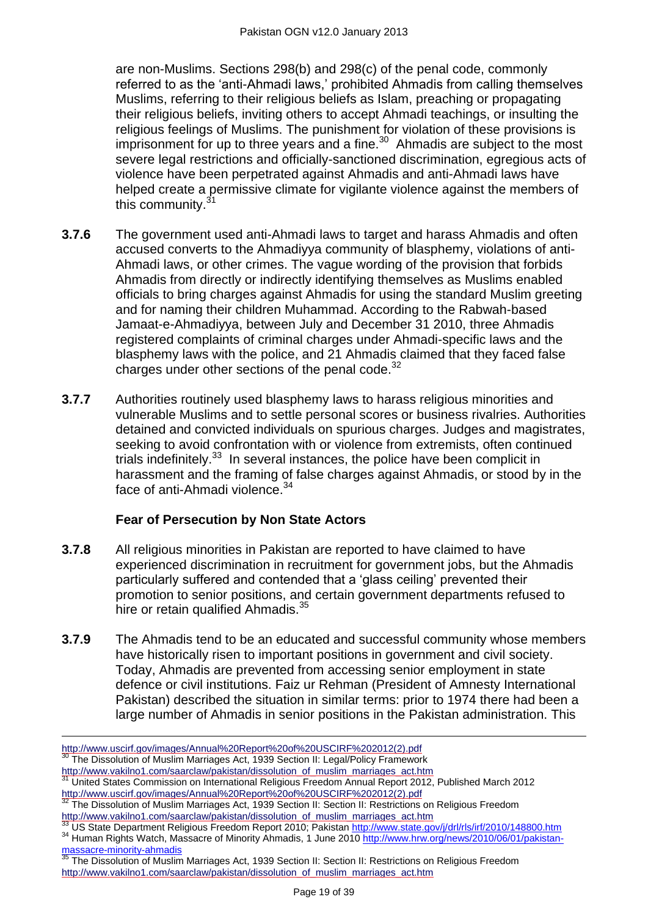are non-Muslims. Sections 298(b) and 298(c) of the penal code, commonly referred to as the 'anti-Ahmadi laws,' prohibited Ahmadis from calling themselves Muslims, referring to their religious beliefs as Islam, preaching or propagating their religious beliefs, inviting others to accept Ahmadi teachings, or insulting the religious feelings of Muslims. The punishment for violation of these provisions is imprisonment for up to three years and a fine.[30] Ahmadis are subject to the most severe legal restrictions and officially-sanctioned discrimination, egregious acts of violence have been perpetrated against Ahmadis and anti-Ahmadi laws have helped create a permissive climate for vigilante violence against the members of this community.[31]

**3.7.6** The government used anti-Ahmadi laws to target and harass Ahmadis and often accused converts to the Ahmadiyya community of blasphemy, violations of anti-Ahmadi laws, or other crimes. The vague wording of the provision that forbids Ahmadis from directly or indirectly identifying themselves as Muslims enabled officials to bring charges against Ahmadis for using the standard Muslim greeting and for naming their children Muhammad. According to the Rabwah-based Jamaat-e-Ahmadiyya, between July and December 31 2010, three Ahmadis registered complaints of criminal charges under Ahmadi-specific laws and the blasphemy laws with the police, and 21 Ahmadis claimed that they faced false charges under other sections of the penal code.[32]

**3.7.7** Authorities routinely used blasphemy laws to harass religious minorities and vulnerable Muslims and to settle personal scores or business rivalries. Authorities detained and convicted individuals on spurious charges. Judges and magistrates, seeking to avoid confrontation with or violence from extremists, often continued trials indefinitely.[33] In several instances, the police have been complicit in harassment and the framing of false charges against Ahmadis, or stood by in the face of anti-Ahmadi violence.[34]

### Fear of Persecution by Non State Actors

**3.7.8** All religious minorities in Pakistan are reported to have claimed to have experienced discrimination in recruitment for government jobs, but the Ahmadis particularly suffered and contended that a 'glass ceiling' prevented their promotion to senior positions, and certain government departments refused to hire or retain qualified Ahmadis.[35]

**3.7.9** The Ahmadis tend to be an educated and successful community whose members have historically risen to important positions in government and civil society. Today, Ahmadis are prevented from accessing senior employment in state defence or civil institutions. Faiz ur Rehman (President of Amnesty International Pakistan) described the situation in similar terms: prior to 1974 there had been a large number of Ahmadis in senior positions in the Pakistan administration. This

---

http://www.uscirf.gov/images/Annual%20Report%20of%20USCIRF%202012(2).pdf

[30] The Dissolution of Muslim Marriages Act, 1939 Section II: Legal/Policy Framework http://www.vakilno1.com/saarclaw/pakistan/dissolution_of_muslim_marriages_act.htm

[31] United States Commission on International Religious Freedom Annual Report 2012, Published March 2012 http://www.uscirf.gov/images/Annual%20Report%20of%20USCIRF%202012(2).pdf

[32] The Dissolution of Muslim Marriages Act, 1939 Section II: Section II: Restrictions on Religious Freedom http://www.vakilno1.com/saarclaw/pakistan/dissolution_of_muslim_marriages_act.htm

[33] US State Department Religious Freedom Report 2010; Pakistan http://www.state.gov/j/drl/rls/irf/2010/148800.htm

[34] Human Rights Watch, Massacre of Minority Ahmadis, 1 June 2010 http://www.hrw.org/news/2010/06/01/pakistan-massacre-minority-ahmadis

[35] The Dissolution of Muslim Marriages Act, 1939 Section II: Section II: Restrictions on Religious Freedom http://www.vakilno1.com/saarclaw/pakistan/dissolution_of_muslim_marriages_act.htm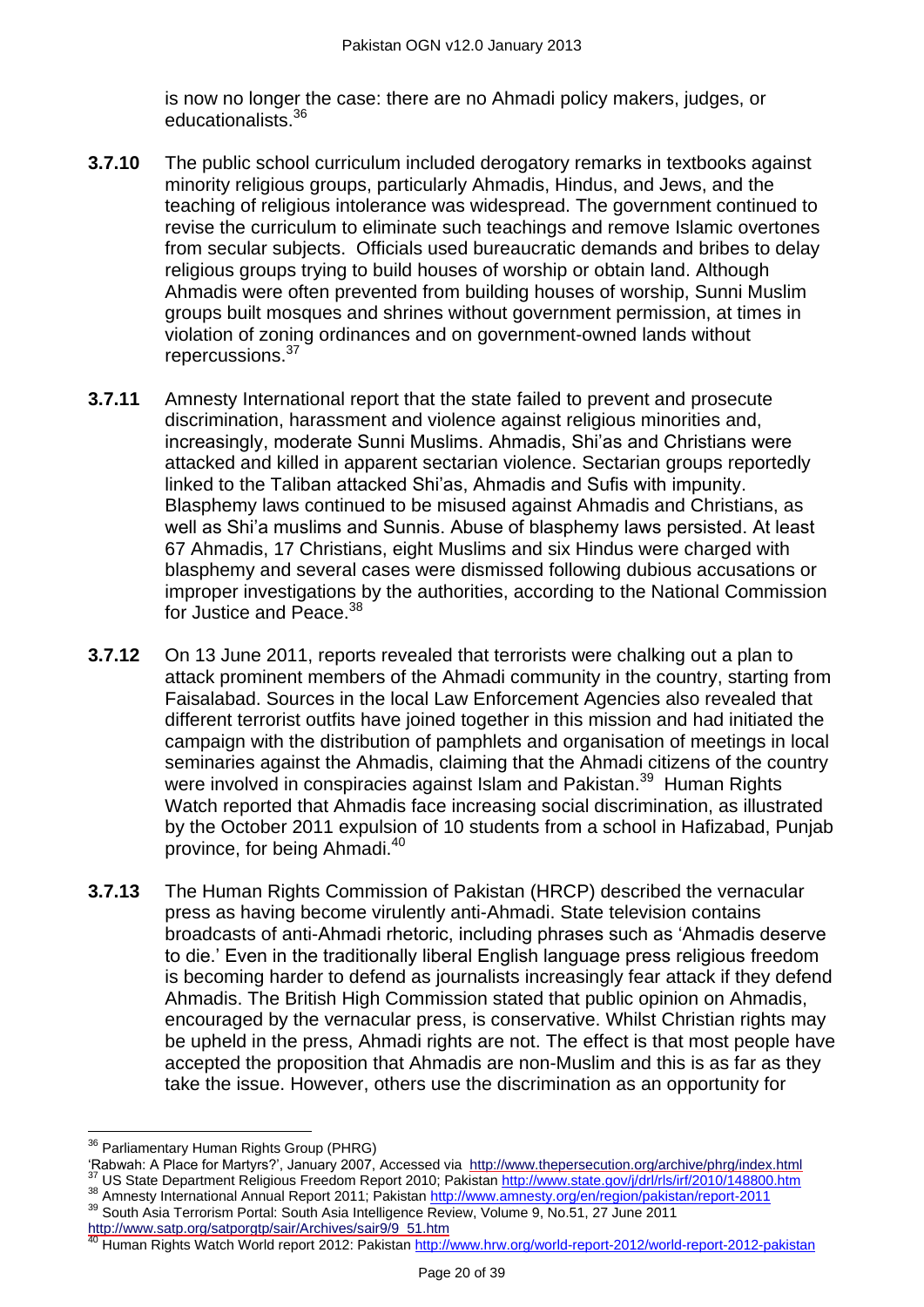is now no longer the case: there are no Ahmadi policy makers, judges, or educationalists.[36]

**3.7.10** The public school curriculum included derogatory remarks in textbooks against minority religious groups, particularly Ahmadis, Hindus, and Jews, and the teaching of religious intolerance was widespread. The government continued to revise the curriculum to eliminate such teachings and remove Islamic overtones from secular subjects. Officials used bureaucratic demands and bribes to delay religious groups trying to build houses of worship or obtain land. Although Ahmadis were often prevented from building houses of worship, Sunni Muslim groups built mosques and shrines without government permission, at times in violation of zoning ordinances and on government-owned lands without repercussions.[37]

**3.7.11** Amnesty International report that the state failed to prevent and prosecute discrimination, harassment and violence against religious minorities and, increasingly, moderate Sunni Muslims. Ahmadis, Shi'as and Christians were attacked and killed in apparent sectarian violence. Sectarian groups reportedly linked to the Taliban attacked Shi'as, Ahmadis and Sufis with impunity. Blasphemy laws continued to be misused against Ahmadis and Christians, as well as Shi'a muslims and Sunnis. Abuse of blasphemy laws persisted. At least 67 Ahmadis, 17 Christians, eight Muslims and six Hindus were charged with blasphemy and several cases were dismissed following dubious accusations or improper investigations by the authorities, according to the National Commission for Justice and Peace.[38]

**3.7.12** On 13 June 2011, reports revealed that terrorists were chalking out a plan to attack prominent members of the Ahmadi community in the country, starting from Faisalabad. Sources in the local Law Enforcement Agencies also revealed that different terrorist outfits have joined together in this mission and had initiated the campaign with the distribution of pamphlets and organisation of meetings in local seminaries against the Ahmadis, claiming that the Ahmadi citizens of the country were involved in conspiracies against Islam and Pakistan.[39] Human Rights Watch reported that Ahmadis face increasing social discrimination, as illustrated by the October 2011 expulsion of 10 students from a school in Hafizabad, Punjab province, for being Ahmadi.[40]

**3.7.13** The Human Rights Commission of Pakistan (HRCP) described the vernacular press as having become virulently anti-Ahmadi. State television contains broadcasts of anti-Ahmadi rhetoric, including phrases such as 'Ahmadis deserve to die.' Even in the traditionally liberal English language press religious freedom is becoming harder to defend as journalists increasingly fear attack if they defend Ahmadis. The British High Commission stated that public opinion on Ahmadis, encouraged by the vernacular press, is conservative. Whilst Christian rights may be upheld in the press, Ahmadi rights are not. The effect is that most people have accepted the proposition that Ahmadis are non-Muslim and this is as far as they take the issue. However, others use the discrimination as an opportunity for

---

[36] Parliamentary Human Rights Group (PHRG) 'Rabwah: A Place for Martyrs?', January 2007, Accessed via http://www.thepersecution.org/archive/phrg/index.html

[37] US State Department Religious Freedom Report 2010; Pakistan http://www.state.gov/j/drl/rls/irf/2010/148800.htm

[38] Amnesty International Annual Report 2011; Pakistan http://www.amnesty.org/en/region/pakistan/report-2011

[39] South Asia Terrorism Portal: South Asia Intelligence Review, Volume 9, No.51, 27 June 2011 http://www.satp.org/satporgtp/sair/Archives/sair9/9_51.htm

[40] Human Rights Watch World report 2012: Pakistan http://www.hrw.org/world-report-2012/world-report-2012-pakistan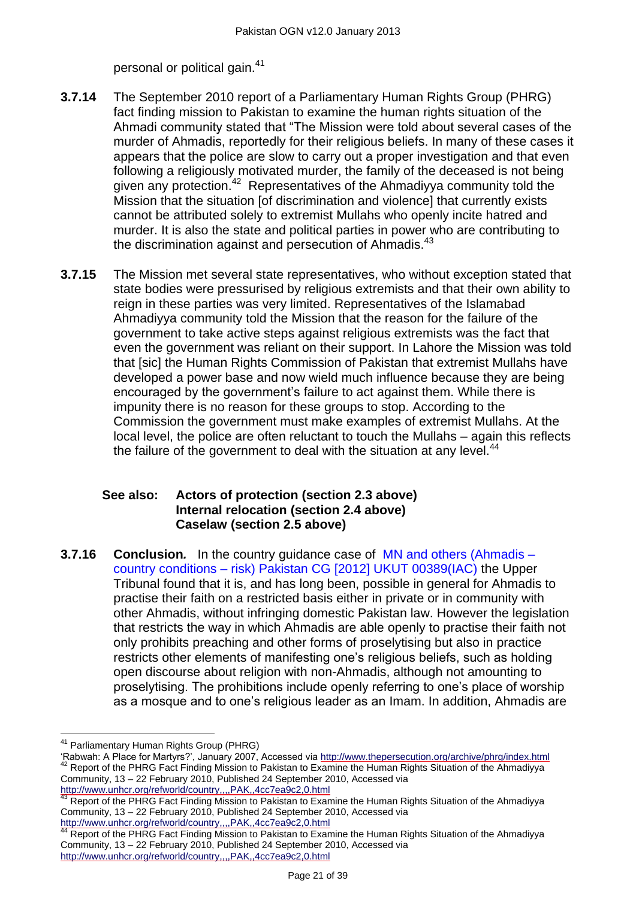personal or political gain.[41]

**3.7.14** The September 2010 report of a Parliamentary Human Rights Group (PHRG) fact finding mission to Pakistan to examine the human rights situation of the Ahmadi community stated that "The Mission were told about several cases of the murder of Ahmadis, reportedly for their religious beliefs. In many of these cases it appears that the police are slow to carry out a proper investigation and that even following a religiously motivated murder, the family of the deceased is not being given any protection.[42] Representatives of the Ahmadiyya community told the Mission that the situation [of discrimination and violence] that currently exists cannot be attributed solely to extremist Mullahs who openly incite hatred and murder. It is also the state and political parties in power who are contributing to the discrimination against and persecution of Ahmadis.[43]

**3.7.15** The Mission met several state representatives, who without exception stated that state bodies were pressurised by religious extremists and that their own ability to reign in these parties was very limited. Representatives of the Islamabad Ahmadiyya community told the Mission that the reason for the failure of the government to take active steps against religious extremists was the fact that even the government was reliant on their support. In Lahore the Mission was told that [sic] the Human Rights Commission of Pakistan that extremist Mullahs have developed a power base and now wield much influence because they are being encouraged by the government's failure to act against them. While there is impunity there is no reason for these groups to stop. According to the Commission the government must make examples of extremist Mullahs. At the local level, the police are often reluctant to touch the Mullahs – again this reflects the failure of the government to deal with the situation at any level.[44]

**See also: Actors of protection (section 2.3 above)**
**Internal relocation (section 2.4 above)**
**Caselaw (section 2.5 above)**

**3.7.16** ***Conclusion.*** In the country guidance case of MN and others (Ahmadis – country conditions – risk) Pakistan CG [2012] UKUT 00389(IAC) the Upper Tribunal found that it is, and has long been, possible in general for Ahmadis to practise their faith on a restricted basis either in private or in community with other Ahmadis, without infringing domestic Pakistan law. However the legislation that restricts the way in which Ahmadis are able openly to practise their faith not only prohibits preaching and other forms of proselytising but also in practice restricts other elements of manifesting one's religious beliefs, such as holding open discourse about religion with non-Ahmadis, although not amounting to proselytising. The prohibitions include openly referring to one's place of worship as a mosque and to one's religious leader as an Imam. In addition, Ahmadis are

---

[41] Parliamentary Human Rights Group (PHRG) 'Rabwah: A Place for Martyrs?', January 2007, Accessed via http://www.thepersecution.org/archive/phrg/index.html

[42] Report of the PHRG Fact Finding Mission to Pakistan to Examine the Human Rights Situation of the Ahmadiyya Community, 13 – 22 February 2010, Published 24 September 2010, Accessed via http://www.unhcr.org/refworld/country,,,,PAK,,4cc7ea9c2,0.html

[43] Report of the PHRG Fact Finding Mission to Pakistan to Examine the Human Rights Situation of the Ahmadiyya Community, 13 – 22 February 2010, Published 24 September 2010, Accessed via http://www.unhcr.org/refworld/country,,,,PAK,,4cc7ea9c2,0.html

[44] Report of the PHRG Fact Finding Mission to Pakistan to Examine the Human Rights Situation of the Ahmadiyya Community, 13 – 22 February 2010, Published 24 September 2010, Accessed via http://www.unhcr.org/refworld/country,,,,PAK,,4cc7ea9c2,0.html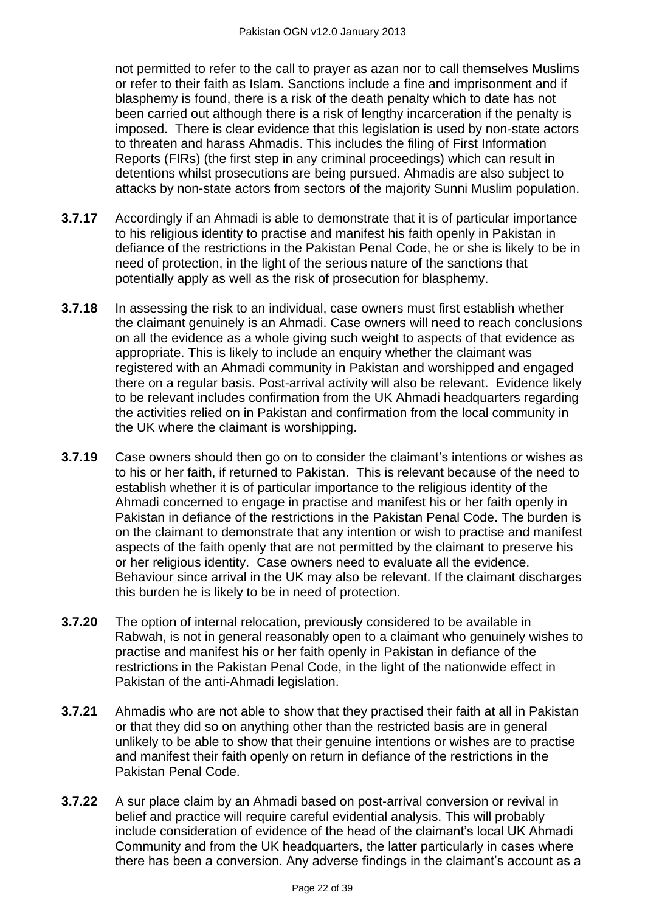not permitted to refer to the call to prayer as azan nor to call themselves Muslims or refer to their faith as Islam. Sanctions include a fine and imprisonment and if blasphemy is found, there is a risk of the death penalty which to date has not been carried out although there is a risk of lengthy incarceration if the penalty is imposed. There is clear evidence that this legislation is used by non-state actors to threaten and harass Ahmadis. This includes the filing of First Information Reports (FIRs) (the first step in any criminal proceedings) which can result in detentions whilst prosecutions are being pursued. Ahmadis are also subject to attacks by non-state actors from sectors of the majority Sunni Muslim population.

**3.7.17** Accordingly if an Ahmadi is able to demonstrate that it is of particular importance to his religious identity to practise and manifest his faith openly in Pakistan in defiance of the restrictions in the Pakistan Penal Code, he or she is likely to be in need of protection, in the light of the serious nature of the sanctions that potentially apply as well as the risk of prosecution for blasphemy.

**3.7.18** In assessing the risk to an individual, case owners must first establish whether the claimant genuinely is an Ahmadi. Case owners will need to reach conclusions on all the evidence as a whole giving such weight to aspects of that evidence as appropriate. This is likely to include an enquiry whether the claimant was registered with an Ahmadi community in Pakistan and worshipped and engaged there on a regular basis. Post-arrival activity will also be relevant. Evidence likely to be relevant includes confirmation from the UK Ahmadi headquarters regarding the activities relied on in Pakistan and confirmation from the local community in the UK where the claimant is worshipping.

**3.7.19** Case owners should then go on to consider the claimant's intentions or wishes as to his or her faith, if returned to Pakistan. This is relevant because of the need to establish whether it is of particular importance to the religious identity of the Ahmadi concerned to engage in practise and manifest his or her faith openly in Pakistan in defiance of the restrictions in the Pakistan Penal Code. The burden is on the claimant to demonstrate that any intention or wish to practise and manifest aspects of the faith openly that are not permitted by the claimant to preserve his or her religious identity. Case owners need to evaluate all the evidence. Behaviour since arrival in the UK may also be relevant. If the claimant discharges this burden he is likely to be in need of protection.

**3.7.20** The option of internal relocation, previously considered to be available in Rabwah, is not in general reasonably open to a claimant who genuinely wishes to practise and manifest his or her faith openly in Pakistan in defiance of the restrictions in the Pakistan Penal Code, in the light of the nationwide effect in Pakistan of the anti-Ahmadi legislation.

**3.7.21** Ahmadis who are not able to show that they practised their faith at all in Pakistan or that they did so on anything other than the restricted basis are in general unlikely to be able to show that their genuine intentions or wishes are to practise and manifest their faith openly on return in defiance of the restrictions in the Pakistan Penal Code.

**3.7.22** A sur place claim by an Ahmadi based on post-arrival conversion or revival in belief and practice will require careful evidential analysis. This will probably include consideration of evidence of the head of the claimant's local UK Ahmadi Community and from the UK headquarters, the latter particularly in cases where there has been a conversion. Any adverse findings in the claimant's account as a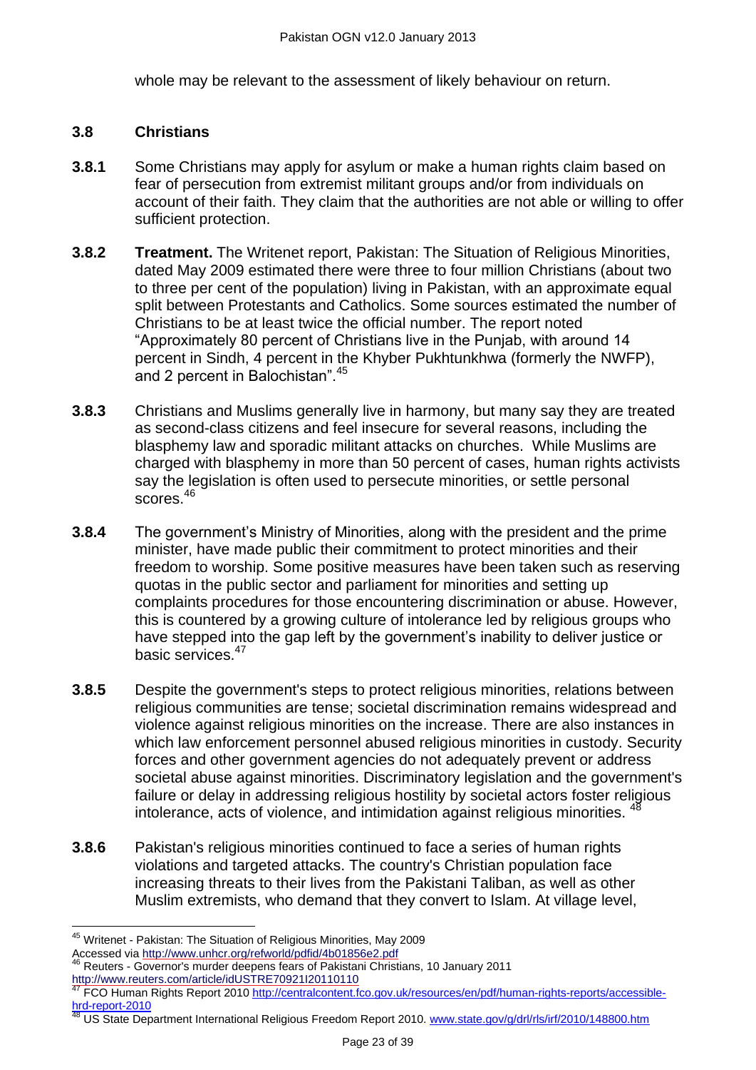whole may be relevant to the assessment of likely behaviour on return.

### 3.8 Christians

**3.8.1** Some Christians may apply for asylum or make a human rights claim based on fear of persecution from extremist militant groups and/or from individuals on account of their faith. They claim that the authorities are not able or willing to offer sufficient protection.

**3.8.2** **Treatment.** The Writenet report, Pakistan: The Situation of Religious Minorities, dated May 2009 estimated there were three to four million Christians (about two to three per cent of the population) living in Pakistan, with an approximate equal split between Protestants and Catholics. Some sources estimated the number of Christians to be at least twice the official number. The report noted "Approximately 80 percent of Christians live in the Punjab, with around 14 percent in Sindh, 4 percent in the Khyber Pukhtunkhwa (formerly the NWFP), and 2 percent in Balochistan".[45]

**3.8.3** Christians and Muslims generally live in harmony, but many say they are treated as second-class citizens and feel insecure for several reasons, including the blasphemy law and sporadic militant attacks on churches. While Muslims are charged with blasphemy in more than 50 percent of cases, human rights activists say the legislation is often used to persecute minorities, or settle personal scores.[46]

**3.8.4** The government's Ministry of Minorities, along with the president and the prime minister, have made public their commitment to protect minorities and their freedom to worship. Some positive measures have been taken such as reserving quotas in the public sector and parliament for minorities and setting up complaints procedures for those encountering discrimination or abuse. However, this is countered by a growing culture of intolerance led by religious groups who have stepped into the gap left by the government's inability to deliver justice or basic services.[47]

**3.8.5** Despite the government's steps to protect religious minorities, relations between religious communities are tense; societal discrimination remains widespread and violence against religious minorities on the increase. There are also instances in which law enforcement personnel abused religious minorities in custody. Security forces and other government agencies do not adequately prevent or address societal abuse against minorities. Discriminatory legislation and the government's failure or delay in addressing religious hostility by societal actors foster religious intolerance, acts of violence, and intimidation against religious minorities.[48]

**3.8.6** Pakistan's religious minorities continued to face a series of human rights violations and targeted attacks. The country's Christian population face increasing threats to their lives from the Pakistani Taliban, as well as other Muslim extremists, who demand that they convert to Islam. At village level,

---

[45] Writenet - Pakistan: The Situation of Religious Minorities, May 2009 Accessed via http://www.unhcr.org/refworld/pdfid/4b01856e2.pdf

[46] Reuters - Governor's murder deepens fears of Pakistani Christians, 10 January 2011 http://www.reuters.com/article/idUSTRE70921I20110110

[47] FCO Human Rights Report 2010 http://centralcontent.fco.gov.uk/resources/en/pdf/human-rights-reports/accessible-hrd-report-2010

[48] US State Department International Religious Freedom Report 2010. www.state.gov/g/drl/rls/irf/2010/148800.htm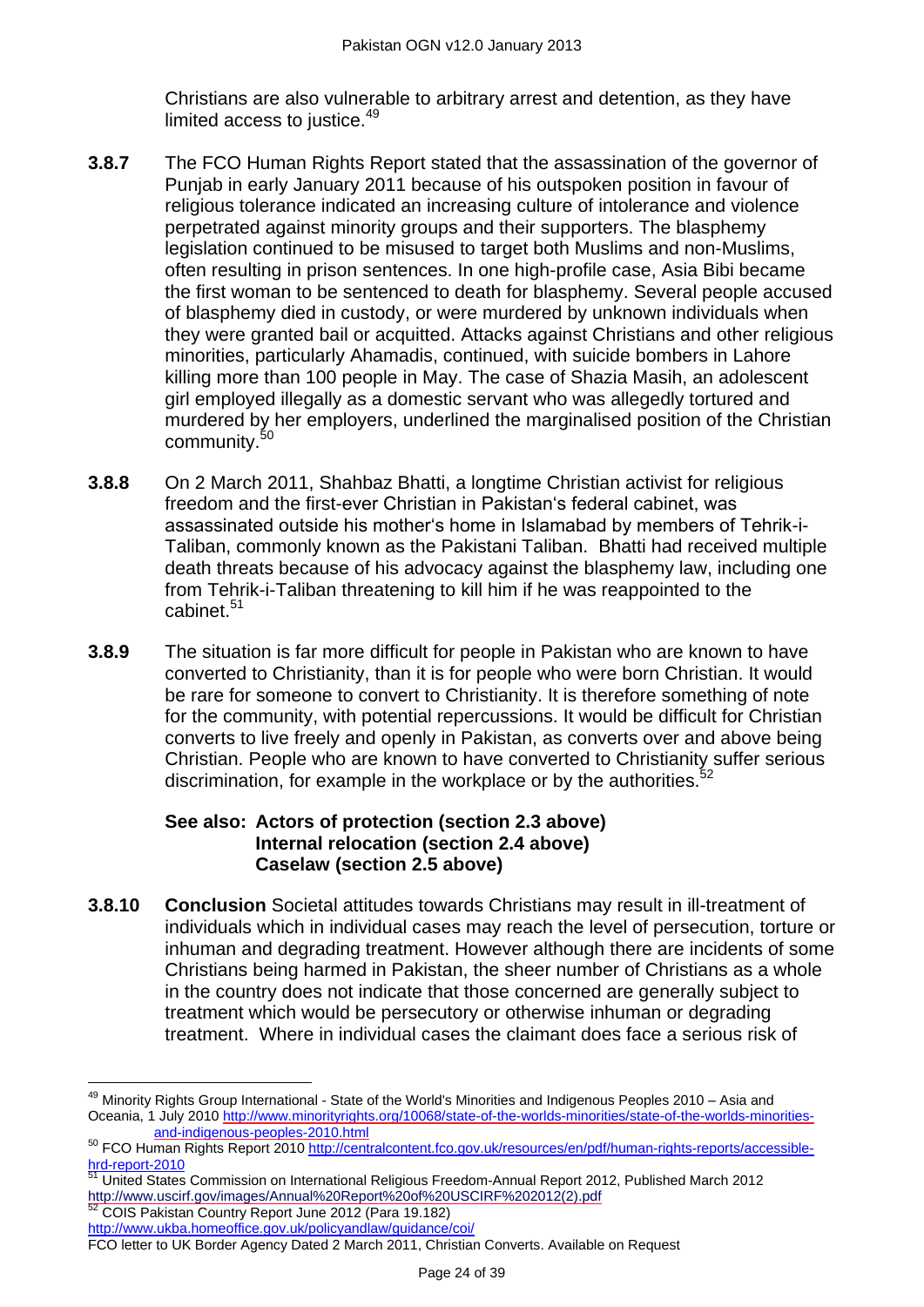Christians are also vulnerable to arbitrary arrest and detention, as they have limited access to justice.[49]

**3.8.7** The FCO Human Rights Report stated that the assassination of the governor of Punjab in early January 2011 because of his outspoken position in favour of religious tolerance indicated an increasing culture of intolerance and violence perpetrated against minority groups and their supporters. The blasphemy legislation continued to be misused to target both Muslims and non-Muslims, often resulting in prison sentences. In one high-profile case, Asia Bibi became the first woman to be sentenced to death for blasphemy. Several people accused of blasphemy died in custody, or were murdered by unknown individuals when they were granted bail or acquitted. Attacks against Christians and other religious minorities, particularly Ahamadis, continued, with suicide bombers in Lahore killing more than 100 people in May. The case of Shazia Masih, an adolescent girl employed illegally as a domestic servant who was allegedly tortured and murdered by her employers, underlined the marginalised position of the Christian community.[50]

**3.8.8** On 2 March 2011, Shahbaz Bhatti, a longtime Christian activist for religious freedom and the first-ever Christian in Pakistan's federal cabinet, was assassinated outside his mother's home in Islamabad by members of Tehrik-i-Taliban, commonly known as the Pakistani Taliban. Bhatti had received multiple death threats because of his advocacy against the blasphemy law, including one from Tehrik-i-Taliban threatening to kill him if he was reappointed to the cabinet.[51]

**3.8.9** The situation is far more difficult for people in Pakistan who are known to have converted to Christianity, than it is for people who were born Christian. It would be rare for someone to convert to Christianity. It is therefore something of note for the community, with potential repercussions. It would be difficult for Christian converts to live freely and openly in Pakistan, as converts over and above being Christian. People who are known to have converted to Christianity suffer serious discrimination, for example in the workplace or by the authorities.[52]

**See also: Actors of protection (section 2.3 above)**
**Internal relocation (section 2.4 above)**
**Caselaw (section 2.5 above)**

**3.8.10** **Conclusion** Societal attitudes towards Christians may result in ill-treatment of individuals which in individual cases may reach the level of persecution, torture or inhuman and degrading treatment. However although there are incidents of some Christians being harmed in Pakistan, the sheer number of Christians as a whole in the country does not indicate that those concerned are generally subject to treatment which would be persecutory or otherwise inhuman or degrading treatment. Where in individual cases the claimant does face a serious risk of

---

[49] Minority Rights Group International - State of the World's Minorities and Indigenous Peoples 2010 – Asia and Oceania, 1 July 2010 http://www.minorityrights.org/10068/state-of-the-worlds-minorities/state-of-the-worlds-minorities-and-indigenous-peoples-2010.html

[50] FCO Human Rights Report 2010 http://centralcontent.fco.gov.uk/resources/en/pdf/human-rights-reports/accessible-hrd-report-2010

[51] United States Commission on International Religious Freedom-Annual Report 2012, Published March 2012 http://www.uscirf.gov/images/Annual%20Report%20of%20USCIRF%202012(2).pdf

[52] COIS Pakistan Country Report June 2012 (Para 19.182) http://www.ukba.homeoffice.gov.uk/policyandlaw/guidance/coi/
FCO letter to UK Border Agency Dated 2 March 2011, Christian Converts. Available on Request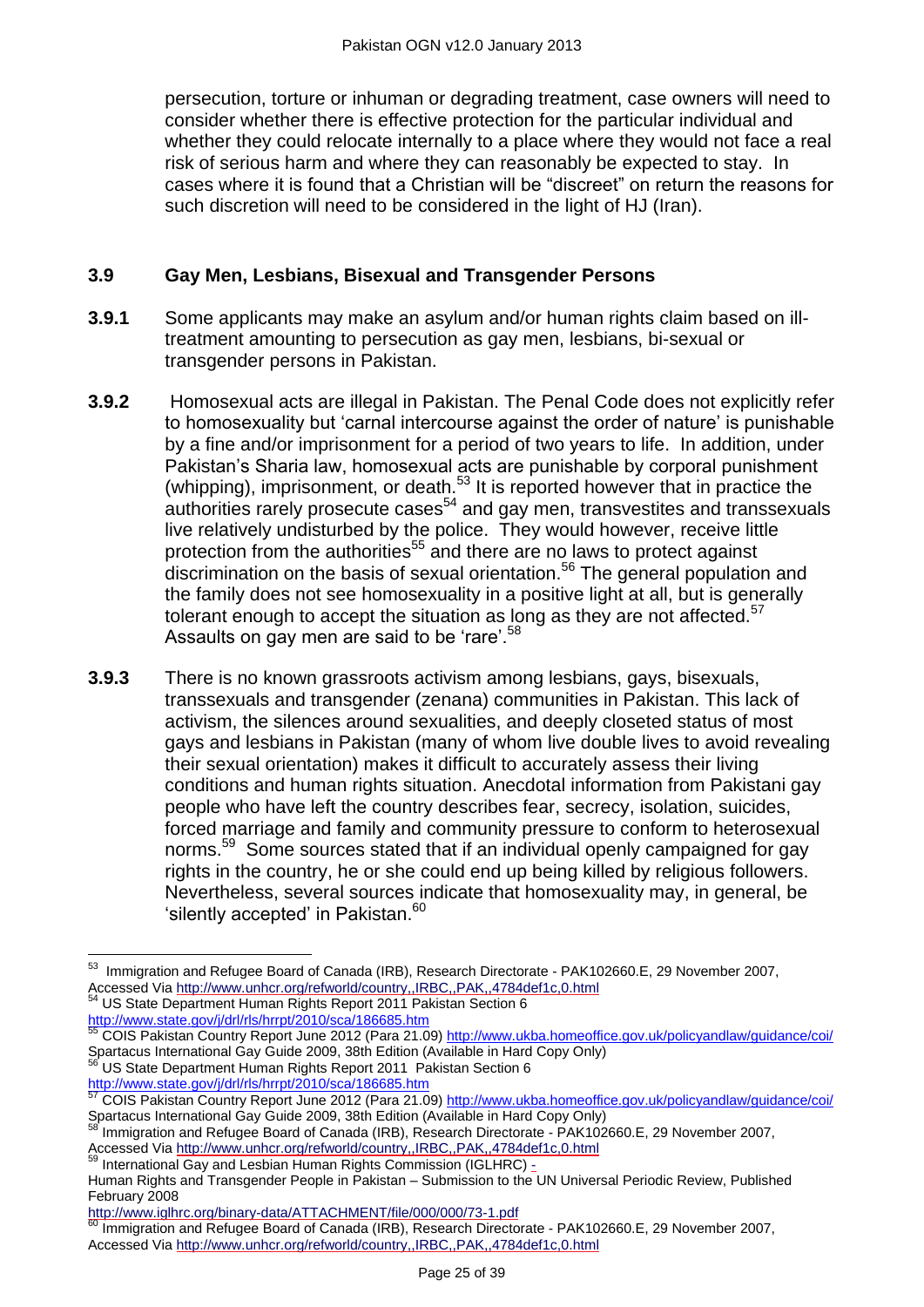persecution, torture or inhuman or degrading treatment, case owners will need to consider whether there is effective protection for the particular individual and whether they could relocate internally to a place where they would not face a real risk of serious harm and where they can reasonably be expected to stay. In cases where it is found that a Christian will be "discreet" on return the reasons for such discretion will need to be considered in the light of HJ (Iran).

### 3.9 Gay Men, Lesbians, Bisexual and Transgender Persons

**3.9.1** Some applicants may make an asylum and/or human rights claim based on ill-treatment amounting to persecution as gay men, lesbians, bi-sexual or transgender persons in Pakistan.

**3.9.2** Homosexual acts are illegal in Pakistan. The Penal Code does not explicitly refer to homosexuality but 'carnal intercourse against the order of nature' is punishable by a fine and/or imprisonment for a period of two years to life. In addition, under Pakistan's Sharia law, homosexual acts are punishable by corporal punishment (whipping), imprisonment, or death.[53] It is reported however that in practice the authorities rarely prosecute cases[54] and gay men, transvestites and transsexuals live relatively undisturbed by the police. They would however, receive little protection from the authorities[55] and there are no laws to protect against discrimination on the basis of sexual orientation.[56] The general population and the family does not see homosexuality in a positive light at all, but is generally tolerant enough to accept the situation as long as they are not affected.[57] Assaults on gay men are said to be 'rare'.[58]

**3.9.3** There is no known grassroots activism among lesbians, gays, bisexuals, transsexuals and transgender (zenana) communities in Pakistan. This lack of activism, the silences around sexualities, and deeply closeted status of most gays and lesbians in Pakistan (many of whom live double lives to avoid revealing their sexual orientation) makes it difficult to accurately assess their living conditions and human rights situation. Anecdotal information from Pakistani gay people who have left the country describes fear, secrecy, isolation, suicides, forced marriage and family and community pressure to conform to heterosexual norms.[59] Some sources stated that if an individual openly campaigned for gay rights in the country, he or she could end up being killed by religious followers. Nevertheless, several sources indicate that homosexuality may, in general, be 'silently accepted' in Pakistan.[60]

---

[53] Immigration and Refugee Board of Canada (IRB), Research Directorate - PAK102660.E, 29 November 2007, Accessed Via http://www.unhcr.org/refworld/country,,IRBC,,PAK,,4784def1c,0.html

[54] US State Department Human Rights Report 2011 Pakistan Section 6 http://www.state.gov/j/drl/rls/hrrpt/2010/sca/186685.htm

[55] COIS Pakistan Country Report June 2012 (Para 21.09) http://www.ukba.homeoffice.gov.uk/policyandlaw/guidance/coi/ Spartacus International Gay Guide 2009, 38th Edition (Available in Hard Copy Only)

[56] US State Department Human Rights Report 2011 Pakistan Section 6 http://www.state.gov/j/drl/rls/hrrpt/2010/sca/186685.htm

[57] COIS Pakistan Country Report June 2012 (Para 21.09) http://www.ukba.homeoffice.gov.uk/policyandlaw/guidance/coi/ Spartacus International Gay Guide 2009, 38th Edition (Available in Hard Copy Only)

[58] Immigration and Refugee Board of Canada (IRB), Research Directorate - PAK102660.E, 29 November 2007, Accessed Via http://www.unhcr.org/refworld/country,,IRBC,,PAK,,4784def1c,0.html

[59] International Gay and Lesbian Human Rights Commission (IGLHRC) - Human Rights and Transgender People in Pakistan – Submission to the UN Universal Periodic Review, Published February 2008 http://www.iglhrc.org/binary-data/ATTACHMENT/file/000/000/73-1.pdf

[60] Immigration and Refugee Board of Canada (IRB), Research Directorate - PAK102660.E, 29 November 2007, Accessed Via http://www.unhcr.org/refworld/country,,IRBC,,PAK,,4784def1c,0.html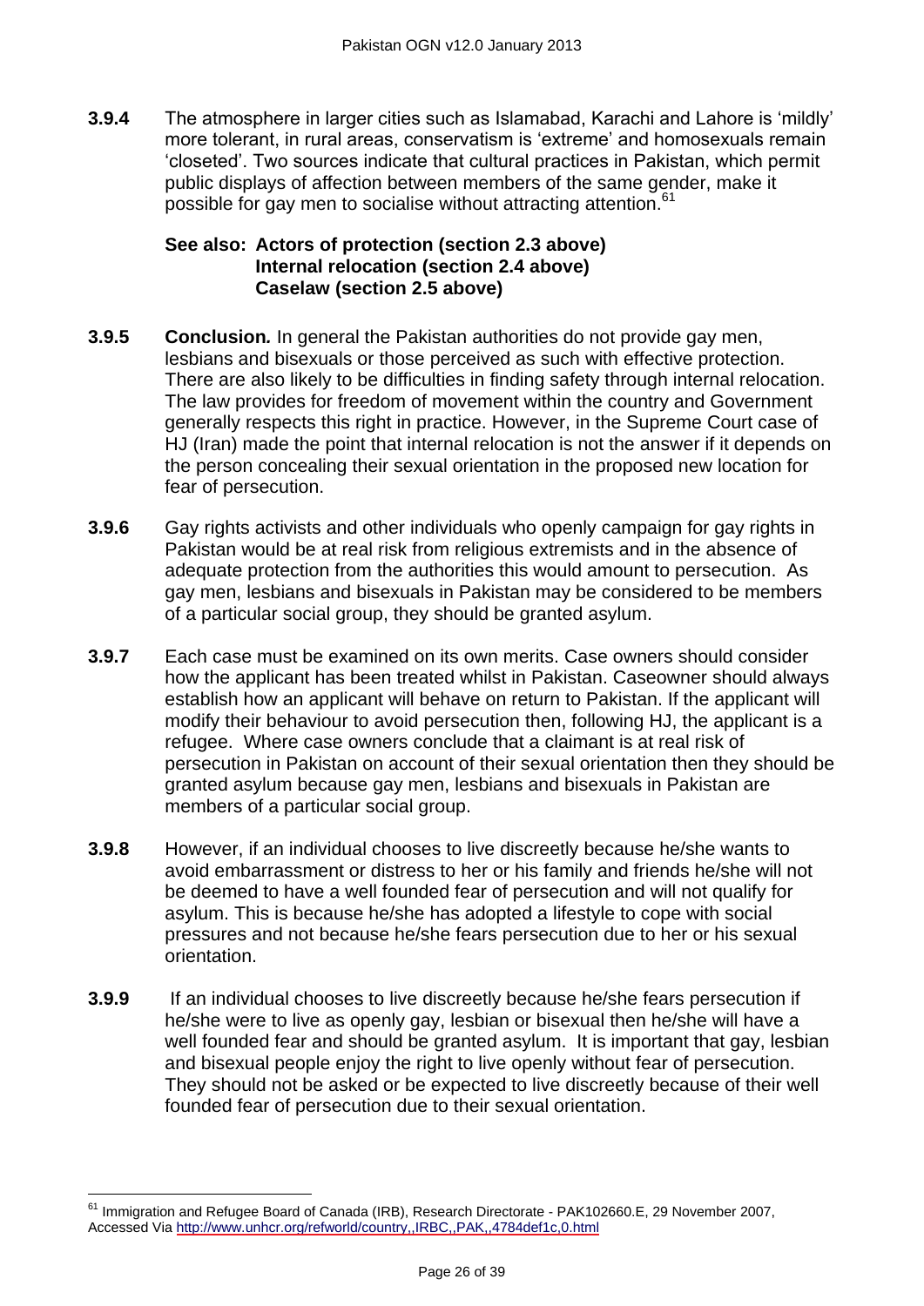**3.9.4** The atmosphere in larger cities such as Islamabad, Karachi and Lahore is 'mildly' more tolerant, in rural areas, conservatism is 'extreme' and homosexuals remain 'closeted'. Two sources indicate that cultural practices in Pakistan, which permit public displays of affection between members of the same gender, make it possible for gay men to socialise without attracting attention.[61]

**See also: Actors of protection (section 2.3 above)**
**Internal relocation (section 2.4 above)**
**Caselaw (section 2.5 above)**

**3.9.5** **Conclusion.** In general the Pakistan authorities do not provide gay men, lesbians and bisexuals or those perceived as such with effective protection. There are also likely to be difficulties in finding safety through internal relocation. The law provides for freedom of movement within the country and Government generally respects this right in practice. However, in the Supreme Court case of HJ (Iran) made the point that internal relocation is not the answer if it depends on the person concealing their sexual orientation in the proposed new location for fear of persecution.

**3.9.6** Gay rights activists and other individuals who openly campaign for gay rights in Pakistan would be at real risk from religious extremists and in the absence of adequate protection from the authorities this would amount to persecution. As gay men, lesbians and bisexuals in Pakistan may be considered to be members of a particular social group, they should be granted asylum.

**3.9.7** Each case must be examined on its own merits. Case owners should consider how the applicant has been treated whilst in Pakistan. Caseowner should always establish how an applicant will behave on return to Pakistan. If the applicant will modify their behaviour to avoid persecution then, following HJ, the applicant is a refugee. Where case owners conclude that a claimant is at real risk of persecution in Pakistan on account of their sexual orientation then they should be granted asylum because gay men, lesbians and bisexuals in Pakistan are members of a particular social group.

**3.9.8** However, if an individual chooses to live discreetly because he/she wants to avoid embarrassment or distress to her or his family and friends he/she will not be deemed to have a well founded fear of persecution and will not qualify for asylum. This is because he/she has adopted a lifestyle to cope with social pressures and not because he/she fears persecution due to her or his sexual orientation.

**3.9.9** If an individual chooses to live discreetly because he/she fears persecution if he/she were to live as openly gay, lesbian or bisexual then he/she will have a well founded fear and should be granted asylum. It is important that gay, lesbian and bisexual people enjoy the right to live openly without fear of persecution. They should not be asked or be expected to live discreetly because of their well founded fear of persecution due to their sexual orientation.

---

[61] Immigration and Refugee Board of Canada (IRB), Research Directorate - PAK102660.E, 29 November 2007, Accessed Via http://www.unhcr.org/refworld/country,,IRBC,,PAK,,4784def1c,0.html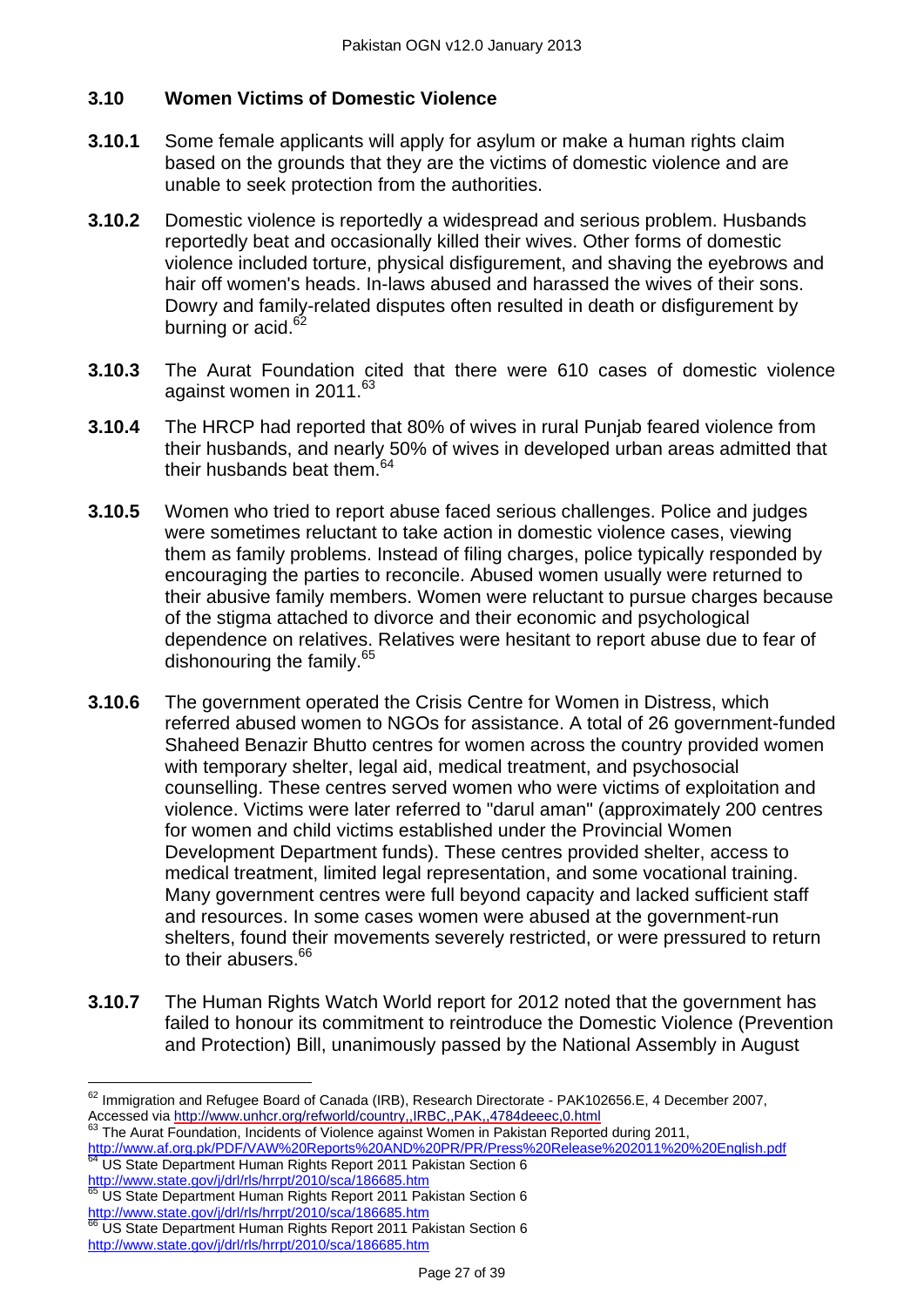### 3.10 Women Victims of Domestic Violence

**3.10.1** Some female applicants will apply for asylum or make a human rights claim based on the grounds that they are the victims of domestic violence and are unable to seek protection from the authorities.

**3.10.2** Domestic violence is reportedly a widespread and serious problem. Husbands reportedly beat and occasionally killed their wives. Other forms of domestic violence included torture, physical disfigurement, and shaving the eyebrows and hair off women's heads. In-laws abused and harassed the wives of their sons. Dowry and family-related disputes often resulted in death or disfigurement by burning or acid.[62]

**3.10.3** The Aurat Foundation cited that there were 610 cases of domestic violence against women in 2011.[63]

**3.10.4** The HRCP had reported that 80% of wives in rural Punjab feared violence from their husbands, and nearly 50% of wives in developed urban areas admitted that their husbands beat them.[64]

**3.10.5** Women who tried to report abuse faced serious challenges. Police and judges were sometimes reluctant to take action in domestic violence cases, viewing them as family problems. Instead of filing charges, police typically responded by encouraging the parties to reconcile. Abused women usually were returned to their abusive family members. Women were reluctant to pursue charges because of the stigma attached to divorce and their economic and psychological dependence on relatives. Relatives were hesitant to report abuse due to fear of dishonouring the family.[65]

**3.10.6** The government operated the Crisis Centre for Women in Distress, which referred abused women to NGOs for assistance. A total of 26 government-funded Shaheed Benazir Bhutto centres for women across the country provided women with temporary shelter, legal aid, medical treatment, and psychosocial counselling. These centres served women who were victims of exploitation and violence. Victims were later referred to "darul aman" (approximately 200 centres for women and child victims established under the Provincial Women Development Department funds). These centres provided shelter, access to medical treatment, limited legal representation, and some vocational training. Many government centres were full beyond capacity and lacked sufficient staff and resources. In some cases women were abused at the government-run shelters, found their movements severely restricted, or were pressured to return to their abusers.[66]

**3.10.7** The Human Rights Watch World report for 2012 noted that the government has failed to honour its commitment to reintroduce the Domestic Violence (Prevention and Protection) Bill, unanimously passed by the National Assembly in August

---

[62] Immigration and Refugee Board of Canada (IRB), Research Directorate - PAK102656.E, 4 December 2007, Accessed via http://www.unhcr.org/refworld/country,,IRBC,,PAK,,4784deeec,0.html

[63] The Aurat Foundation, Incidents of Violence against Women in Pakistan Reported during 2011, http://www.af.org.pk/PDF/VAW%20Reports%20AND%20PR/PR/Press%20Release%202011%20%20English.pdf

[64] US State Department Human Rights Report 2011 Pakistan Section 6 http://www.state.gov/j/drl/rls/hrrpt/2010/sca/186685.htm

[65] US State Department Human Rights Report 2011 Pakistan Section 6 http://www.state.gov/j/drl/rls/hrrpt/2010/sca/186685.htm

[66] US State Department Human Rights Report 2011 Pakistan Section 6 http://www.state.gov/j/drl/rls/hrrpt/2010/sca/186685.htm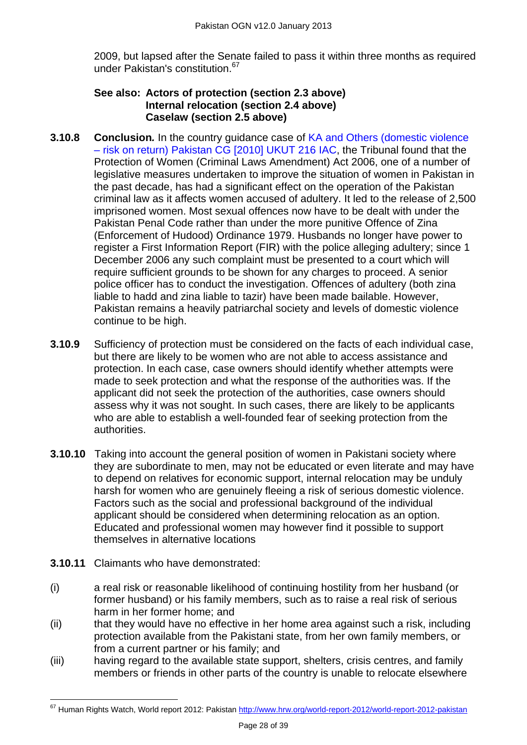2009, but lapsed after the Senate failed to pass it within three months as required under Pakistan's constitution.[67]

**See also: Actors of protection (section 2.3 above)**
**Internal relocation (section 2.4 above)**
**Caselaw (section 2.5 above)**

**3.10.8** **Conclusion***.* In the country guidance case of KA and Others (domestic violence – risk on return) Pakistan CG [2010] UKUT 216 IAC, the Tribunal found that the Protection of Women (Criminal Laws Amendment) Act 2006, one of a number of legislative measures undertaken to improve the situation of women in Pakistan in the past decade, has had a significant effect on the operation of the Pakistan criminal law as it affects women accused of adultery. It led to the release of 2,500 imprisoned women. Most sexual offences now have to be dealt with under the Pakistan Penal Code rather than under the more punitive Offence of Zina (Enforcement of Hudood) Ordinance 1979. Husbands no longer have power to register a First Information Report (FIR) with the police alleging adultery; since 1 December 2006 any such complaint must be presented to a court which will require sufficient grounds to be shown for any charges to proceed. A senior police officer has to conduct the investigation. Offences of adultery (both zina liable to hadd and zina liable to tazir) have been made bailable. However, Pakistan remains a heavily patriarchal society and levels of domestic violence continue to be high.

**3.10.9** Sufficiency of protection must be considered on the facts of each individual case, but there are likely to be women who are not able to access assistance and protection. In each case, case owners should identify whether attempts were made to seek protection and what the response of the authorities was. If the applicant did not seek the protection of the authorities, case owners should assess why it was not sought. In such cases, there are likely to be applicants who are able to establish a well-founded fear of seeking protection from the authorities.

**3.10.10** Taking into account the general position of women in Pakistani society where they are subordinate to men, may not be educated or even literate and may have to depend on relatives for economic support, internal relocation may be unduly harsh for women who are genuinely fleeing a risk of serious domestic violence. Factors such as the social and professional background of the individual applicant should be considered when determining relocation as an option. Educated and professional women may however find it possible to support themselves in alternative locations

**3.10.11** Claimants who have demonstrated:

(i) a real risk or reasonable likelihood of continuing hostility from her husband (or former husband) or his family members, such as to raise a real risk of serious harm in her former home; and

(ii) that they would have no effective in her home area against such a risk, including protection available from the Pakistani state, from her own family members, or from a current partner or his family; and

(iii) having regard to the available state support, shelters, crisis centres, and family members or friends in other parts of the country is unable to relocate elsewhere

---

[67] Human Rights Watch, World report 2012: Pakistan http://www.hrw.org/world-report-2012/world-report-2012-pakistan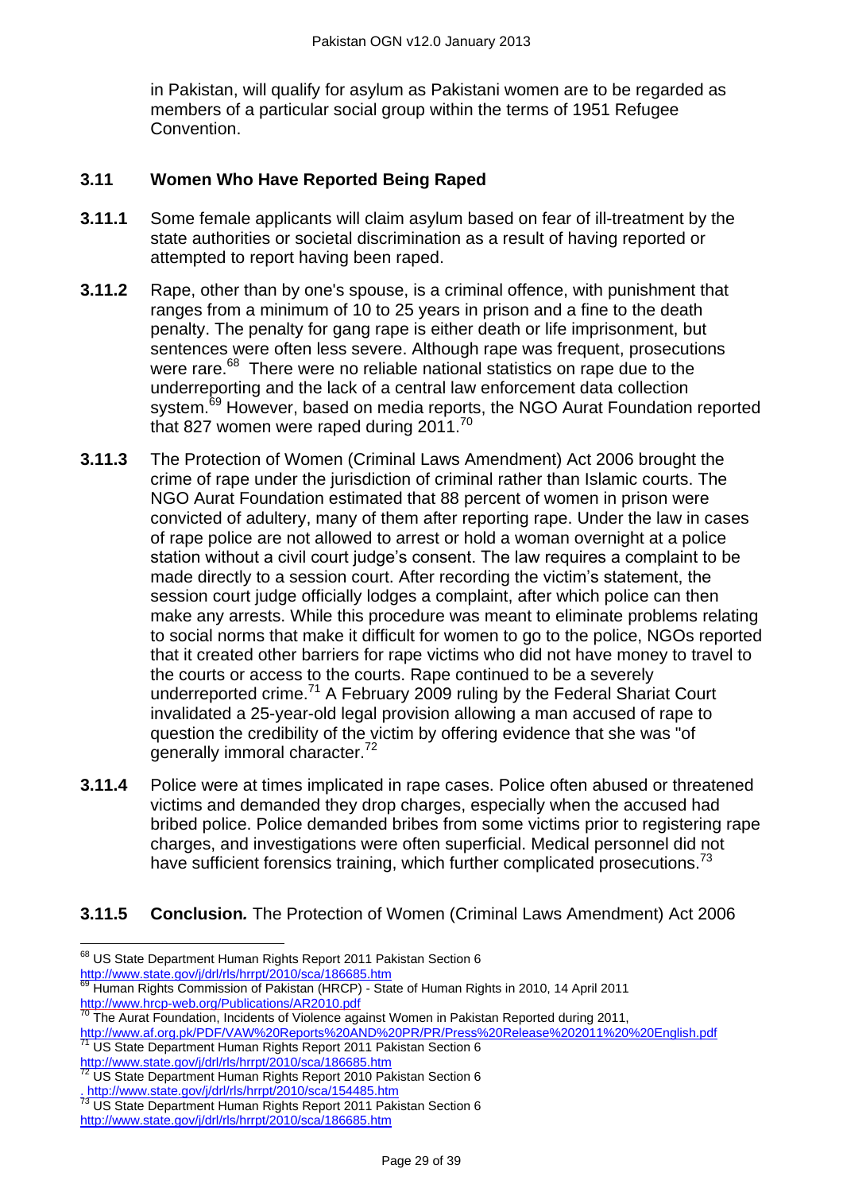in Pakistan, will qualify for asylum as Pakistani women are to be regarded as members of a particular social group within the terms of 1951 Refugee Convention.

### 3.11 Women Who Have Reported Being Raped

**3.11.1** Some female applicants will claim asylum based on fear of ill-treatment by the state authorities or societal discrimination as a result of having reported or attempted to report having been raped.

**3.11.2** Rape, other than by one's spouse, is a criminal offence, with punishment that ranges from a minimum of 10 to 25 years in prison and a fine to the death penalty. The penalty for gang rape is either death or life imprisonment, but sentences were often less severe. Although rape was frequent, prosecutions were rare.[68] There were no reliable national statistics on rape due to the underreporting and the lack of a central law enforcement data collection system.[69] However, based on media reports, the NGO Aurat Foundation reported that 827 women were raped during 2011.[70]

**3.11.3** The Protection of Women (Criminal Laws Amendment) Act 2006 brought the crime of rape under the jurisdiction of criminal rather than Islamic courts. The NGO Aurat Foundation estimated that 88 percent of women in prison were convicted of adultery, many of them after reporting rape. Under the law in cases of rape police are not allowed to arrest or hold a woman overnight at a police station without a civil court judge's consent. The law requires a complaint to be made directly to a session court. After recording the victim's statement, the session court judge officially lodges a complaint, after which police can then make any arrests. While this procedure was meant to eliminate problems relating to social norms that make it difficult for women to go to the police, NGOs reported that it created other barriers for rape victims who did not have money to travel to the courts or access to the courts. Rape continued to be a severely underreported crime.[71] A February 2009 ruling by the Federal Shariat Court invalidated a 25-year-old legal provision allowing a man accused of rape to question the credibility of the victim by offering evidence that she was "of generally immoral character.[72]

**3.11.4** Police were at times implicated in rape cases. Police often abused or threatened victims and demanded they drop charges, especially when the accused had bribed police. Police demanded bribes from some victims prior to registering rape charges, and investigations were often superficial. Medical personnel did not have sufficient forensics training, which further complicated prosecutions.[73]

**3.11.5** ***Conclusion.*** The Protection of Women (Criminal Laws Amendment) Act 2006

---

[68] US State Department Human Rights Report 2011 Pakistan Section 6 http://www.state.gov/j/drl/rls/hrrpt/2010/sca/186685.htm

[69] Human Rights Commission of Pakistan (HRCP) - State of Human Rights in 2010, 14 April 2011 http://www.hrcp-web.org/Publications/AR2010.pdf

[70] The Aurat Foundation, Incidents of Violence against Women in Pakistan Reported during 2011, http://www.af.org.pk/PDF/VAW%20Reports%20AND%20PR/PR/Press%20Release%202011%20%20English.pdf

[71] US State Department Human Rights Report 2011 Pakistan Section 6 http://www.state.gov/j/drl/rls/hrrpt/2010/sca/186685.htm

[72] US State Department Human Rights Report 2010 Pakistan Section 6 , http://www.state.gov/j/drl/rls/hrrpt/2010/sca/154485.htm

[73] US State Department Human Rights Report 2011 Pakistan Section 6 http://www.state.gov/j/drl/rls/hrrpt/2010/sca/186685.htm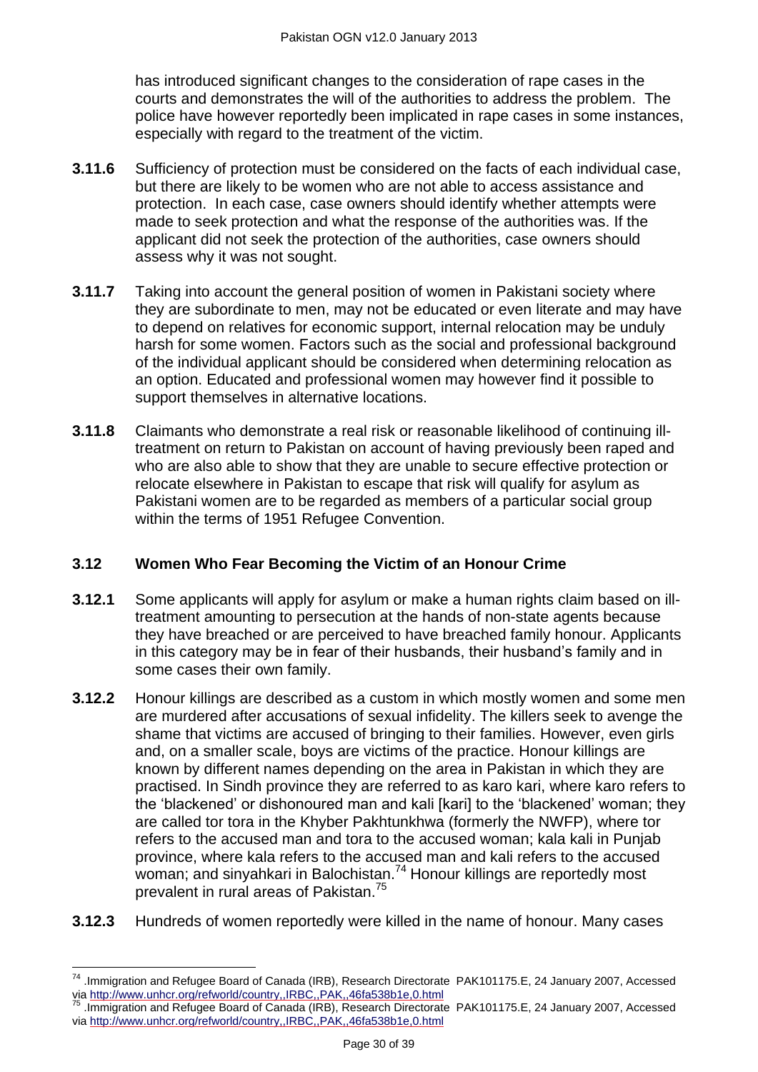has introduced significant changes to the consideration of rape cases in the courts and demonstrates the will of the authorities to address the problem. The police have however reportedly been implicated in rape cases in some instances, especially with regard to the treatment of the victim.

**3.11.6** Sufficiency of protection must be considered on the facts of each individual case, but there are likely to be women who are not able to access assistance and protection. In each case, case owners should identify whether attempts were made to seek protection and what the response of the authorities was. If the applicant did not seek the protection of the authorities, case owners should assess why it was not sought.

**3.11.7** Taking into account the general position of women in Pakistani society where they are subordinate to men, may not be educated or even literate and may have to depend on relatives for economic support, internal relocation may be unduly harsh for some women. Factors such as the social and professional background of the individual applicant should be considered when determining relocation as an option. Educated and professional women may however find it possible to support themselves in alternative locations.

**3.11.8** Claimants who demonstrate a real risk or reasonable likelihood of continuing ill-treatment on return to Pakistan on account of having previously been raped and who are also able to show that they are unable to secure effective protection or relocate elsewhere in Pakistan to escape that risk will qualify for asylum as Pakistani women are to be regarded as members of a particular social group within the terms of 1951 Refugee Convention.

### 3.12 Women Who Fear Becoming the Victim of an Honour Crime

**3.12.1** Some applicants will apply for asylum or make a human rights claim based on ill-treatment amounting to persecution at the hands of non-state agents because they have breached or are perceived to have breached family honour. Applicants in this category may be in fear of their husbands, their husband's family and in some cases their own family.

**3.12.2** Honour killings are described as a custom in which mostly women and some men are murdered after accusations of sexual infidelity. The killers seek to avenge the shame that victims are accused of bringing to their families. However, even girls and, on a smaller scale, boys are victims of the practice. Honour killings are known by different names depending on the area in Pakistan in which they are practised. In Sindh province they are referred to as karo kari, where karo refers to the 'blackened' or dishonoured man and kali [kari] to the 'blackened' woman; they are called tor tora in the Khyber Pakhtunkhwa (formerly the NWFP), where tor refers to the accused man and tora to the accused woman; kala kali in Punjab province, where kala refers to the accused man and kali refers to the accused woman; and sinyahkari in Balochistan.[74] Honour killings are reportedly most prevalent in rural areas of Pakistan.[75]

**3.12.3** Hundreds of women reportedly were killed in the name of honour. Many cases

---

[74] .Immigration and Refugee Board of Canada (IRB), Research Directorate PAK101175.E, 24 January 2007, Accessed via http://www.unhcr.org/refworld/country,,IRBC,,PAK,,46fa538b1e,0.html

[75] .Immigration and Refugee Board of Canada (IRB), Research Directorate PAK101175.E, 24 January 2007, Accessed via http://www.unhcr.org/refworld/country,,IRBC,,PAK,,46fa538b1e,0.html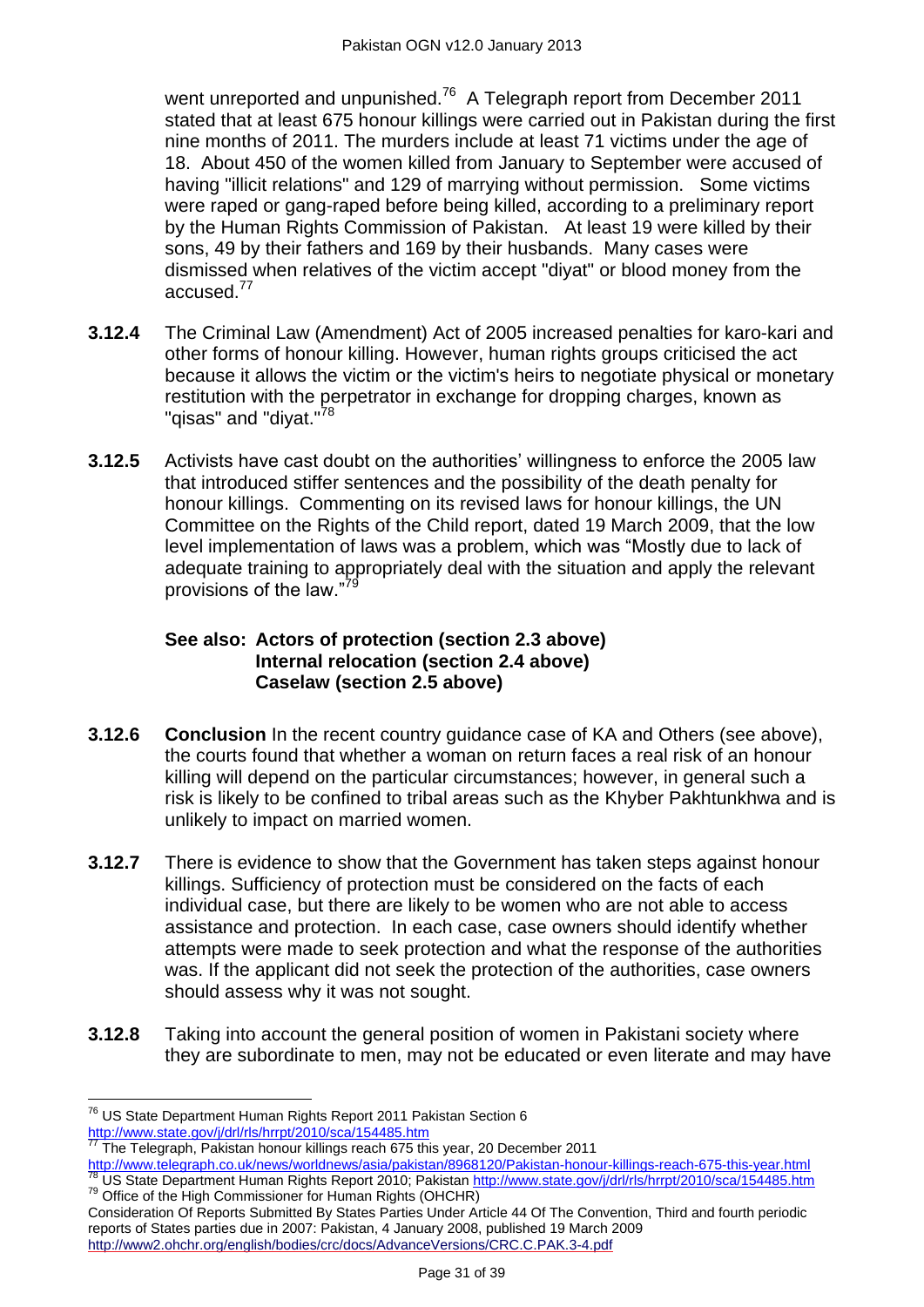went unreported and unpunished.[76] A Telegraph report from December 2011 stated that at least 675 honour killings were carried out in Pakistan during the first nine months of 2011. The murders include at least 71 victims under the age of 18. About 450 of the women killed from January to September were accused of having "illicit relations" and 129 of marrying without permission. Some victims were raped or gang-raped before being killed, according to a preliminary report by the Human Rights Commission of Pakistan. At least 19 were killed by their sons, 49 by their fathers and 169 by their husbands. Many cases were dismissed when relatives of the victim accept "diyat" or blood money from the accused.[77]

**3.12.4** The Criminal Law (Amendment) Act of 2005 increased penalties for karo-kari and other forms of honour killing. However, human rights groups criticised the act because it allows the victim or the victim's heirs to negotiate physical or monetary restitution with the perpetrator in exchange for dropping charges, known as "qisas" and "diyat."[78]

**3.12.5** Activists have cast doubt on the authorities' willingness to enforce the 2005 law that introduced stiffer sentences and the possibility of the death penalty for honour killings. Commenting on its revised laws for honour killings, the UN Committee on the Rights of the Child report, dated 19 March 2009, that the low level implementation of laws was a problem, which was "Mostly due to lack of adequate training to appropriately deal with the situation and apply the relevant provisions of the law."[79]

**See also: Actors of protection (section 2.3 above)**
**Internal relocation (section 2.4 above)**
**Caselaw (section 2.5 above)**

**3.12.6** **Conclusion** In the recent country guidance case of KA and Others (see above), the courts found that whether a woman on return faces a real risk of an honour killing will depend on the particular circumstances; however, in general such a risk is likely to be confined to tribal areas such as the Khyber Pakhtunkhwa and is unlikely to impact on married women.

**3.12.7** There is evidence to show that the Government has taken steps against honour killings. Sufficiency of protection must be considered on the facts of each individual case, but there are likely to be women who are not able to access assistance and protection. In each case, case owners should identify whether attempts were made to seek protection and what the response of the authorities was. If the applicant did not seek the protection of the authorities, case owners should assess why it was not sought.

**3.12.8** Taking into account the general position of women in Pakistani society where they are subordinate to men, may not be educated or even literate and may have

---

[76] US State Department Human Rights Report 2011 Pakistan Section 6 http://www.state.gov/j/drl/rls/hrrpt/2010/sca/154485.htm

[77] The Telegraph, Pakistan honour killings reach 675 this year, 20 December 2011 http://www.telegraph.co.uk/news/worldnews/asia/pakistan/8968120/Pakistan-honour-killings-reach-675-this-year.html

[78] US State Department Human Rights Report 2010; Pakistan http://www.state.gov/j/drl/rls/hrrpt/2010/sca/154485.htm

[79] Office of the High Commissioner for Human Rights (OHCHR) Consideration Of Reports Submitted By States Parties Under Article 44 Of The Convention, Third and fourth periodic reports of States parties due in 2007: Pakistan, 4 January 2008, published 19 March 2009 http://www2.ohchr.org/english/bodies/crc/docs/AdvanceVersions/CRC.C.PAK.3-4.pdf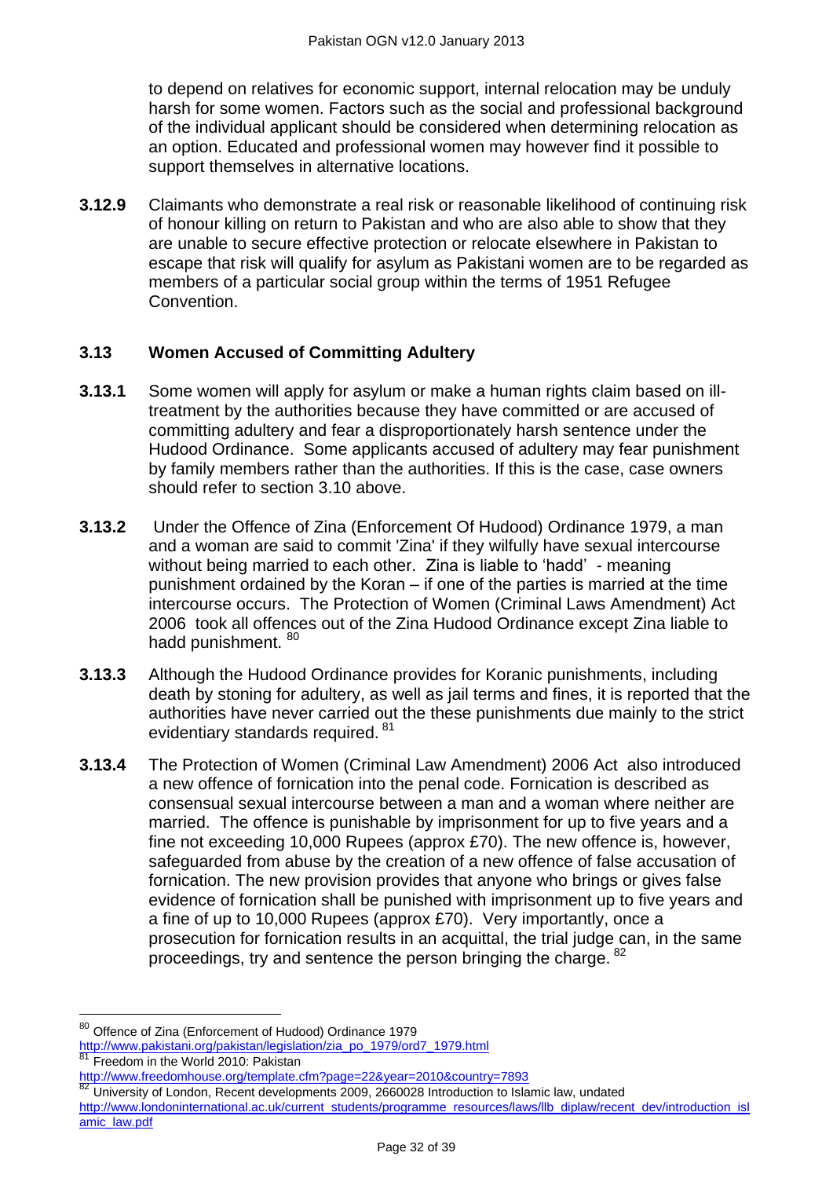to depend on relatives for economic support, internal relocation may be unduly harsh for some women. Factors such as the social and professional background of the individual applicant should be considered when determining relocation as an option. Educated and professional women may however find it possible to support themselves in alternative locations.

**3.12.9** Claimants who demonstrate a real risk or reasonable likelihood of continuing risk of honour killing on return to Pakistan and who are also able to show that they are unable to secure effective protection or relocate elsewhere in Pakistan to escape that risk will qualify for asylum as Pakistani women are to be regarded as members of a particular social group within the terms of 1951 Refugee Convention.

### 3.13 Women Accused of Committing Adultery

**3.13.1** Some women will apply for asylum or make a human rights claim based on ill-treatment by the authorities because they have committed or are accused of committing adultery and fear a disproportionately harsh sentence under the Hudood Ordinance. Some applicants accused of adultery may fear punishment by family members rather than the authorities. If this is the case, case owners should refer to section 3.10 above.

**3.13.2** Under the Offence of Zina (Enforcement Of Hudood) Ordinance 1979, a man and a woman are said to commit 'Zina' if they wilfully have sexual intercourse without being married to each other. Zina is liable to 'hadd' - meaning punishment ordained by the Koran – if one of the parties is married at the time intercourse occurs. The Protection of Women (Criminal Laws Amendment) Act 2006 took all offences out of the Zina Hudood Ordinance except Zina liable to hadd punishment. [80]

**3.13.3** Although the Hudood Ordinance provides for Koranic punishments, including death by stoning for adultery, as well as jail terms and fines, it is reported that the authorities have never carried out the these punishments due mainly to the strict evidentiary standards required. [81]

**3.13.4** The Protection of Women (Criminal Law Amendment) 2006 Act also introduced a new offence of fornication into the penal code. Fornication is described as consensual sexual intercourse between a man and a woman where neither are married. The offence is punishable by imprisonment for up to five years and a fine not exceeding 10,000 Rupees (approx £70). The new offence is, however, safeguarded from abuse by the creation of a new offence of false accusation of fornication. The new provision provides that anyone who brings or gives false evidence of fornication shall be punished with imprisonment up to five years and a fine of up to 10,000 Rupees (approx £70). Very importantly, once a prosecution for fornication results in an acquittal, the trial judge can, in the same proceedings, try and sentence the person bringing the charge. [82]

---

[80] Offence of Zina (Enforcement of Hudood) Ordinance 1979 http://www.pakistani.org/pakistan/legislation/zia_po_1979/ord7_1979.html

[81] Freedom in the World 2010: Pakistan http://www.freedomhouse.org/template.cfm?page=22&year=2010&country=7893

[82] University of London, Recent developments 2009, 2660028 Introduction to Islamic law, undated http://www.londoninternational.ac.uk/current_students/programme_resources/laws/llb_diplaw/recent_dev/introduction_islamic_law.pdf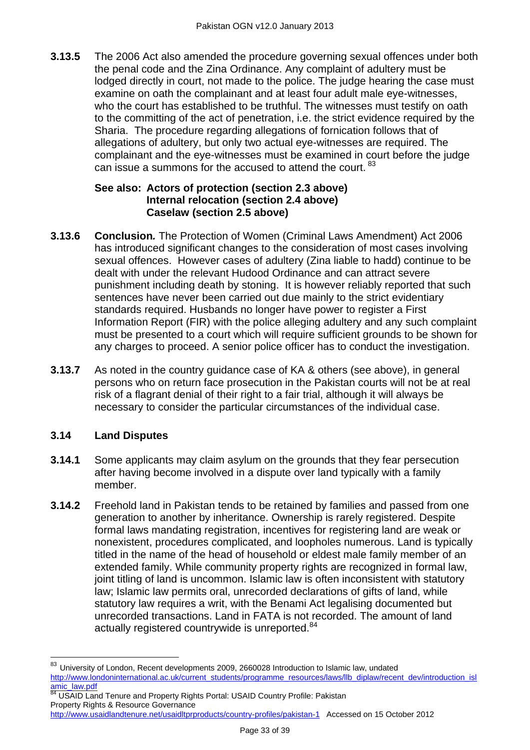**3.13.5** The 2006 Act also amended the procedure governing sexual offences under both the penal code and the Zina Ordinance. Any complaint of adultery must be lodged directly in court, not made to the police. The judge hearing the case must examine on oath the complainant and at least four adult male eye-witnesses, who the court has established to be truthful. The witnesses must testify on oath to the committing of the act of penetration, i.e. the strict evidence required by the Sharia. The procedure regarding allegations of fornication follows that of allegations of adultery, but only two actual eye-witnesses are required. The complainant and the eye-witnesses must be examined in court before the judge can issue a summons for the accused to attend the court. [83]

**See also: Actors of protection (section 2.3 above)**
**Internal relocation (section 2.4 above)**
**Caselaw (section 2.5 above)**

**3.13.6** ***Conclusion.*** The Protection of Women (Criminal Laws Amendment) Act 2006 has introduced significant changes to the consideration of most cases involving sexual offences. However cases of adultery (Zina liable to hadd) continue to be dealt with under the relevant Hudood Ordinance and can attract severe punishment including death by stoning. It is however reliably reported that such sentences have never been carried out due mainly to the strict evidentiary standards required. Husbands no longer have power to register a First Information Report (FIR) with the police alleging adultery and any such complaint must be presented to a court which will require sufficient grounds to be shown for any charges to proceed. A senior police officer has to conduct the investigation.

**3.13.7** As noted in the country guidance case of KA & others (see above), in general persons who on return face prosecution in the Pakistan courts will not be at real risk of a flagrant denial of their right to a fair trial, although it will always be necessary to consider the particular circumstances of the individual case.

### 3.14 Land Disputes

**3.14.1** Some applicants may claim asylum on the grounds that they fear persecution after having become involved in a dispute over land typically with a family member.

**3.14.2** Freehold land in Pakistan tends to be retained by families and passed from one generation to another by inheritance. Ownership is rarely registered. Despite formal laws mandating registration, incentives for registering land are weak or nonexistent, procedures complicated, and loopholes numerous. Land is typically titled in the name of the head of household or eldest male family member of an extended family. While community property rights are recognized in formal law, joint titling of land is uncommon. Islamic law is often inconsistent with statutory law; Islamic law permits oral, unrecorded declarations of gifts of land, while statutory law requires a writ, with the Benami Act legalising documented but unrecorded transactions. Land in FATA is not recorded. The amount of land actually registered countrywide is unreported.[84]

---

[83] University of London, Recent developments 2009, 2660028 Introduction to Islamic law, undated http://www.londoninternational.ac.uk/current_students/programme_resources/laws/llb_diplaw/recent_dev/introduction_islamic_law.pdf

[84] USAID Land Tenure and Property Rights Portal: USAID Country Profile: Pakistan Property Rights & Resource Governance http://www.usaidlandtenure.net/usaidltprproducts/country-profiles/pakistan-1 Accessed on 15 October 2012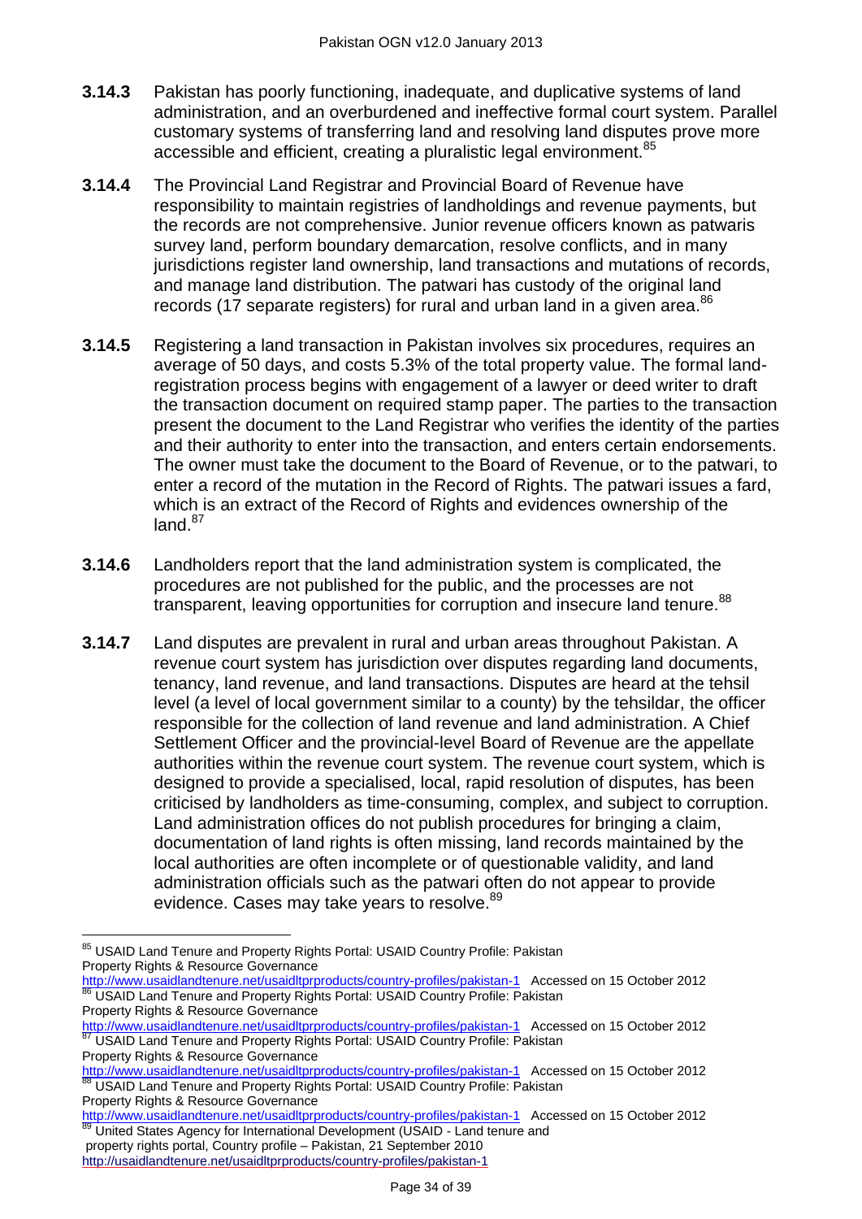**3.14.3** Pakistan has poorly functioning, inadequate, and duplicative systems of land administration, and an overburdened and ineffective formal court system. Parallel customary systems of transferring land and resolving land disputes prove more accessible and efficient, creating a pluralistic legal environment.[85]

**3.14.4** The Provincial Land Registrar and Provincial Board of Revenue have responsibility to maintain registries of landholdings and revenue payments, but the records are not comprehensive. Junior revenue officers known as patwaris survey land, perform boundary demarcation, resolve conflicts, and in many jurisdictions register land ownership, land transactions and mutations of records, and manage land distribution. The patwari has custody of the original land records (17 separate registers) for rural and urban land in a given area.[86]

**3.14.5** Registering a land transaction in Pakistan involves six procedures, requires an average of 50 days, and costs 5.3% of the total property value. The formal land-registration process begins with engagement of a lawyer or deed writer to draft the transaction document on required stamp paper. The parties to the transaction present the document to the Land Registrar who verifies the identity of the parties and their authority to enter into the transaction, and enters certain endorsements. The owner must take the document to the Board of Revenue, or to the patwari, to enter a record of the mutation in the Record of Rights. The patwari issues a fard, which is an extract of the Record of Rights and evidences ownership of the land.[87]

**3.14.6** Landholders report that the land administration system is complicated, the procedures are not published for the public, and the processes are not transparent, leaving opportunities for corruption and insecure land tenure.[88]

**3.14.7** Land disputes are prevalent in rural and urban areas throughout Pakistan. A revenue court system has jurisdiction over disputes regarding land documents, tenancy, land revenue, and land transactions. Disputes are heard at the tehsil level (a level of local government similar to a county) by the tehsildar, the officer responsible for the collection of land revenue and land administration. A Chief Settlement Officer and the provincial-level Board of Revenue are the appellate authorities within the revenue court system. The revenue court system, which is designed to provide a specialised, local, rapid resolution of disputes, has been criticised by landholders as time-consuming, complex, and subject to corruption. Land administration offices do not publish procedures for bringing a claim, documentation of land rights is often missing, land records maintained by the local authorities are often incomplete or of questionable validity, and land administration officials such as the patwari often do not appear to provide evidence. Cases may take years to resolve.[89]

---

[85] USAID Land Tenure and Property Rights Portal: USAID Country Profile: Pakistan Property Rights & Resource Governance http://www.usaidlandtenure.net/usaidltprproducts/country-profiles/pakistan-1 Accessed on 15 October 2012

[86] USAID Land Tenure and Property Rights Portal: USAID Country Profile: Pakistan Property Rights & Resource Governance http://www.usaidlandtenure.net/usaidltprproducts/country-profiles/pakistan-1 Accessed on 15 October 2012

[87] USAID Land Tenure and Property Rights Portal: USAID Country Profile: Pakistan Property Rights & Resource Governance http://www.usaidlandtenure.net/usaidltprproducts/country-profiles/pakistan-1 Accessed on 15 October 2012

[88] USAID Land Tenure and Property Rights Portal: USAID Country Profile: Pakistan Property Rights & Resource Governance http://www.usaidlandtenure.net/usaidltprproducts/country-profiles/pakistan-1 Accessed on 15 October 2012

[89] United States Agency for International Development (USAID - Land tenure and property rights portal, Country profile – Pakistan, 21 September 2010 http://usaidlandtenure.net/usaidltprproducts/country-profiles/pakistan-1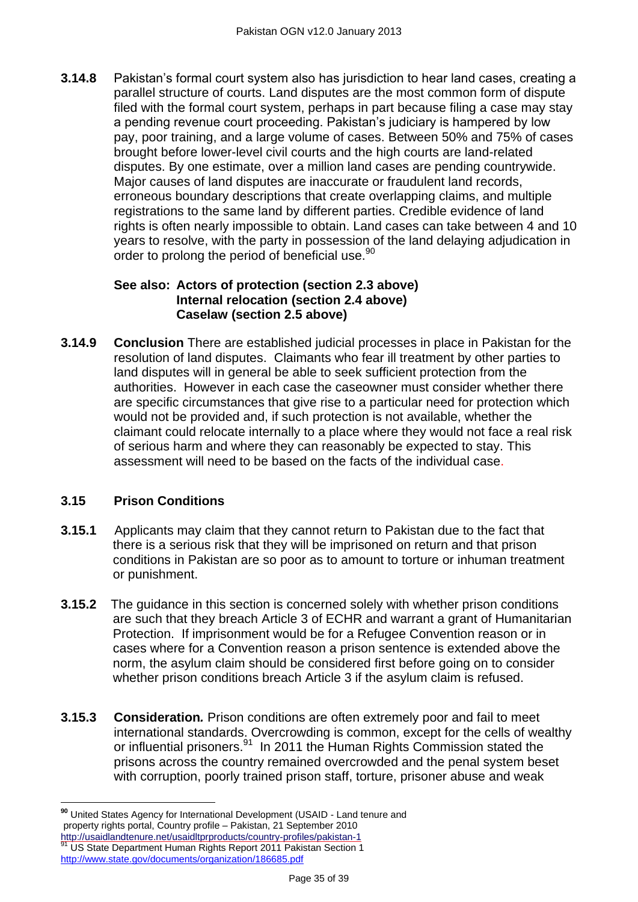**3.14.8** Pakistan's formal court system also has jurisdiction to hear land cases, creating a parallel structure of courts. Land disputes are the most common form of dispute filed with the formal court system, perhaps in part because filing a case may stay a pending revenue court proceeding. Pakistan's judiciary is hampered by low pay, poor training, and a large volume of cases. Between 50% and 75% of cases brought before lower-level civil courts and the high courts are land-related disputes. By one estimate, over a million land cases are pending countrywide. Major causes of land disputes are inaccurate or fraudulent land records, erroneous boundary descriptions that create overlapping claims, and multiple registrations to the same land by different parties. Credible evidence of land rights is often nearly impossible to obtain. Land cases can take between 4 and 10 years to resolve, with the party in possession of the land delaying adjudication in order to prolong the period of beneficial use.[90]

**See also: Actors of protection (section 2.3 above)**
**Internal relocation (section 2.4 above)**
**Caselaw (section 2.5 above)**

**3.14.9** **Conclusion** There are established judicial processes in place in Pakistan for the resolution of land disputes. Claimants who fear ill treatment by other parties to land disputes will in general be able to seek sufficient protection from the authorities. However in each case the caseowner must consider whether there are specific circumstances that give rise to a particular need for protection which would not be provided and, if such protection is not available, whether the claimant could relocate internally to a place where they would not face a real risk of serious harm and where they can reasonably be expected to stay. This assessment will need to be based on the facts of the individual case.

### 3.15 Prison Conditions

**3.15.1** Applicants may claim that they cannot return to Pakistan due to the fact that there is a serious risk that they will be imprisoned on return and that prison conditions in Pakistan are so poor as to amount to torture or inhuman treatment or punishment.

**3.15.2** The guidance in this section is concerned solely with whether prison conditions are such that they breach Article 3 of ECHR and warrant a grant of Humanitarian Protection. If imprisonment would be for a Refugee Convention reason or in cases where for a Convention reason a prison sentence is extended above the norm, the asylum claim should be considered first before going on to consider whether prison conditions breach Article 3 if the asylum claim is refused.

**3.15.3** ***Consideration.*** Prison conditions are often extremely poor and fail to meet international standards. Overcrowding is common, except for the cells of wealthy or influential prisoners.[91] In 2011 the Human Rights Commission stated the prisons across the country remained overcrowded and the penal system beset with corruption, poorly trained prison staff, torture, prisoner abuse and weak

---

[90] United States Agency for International Development (USAID - Land tenure and property rights portal, Country profile – Pakistan, 21 September 2010 http://usaidlandtenure.net/usaidltprproducts/country-profiles/pakistan-1

[91] US State Department Human Rights Report 2011 Pakistan Section 1 http://www.state.gov/documents/organization/186685.pdf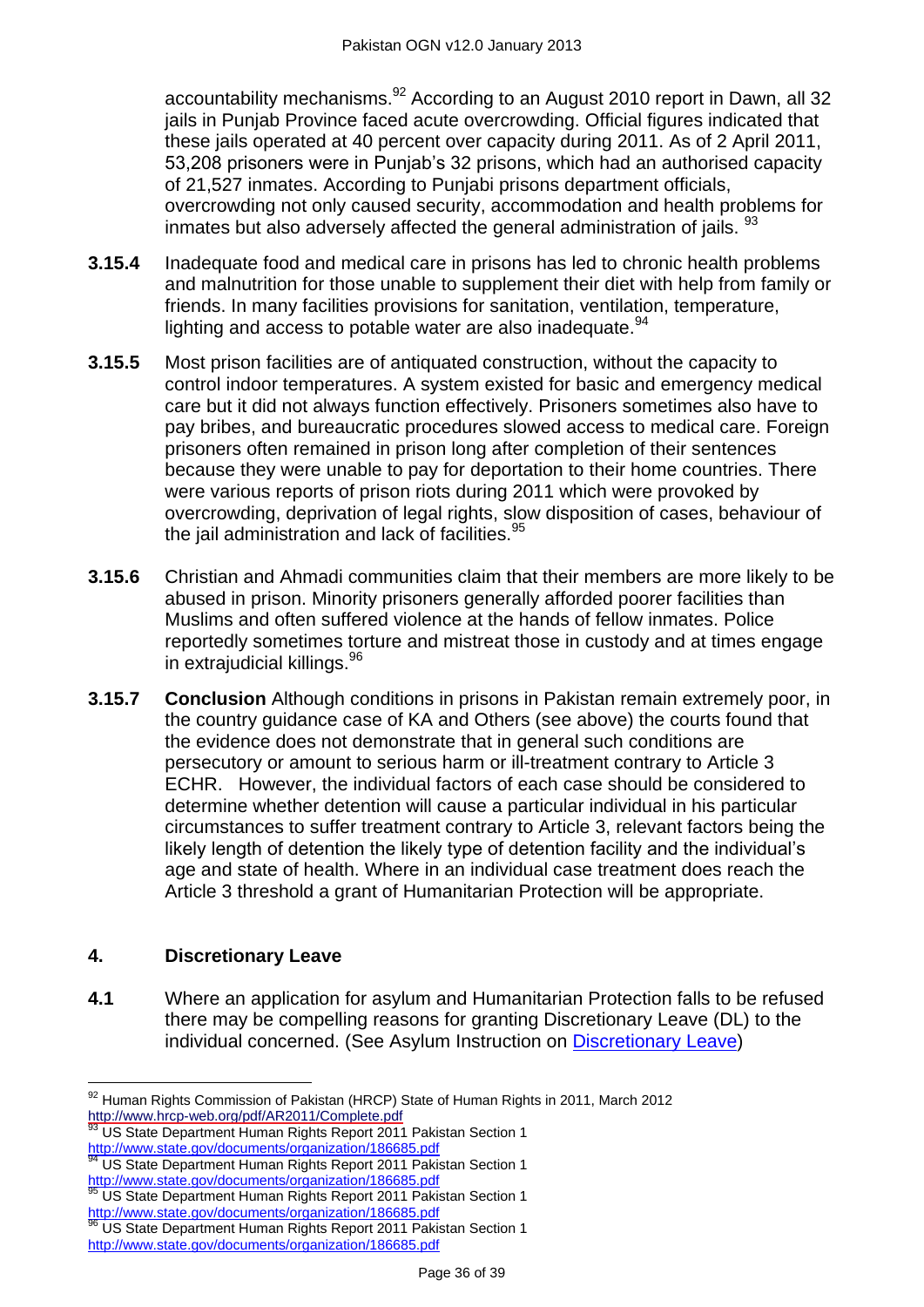accountability mechanisms.[92] According to an August 2010 report in Dawn, all 32 jails in Punjab Province faced acute overcrowding. Official figures indicated that these jails operated at 40 percent over capacity during 2011. As of 2 April 2011, 53,208 prisoners were in Punjab's 32 prisons, which had an authorised capacity of 21,527 inmates. According to Punjabi prisons department officials, overcrowding not only caused security, accommodation and health problems for inmates but also adversely affected the general administration of jails. [93]

**3.15.4** Inadequate food and medical care in prisons has led to chronic health problems and malnutrition for those unable to supplement their diet with help from family or friends. In many facilities provisions for sanitation, ventilation, temperature, lighting and access to potable water are also inadequate.[94]

**3.15.5** Most prison facilities are of antiquated construction, without the capacity to control indoor temperatures. A system existed for basic and emergency medical care but it did not always function effectively. Prisoners sometimes also have to pay bribes, and bureaucratic procedures slowed access to medical care. Foreign prisoners often remained in prison long after completion of their sentences because they were unable to pay for deportation to their home countries. There were various reports of prison riots during 2011 which were provoked by overcrowding, deprivation of legal rights, slow disposition of cases, behaviour of the jail administration and lack of facilities.[95]

**3.15.6** Christian and Ahmadi communities claim that their members are more likely to be abused in prison. Minority prisoners generally afforded poorer facilities than Muslims and often suffered violence at the hands of fellow inmates. Police reportedly sometimes torture and mistreat those in custody and at times engage in extrajudicial killings.[96]

**3.15.7** **Conclusion** Although conditions in prisons in Pakistan remain extremely poor, in the country guidance case of KA and Others (see above) the courts found that the evidence does not demonstrate that in general such conditions are persecutory or amount to serious harm or ill-treatment contrary to Article 3 ECHR. However, the individual factors of each case should be considered to determine whether detention will cause a particular individual in his particular circumstances to suffer treatment contrary to Article 3, relevant factors being the likely length of detention the likely type of detention facility and the individual's age and state of health. Where in an individual case treatment does reach the Article 3 threshold a grant of Humanitarian Protection will be appropriate.

## 4. Discretionary Leave

**4.1** Where an application for asylum and Humanitarian Protection falls to be refused there may be compelling reasons for granting Discretionary Leave (DL) to the individual concerned. (See Asylum Instruction on Discretionary Leave)

---

[92] Human Rights Commission of Pakistan (HRCP) State of Human Rights in 2011, March 2012 http://www.hrcp-web.org/pdf/AR2011/Complete.pdf

[93] US State Department Human Rights Report 2011 Pakistan Section 1 http://www.state.gov/documents/organization/186685.pdf

[94] US State Department Human Rights Report 2011 Pakistan Section 1 http://www.state.gov/documents/organization/186685.pdf

[95] US State Department Human Rights Report 2011 Pakistan Section 1 http://www.state.gov/documents/organization/186685.pdf

[96] US State Department Human Rights Report 2011 Pakistan Section 1 http://www.state.gov/documents/organization/186685.pdf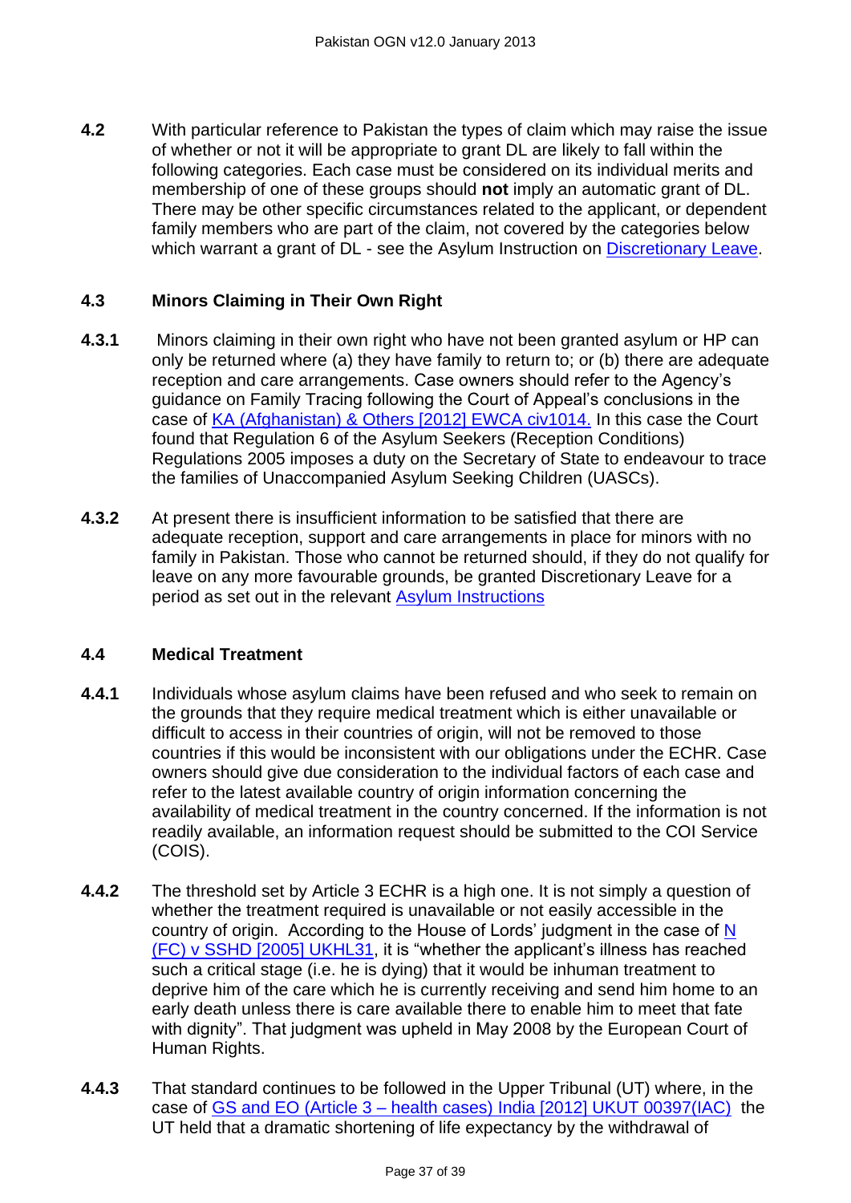**4.2** With particular reference to Pakistan the types of claim which may raise the issue of whether or not it will be appropriate to grant DL are likely to fall within the following categories. Each case must be considered on its individual merits and membership of one of these groups should **not** imply an automatic grant of DL. There may be other specific circumstances related to the applicant, or dependent family members who are part of the claim, not covered by the categories below which warrant a grant of DL - see the Asylum Instruction on [Discretionary Leave](#).

### 4.3 Minors Claiming in Their Own Right

**4.3.1** Minors claiming in their own right who have not been granted asylum or HP can only be returned where (a) they have family to return to; or (b) there are adequate reception and care arrangements. Case owners should refer to the Agency's guidance on Family Tracing following the Court of Appeal's conclusions in the case of [KA (Afghanistan) & Others [2012] EWCA civ1014.](#) In this case the Court found that Regulation 6 of the Asylum Seekers (Reception Conditions) Regulations 2005 imposes a duty on the Secretary of State to endeavour to trace the families of Unaccompanied Asylum Seeking Children (UASCs).

**4.3.2** At present there is insufficient information to be satisfied that there are adequate reception, support and care arrangements in place for minors with no family in Pakistan. Those who cannot be returned should, if they do not qualify for leave on any more favourable grounds, be granted Discretionary Leave for a period as set out in the relevant [Asylum Instructions](#)

### 4.4 Medical Treatment

**4.4.1** Individuals whose asylum claims have been refused and who seek to remain on the grounds that they require medical treatment which is either unavailable or difficult to access in their countries of origin, will not be removed to those countries if this would be inconsistent with our obligations under the ECHR. Case owners should give due consideration to the individual factors of each case and refer to the latest available country of origin information concerning the availability of medical treatment in the country concerned. If the information is not readily available, an information request should be submitted to the COI Service (COIS).

**4.4.2** The threshold set by Article 3 ECHR is a high one. It is not simply a question of whether the treatment required is unavailable or not easily accessible in the country of origin. According to the House of Lords' judgment in the case of [N (FC) v SSHD [2005] UKHL31](#), it is "whether the applicant's illness has reached such a critical stage (i.e. he is dying) that it would be inhuman treatment to deprive him of the care which he is currently receiving and send him home to an early death unless there is care available there to enable him to meet that fate with dignity". That judgment was upheld in May 2008 by the European Court of Human Rights.

**4.4.3** That standard continues to be followed in the Upper Tribunal (UT) where, in the case of [GS and EO (Article 3 – health cases) India [2012] UKUT 00397(IAC)](#) the UT held that a dramatic shortening of life expectancy by the withdrawal of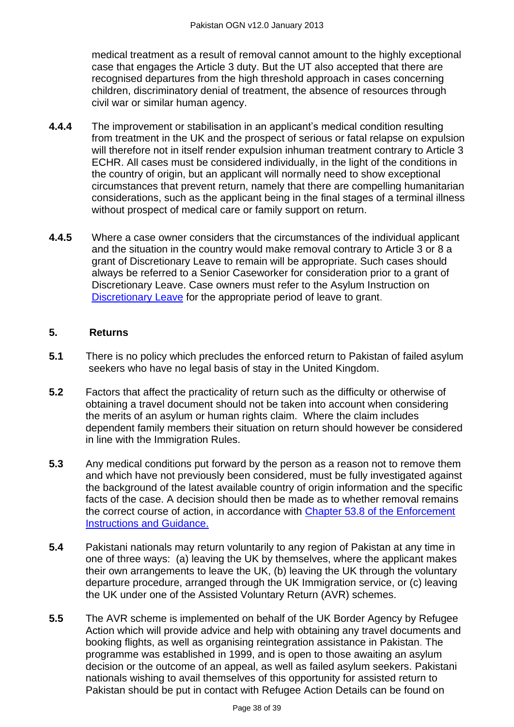medical treatment as a result of removal cannot amount to the highly exceptional case that engages the Article 3 duty. But the UT also accepted that there are recognised departures from the high threshold approach in cases concerning children, discriminatory denial of treatment, the absence of resources through civil war or similar human agency.

**4.4.4** The improvement or stabilisation in an applicant's medical condition resulting from treatment in the UK and the prospect of serious or fatal relapse on expulsion will therefore not in itself render expulsion inhuman treatment contrary to Article 3 ECHR. All cases must be considered individually, in the light of the conditions in the country of origin, but an applicant will normally need to show exceptional circumstances that prevent return, namely that there are compelling humanitarian considerations, such as the applicant being in the final stages of a terminal illness without prospect of medical care or family support on return.

**4.4.5** Where a case owner considers that the circumstances of the individual applicant and the situation in the country would make removal contrary to Article 3 or 8 a grant of Discretionary Leave to remain will be appropriate. Such cases should always be referred to a Senior Caseworker for consideration prior to a grant of Discretionary Leave. Case owners must refer to the Asylum Instruction on Discretionary Leave for the appropriate period of leave to grant.

## 5. Returns

**5.1** There is no policy which precludes the enforced return to Pakistan of failed asylum seekers who have no legal basis of stay in the United Kingdom.

**5.2** Factors that affect the practicality of return such as the difficulty or otherwise of obtaining a travel document should not be taken into account when considering the merits of an asylum or human rights claim. Where the claim includes dependent family members their situation on return should however be considered in line with the Immigration Rules.

**5.3** Any medical conditions put forward by the person as a reason not to remove them and which have not previously been considered, must be fully investigated against the background of the latest available country of origin information and the specific facts of the case. A decision should then be made as to whether removal remains the correct course of action, in accordance with Chapter 53.8 of the Enforcement Instructions and Guidance.

**5.4** Pakistani nationals may return voluntarily to any region of Pakistan at any time in one of three ways: (a) leaving the UK by themselves, where the applicant makes their own arrangements to leave the UK, (b) leaving the UK through the voluntary departure procedure, arranged through the UK Immigration service, or (c) leaving the UK under one of the Assisted Voluntary Return (AVR) schemes.

**5.5** The AVR scheme is implemented on behalf of the UK Border Agency by Refugee Action which will provide advice and help with obtaining any travel documents and booking flights, as well as organising reintegration assistance in Pakistan. The programme was established in 1999, and is open to those awaiting an asylum decision or the outcome of an appeal, as well as failed asylum seekers. Pakistani nationals wishing to avail themselves of this opportunity for assisted return to Pakistan should be put in contact with Refugee Action Details can be found on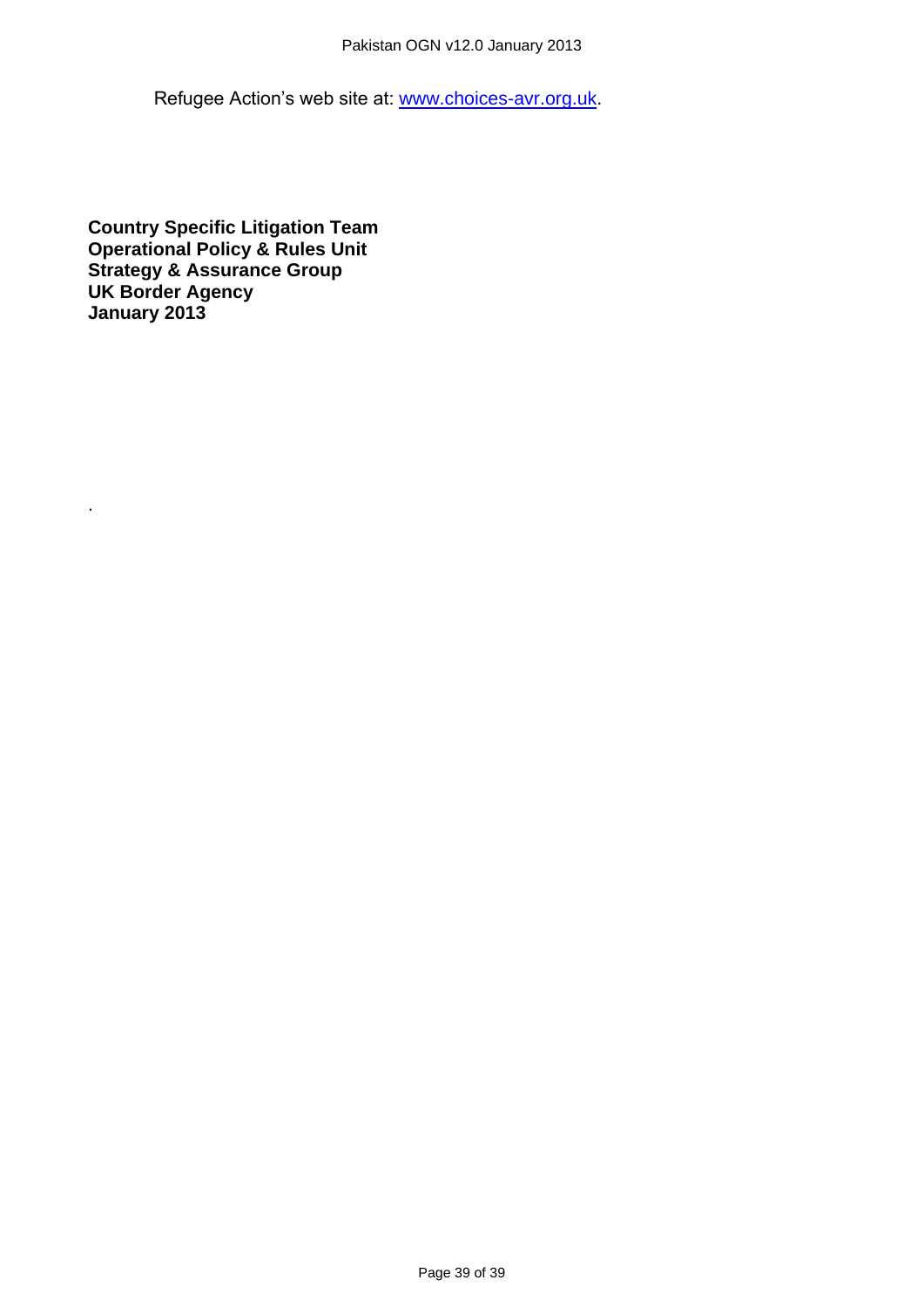Refugee Action's web site at: [www.choices-avr.org.uk](http://www.choices-avr.org.uk).

**Country Specific Litigation Team**
**Operational Policy & Rules Unit**
**Strategy & Assurance Group**
**UK Border Agency**
**January 2013**

.